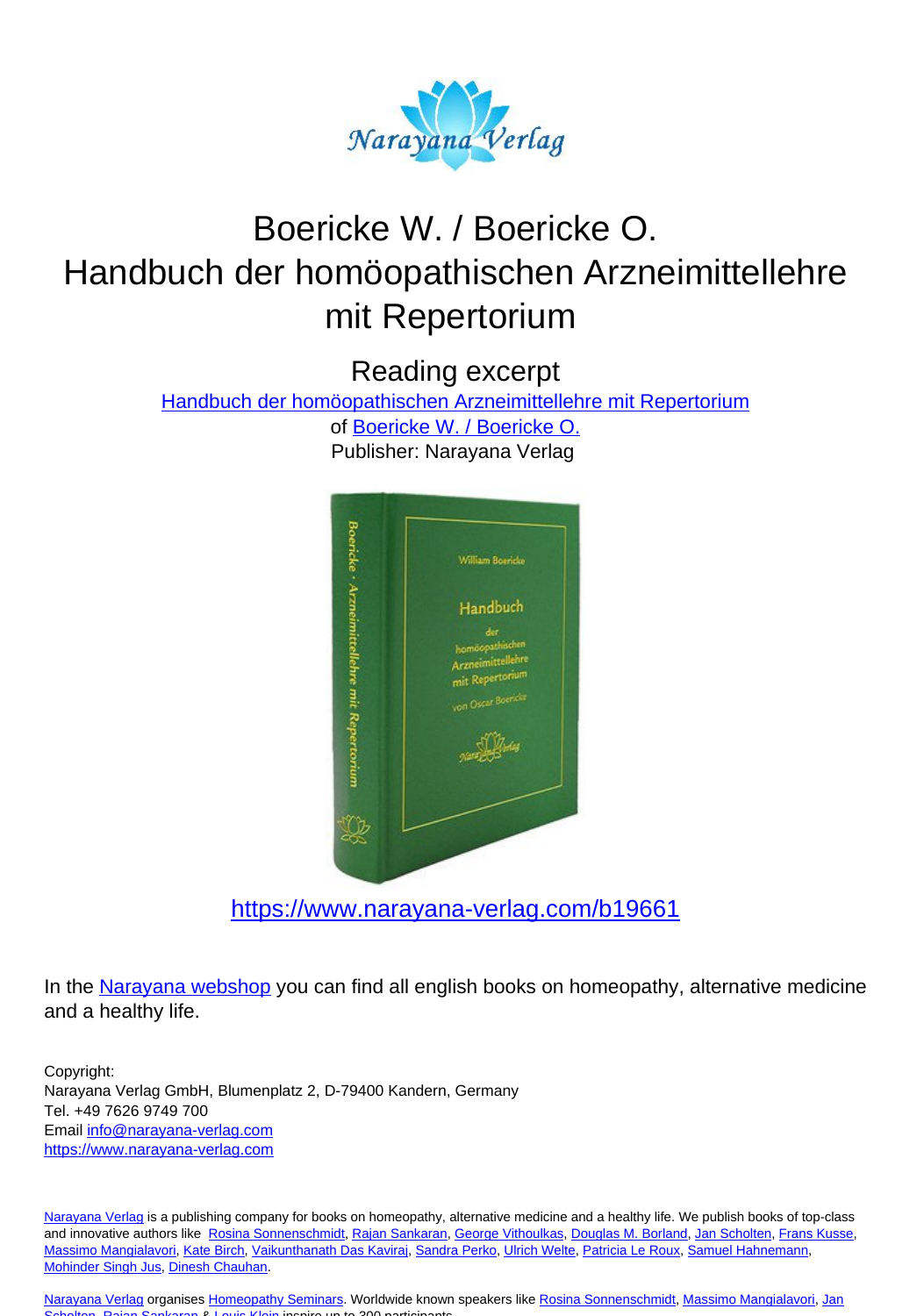# Boericke W. / Boericke O.
# Handbuch der homöopathischen Arzneimittellehre mit Repertorium

## Reading excerpt

[Handbuch der homöopathischen Arzneimittellehre mit Repertorium](https://www.narayana-verlag.com/b19661)
of [Boericke W. / Boericke O.](https://www.narayana-verlag.com)
Publisher: Narayana Verlag

https://www.narayana-verlag.com/b19661

In the Narayana webshop you can find all english books on homeopathy, alternative medicine and a healthy life.

Copyright:
Narayana Verlag GmbH, Blumenplatz 2, D-79400 Kandern, Germany
Tel. +49 7626 9749 700
Email info@narayana-verlag.com
https://www.narayana-verlag.com

Narayana Verlag is a publishing company for books on homeopathy, alternative medicine and a healthy life. We publish books of top-class and innovative authors like Rosina Sonnenschmidt, Rajan Sankaran, George Vithoulkas, Douglas M. Borland, Jan Scholten, Frans Kusse, Massimo Mangialavori, Kate Birch, Vaikunthanath Das Kaviraj, Sandra Perko, Ulrich Welte, Patricia Le Roux, Samuel Hahnemann, Mohinder Singh Jus, Dinesh Chauhan.

Narayana Verlag organises Homeopathy Seminars. Worldwide known speakers like Rosina Sonnenschmidt, Massimo Mangialavori, Jan Scholten, Rajan Sankaran & Louis Klein inspire up to 300 participants.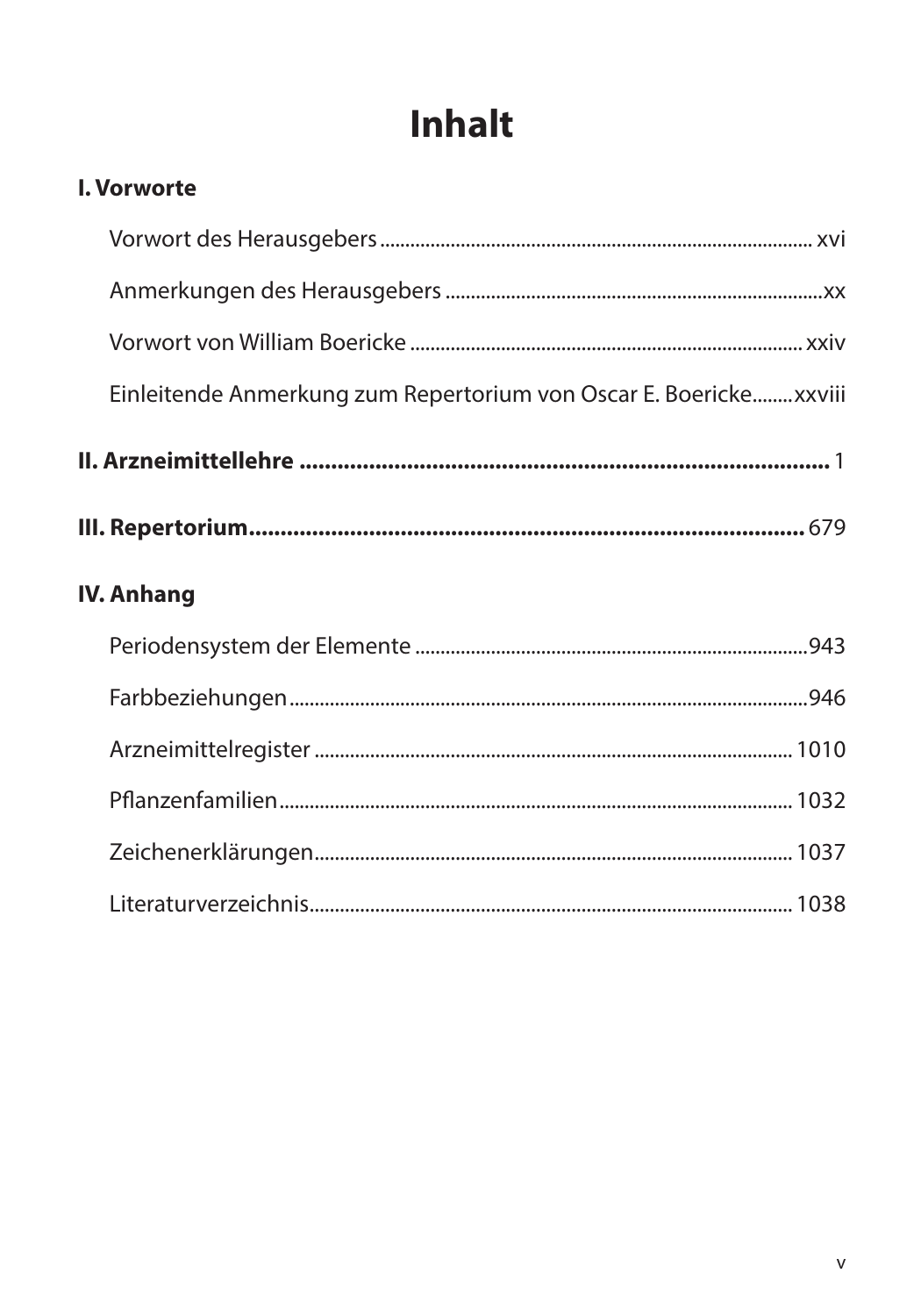# Inhalt

## I. Vorworte

- Vorwort des Herausgebers ..... xvi
- Anmerkungen des Herausgebers ..... xx
- Vorwort von William Boericke ..... xxiv
- Einleitende Anmerkung zum Repertorium von Oscar E. Boericke ..... xxviii

## II. Arzneimittellehre ..... 1

## III. Repertorium ..... 679

## IV. Anhang

- Periodensystem der Elemente ..... 943
- Farbbeziehungen ..... 946
- Arzneimittelregister ..... 1010
- Pflanzenfamilien ..... 1032
- Zeichenerklärungen ..... 1037
- Literaturverzeichnis ..... 1038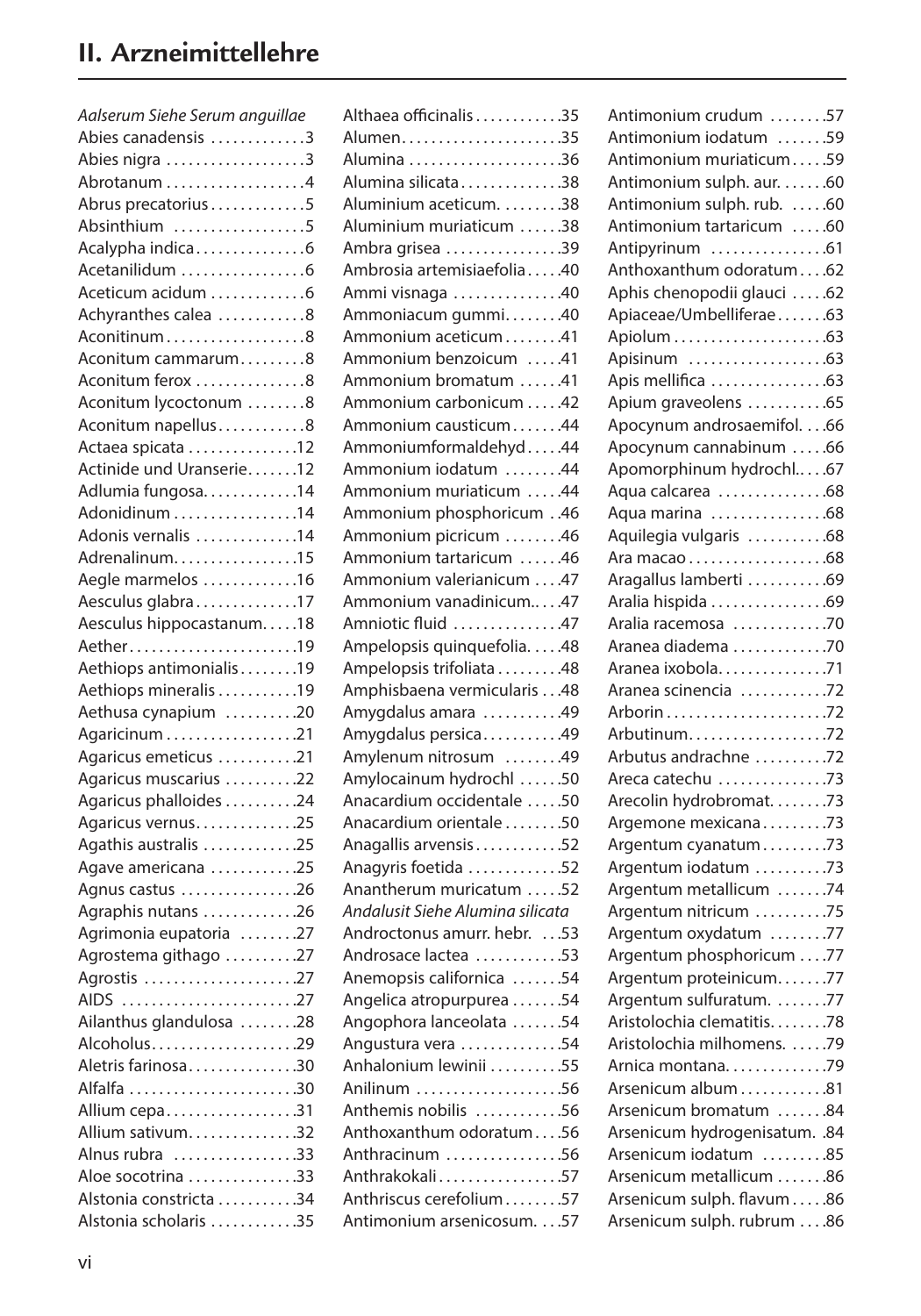## II. Arzneimittellehre

*Aalserum Siehe Serum anguillae*
Abies canadensis . . . . . . . . . . . . 3
Abies nigra . . . . . . . . . . . . . . . . . . 3
Abrotanum . . . . . . . . . . . . . . . . . . 4
Abrus precatorius . . . . . . . . . . . . 5
Absinthium . . . . . . . . . . . . . . . . . 5
Acalypha indica . . . . . . . . . . . . . . 6
Acetanilidum . . . . . . . . . . . . . . . . 6
Aceticum acidum . . . . . . . . . . . . 6
Achyranthes calea . . . . . . . . . . . 8
Aconitinum . . . . . . . . . . . . . . . . . . 8
Aconitum cammarum . . . . . . . . . 8
Aconitum ferox . . . . . . . . . . . . . . 8
Aconitum lycoctonum . . . . . . . . 8
Aconitum napellus . . . . . . . . . . . 8
Actaea spicata . . . . . . . . . . . . . . 12
Actinide und Uranserie . . . . . . . 12
Adlumia fungosa . . . . . . . . . . . . 14
Adonidinum . . . . . . . . . . . . . . . . 14
Adonis vernalis . . . . . . . . . . . . . 14
Adrenalinum . . . . . . . . . . . . . . . . 15
Aegle marmelos . . . . . . . . . . . . 16
Aesculus glabra . . . . . . . . . . . . . 17
Aesculus hippocastanum . . . . . 18
Aether . . . . . . . . . . . . . . . . . . . . . . 19
Aethiops antimonialis . . . . . . . . 19
Aethiops mineralis . . . . . . . . . . . 19
Aethusa cynapium . . . . . . . . . . 20
Agaricinum . . . . . . . . . . . . . . . . . 21
Agaricus emeticus . . . . . . . . . . . 21
Agaricus muscarius . . . . . . . . . . 22
Agaricus phalloides . . . . . . . . . . 24
Agaricus vernus . . . . . . . . . . . . . 25
Agathis australis . . . . . . . . . . . . 25
Agave americana . . . . . . . . . . . 25
Agnus castus . . . . . . . . . . . . . . . 26
Agraphis nutans . . . . . . . . . . . . 26
Agrimonia eupatoria . . . . . . . . 27
Agrostema githago . . . . . . . . . . 27
Agrostis . . . . . . . . . . . . . . . . . . . . 27
AIDS . . . . . . . . . . . . . . . . . . . . . . . 27
Ailanthus glandulosa . . . . . . . . 28
Alcoholus . . . . . . . . . . . . . . . . . . . 29
Aletris farinosa . . . . . . . . . . . . . . 30
Alfalfa . . . . . . . . . . . . . . . . . . . . . . 30
Allium cepa . . . . . . . . . . . . . . . . . 31
Allium sativum . . . . . . . . . . . . . . 32
Alnus rubra . . . . . . . . . . . . . . . . 33
Aloe socotrina . . . . . . . . . . . . . . 33
Alstonia constricta . . . . . . . . . . 34
Alstonia scholaris . . . . . . . . . . . 35
Althaea officinalis . . . . . . . . . . . 35
Alumen . . . . . . . . . . . . . . . . . . . . . 35
Alumina . . . . . . . . . . . . . . . . . . . . 36
Alumina silicata . . . . . . . . . . . . . 38
Aluminium aceticum . . . . . . . . . 38
Aluminium muriaticum . . . . . . 38
Ambra grisea . . . . . . . . . . . . . . . 39
Ambrosia artemisiaefolia . . . . . 40
Ammi visnaga . . . . . . . . . . . . . . 40
Ammoniacum gummi . . . . . . . . 40
Ammonium aceticum . . . . . . . . 41
Ammonium benzoicum . . . . . 41
Ammonium bromatum . . . . . . 41
Ammonium carbonicum . . . . . 42
Ammonium causticum . . . . . . . 44
Ammoniumformaldehyd . . . . . 44
Ammonium iodatum . . . . . . . . 44
Ammonium muriaticum . . . . . 44
Ammonium phosphoricum . . 46
Ammonium picricum . . . . . . . . 46
Ammonium tartaricum . . . . . . 46
Ammonium valerianicum . . . . 47
Ammonium vanadinicum . . . . . 47
Amniotic fluid . . . . . . . . . . . . . . 47
Ampelopsis quinquefolia . . . . . 48
Ampelopsis trifoliata . . . . . . . . . 48
Amphisbaena vermicularis . . . 48
Amygdalus amara . . . . . . . . . . 49
Amygdalus persica . . . . . . . . . . 49
Amylenum nitrosum . . . . . . . . 49
Amylocainum hydrochl . . . . . . 50
Anacardium occidentale . . . . . 50
Anacardium orientale . . . . . . . . 50
Anagallis arvensis . . . . . . . . . . . 52
Anagyris foetida . . . . . . . . . . . . 52
Anantherum muricatum . . . . . 52
*Andalusit Siehe Alumina silicata*
Androctonus amurr. hebr. . . . 53
Androsace lactea . . . . . . . . . . . 53
Anemopsis californica . . . . . . . 54
Angelica atropurpurea . . . . . . . 54
Angophora lanceolata . . . . . . . 54
Angustura vera . . . . . . . . . . . . . 54
Anhalonium lewinii . . . . . . . . . . 55
Anilinum . . . . . . . . . . . . . . . . . . . 56
Anthemis nobilis . . . . . . . . . . . 56
Anthoxanthum odoratum . . . . 56
Anthracinum . . . . . . . . . . . . . . . 56
Anthrakokali . . . . . . . . . . . . . . . . 57
Anthriscus cerefolium . . . . . . . . 57
Antimonium arsenicosum . . . . 57
Antimonium crudum . . . . . . . . 57
Antimonium iodatum . . . . . . . 59
Antimonium muriaticum . . . . . 59
Antimonium sulph. aur. . . . . . . 60
Antimonium sulph. rub. . . . . . 60
Antimonium tartaricum . . . . . 60
Antipyrinum . . . . . . . . . . . . . . . 61
Anthoxanthum odoratum . . . . 62
Aphis chenopodii glauci . . . . . 62
Apiaceae/Umbelliferae . . . . . . . 63
Apiolum . . . . . . . . . . . . . . . . . . . . 63
Apisinum . . . . . . . . . . . . . . . . . . 63
Apis mellifica . . . . . . . . . . . . . . . 63
Apium graveolens . . . . . . . . . . . 65
Apocynum androsaemifol. . . . 66
Apocynum cannabinum . . . . . 66
Apomorphinum hydrochl. . . . . 67
Aqua calcarea . . . . . . . . . . . . . . 68
Aqua marina . . . . . . . . . . . . . . . 68
Aquilegia vulgaris . . . . . . . . . . . 68
Ara macao . . . . . . . . . . . . . . . . . . 68
Aragallus lamberti . . . . . . . . . . . 69
Aralia hispida . . . . . . . . . . . . . . . 69
Aralia racemosa . . . . . . . . . . . . 70
Aranea diadema . . . . . . . . . . . . 70
Aranea ixobola . . . . . . . . . . . . . . 71
Aranea scinencia . . . . . . . . . . . 72
Arborin . . . . . . . . . . . . . . . . . . . . . 72
Arbutinum . . . . . . . . . . . . . . . . . . 72
Arbutus andrachne . . . . . . . . . . 72
Areca catechu . . . . . . . . . . . . . . 73
Arecolin hydrobromat . . . . . . . . 73
Argemone mexicana . . . . . . . . . 73
Argentum cyanatum . . . . . . . . . 73
Argentum iodatum . . . . . . . . . . 73
Argentum metallicum . . . . . . . 74
Argentum nitricum . . . . . . . . . . 75
Argentum oxydatum . . . . . . . . 77
Argentum phosphoricum . . . . 77
Argentum proteinicum . . . . . . . 77
Argentum sulfuratum . . . . . . . . 77
Aristolochia clematitis . . . . . . . . 78
Aristolochia milhomens . . . . . . 79
Arnica montana . . . . . . . . . . . . . 79
Arsenicum album . . . . . . . . . . . . 81
Arsenicum bromatum . . . . . . . 84
Arsenicum hydrogenisatum . . 84
Arsenicum iodatum . . . . . . . . . 85
Arsenicum metallicum . . . . . . . 86
Arsenicum sulph. flavum . . . . . 86
Arsenicum sulph. rubrum . . . . 86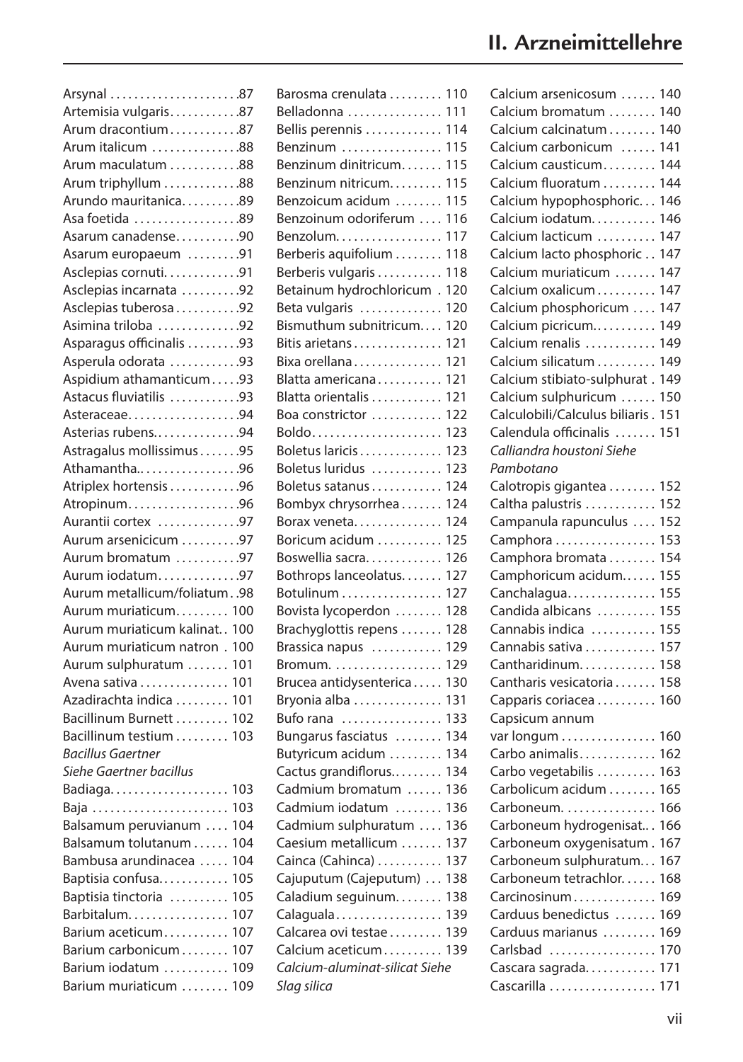## II. Arzneimittellehre

Arsynal . . . . . . . . . . . . . . . . . . . . .87
Artemisia vulgaris. . . . . . . . . . .87
Arum dracontium. . . . . . . . . . .87
Arum italicum . . . . . . . . . . . . . .88
Arum maculatum . . . . . . . . . . .88
Arum triphyllum . . . . . . . . . . . .88
Arundo mauritanica. . . . . . . . .89
Asa foetida . . . . . . . . . . . . . . . . .89
Asarum canadense. . . . . . . . . .90
Asarum europaeum . . . . . . . .91
Asclepias cornuti. . . . . . . . . . . .91
Asclepias incarnata . . . . . . . . .92
Asclepias tuberosa . . . . . . . . . .92
Asimina triloba . . . . . . . . . . . . .92
Asparagus officinalis . . . . . . . . .93
Asperula odorata . . . . . . . . . . .93
Aspidium athamanticum . . . . .93
Astacus fluviatilis . . . . . . . . . . .93
Asteraceae. . . . . . . . . . . . . . . . . .94
Asterias rubens.. . . . . . . . . . . . .94
Astragalus mollissimus . . . . . . .95
Athamantha.. . . . . . . . . . . . . . . .96
Atriplex hortensis . . . . . . . . . . .96
Atropinum. . . . . . . . . . . . . . . . . .96
Aurantii cortex . . . . . . . . . . . . .97
Aurum arsenicicum . . . . . . . . .97
Aurum bromatum . . . . . . . . . .97
Aurum iodatum. . . . . . . . . . . . .97
Aurum metallicum/foliatum. .98
Aurum muriaticum. . . . . . . . . 100
Aurum muriaticum kalinat. . 100
Aurum muriaticum natron . 100
Aurum sulphuratum . . . . . . . 101
Avena sativa . . . . . . . . . . . . . . . 101
Azadirachta indica . . . . . . . . . 101
Bacillinum Burnett . . . . . . . . . 102
Bacillinum testium . . . . . . . . . 103
*Bacillus Gaertner*
*Siehe Gaertner bacillus*
Badiaga. . . . . . . . . . . . . . . . . . . 103
Baja . . . . . . . . . . . . . . . . . . . . . . 103
Balsamum peruvianum . . . . 104
Balsamum tolutanum . . . . . . 104
Bambusa arundinacea . . . . . 104
Baptisia confusa. . . . . . . . . . . 105
Baptisia tinctoria . . . . . . . . . . 105
Barbitalum. . . . . . . . . . . . . . . . 107
Barium aceticum. . . . . . . . . . . 107
Barium carbonicum . . . . . . . . 107
Barium iodatum . . . . . . . . . . . 109
Barium muriaticum . . . . . . . . 109
Barosma crenulata . . . . . . . . . 110
Belladonna . . . . . . . . . . . . . . . . 111
Bellis perennis . . . . . . . . . . . . . 114
Benzinum . . . . . . . . . . . . . . . . 115
Benzinum dinitricum. . . . . . . 115
Benzinum nitricum. . . . . . . . . 115
Benzoicum acidum . . . . . . . . 115
Benzoinum odoriferum . . . . 116
Benzolum. . . . . . . . . . . . . . . . . 117
Berberis aquifolium . . . . . . . . 118
Berberis vulgaris . . . . . . . . . . . 118
Betainum hydrochloricum . 120
Beta vulgaris . . . . . . . . . . . . . . 120
Bismuthum subnitricum. . . . 120
Bitis arietans . . . . . . . . . . . . . . . 121
Bixa orellana . . . . . . . . . . . . . . . 121
Blatta americana . . . . . . . . . . . 121
Blatta orientalis . . . . . . . . . . . . 121
Boa constrictor . . . . . . . . . . . . 122
Boldo. . . . . . . . . . . . . . . . . . . . . 123
Boletus laricis . . . . . . . . . . . . . . 123
Boletus luridus . . . . . . . . . . . . 123
Boletus satanus . . . . . . . . . . . . 124
Bombyx chrysorrhea . . . . . . . 124
Borax veneta. . . . . . . . . . . . . . . 124
Boricum acidum . . . . . . . . . . . 125
Boswellia sacra. . . . . . . . . . . . . 126
Bothrops lanceolatus. . . . . . . 127
Botulinum . . . . . . . . . . . . . . . . . 127
Bovista lycoperdon . . . . . . . . 128
Brachyglottis repens . . . . . . . 128
Brassica napus . . . . . . . . . . . . 129
Bromum. . . . . . . . . . . . . . . . . . . 129
Brucea antidysenterica . . . . . 130
Bryonia alba . . . . . . . . . . . . . . . 131
Bufo rana . . . . . . . . . . . . . . . . . 133
Bungarus fasciatus . . . . . . . . 134
Butyricum acidum . . . . . . . . . 134
Cactus grandiflorus.. . . . . . . . 134
Cadmium bromatum . . . . . . 136
Cadmium iodatum . . . . . . . . 136
Cadmium sulphuratum . . . . 136
Caesium metallicum . . . . . . . 137
Cainca (Cahinca) . . . . . . . . . . . 137
Cajuputum (Cajeputum) . . . 138
Caladium seguinum. . . . . . . . 138
Calaguala . . . . . . . . . . . . . . . . . . 139
Calcarea ovi testae . . . . . . . . . 139
Calcium aceticum . . . . . . . . . . 139
*Calcium-aluminat-silicat Siehe*
*Slag silica*
Calcium arsenicosum . . . . . . 140
Calcium bromatum . . . . . . . . 140
Calcium calcinatum . . . . . . . . 140
Calcium carbonicum . . . . . . 141
Calcium causticum. . . . . . . . . 144
Calcium fluoratum . . . . . . . . . 144
Calcium hypophosphoric. . . 146
Calcium iodatum. . . . . . . . . . . 146
Calcium lacticum . . . . . . . . . . 147
Calcium lacto phosphoric . . 147
Calcium muriaticum . . . . . . . 147
Calcium oxalicum . . . . . . . . . . 147
Calcium phosphoricum . . . . 147
Calcium picricum.. . . . . . . . . . 149
Calcium renalis . . . . . . . . . . . . 149
Calcium silicatum . . . . . . . . . . 149
Calcium stibiato-sulphurat . 149
Calcium sulphuricum . . . . . . 150
Calculobili/Calculus biliaris . 151
Calendula officinalis . . . . . . . 151
*Calliandra houstoni Siehe*
*Pambotano*
Calotropis gigantea . . . . . . . . 152
Caltha palustris . . . . . . . . . . . . 152
Campanula rapunculus . . . . 152
Camphora . . . . . . . . . . . . . . . . . 153
Camphora bromata . . . . . . . . 154
Camphoricum acidum. . . . . . 155
Canchalagua. . . . . . . . . . . . . . . 155
Candida albicans . . . . . . . . . . 155
Cannabis indica . . . . . . . . . . . 155
Cannabis sativa . . . . . . . . . . . . 157
Cantharidinum. . . . . . . . . . . . . 158
Cantharis vesicatoria . . . . . . . 158
Capparis coriacea . . . . . . . . . . 160
Capsicum annum
var longum . . . . . . . . . . . . . . . . 160
Carbo animalis. . . . . . . . . . . . . 162
Carbo vegetabilis . . . . . . . . . . 163
Carbolicum acidum . . . . . . . . 165
Carboneum. . . . . . . . . . . . . . . . 166
Carboneum hydrogenisat.. . 166
Carboneum oxygenisatum . 167
Carboneum sulphuratum. . . 167
Carboneum tetrachlor. . . . . . 168
Carcinosinum . . . . . . . . . . . . . . 169
Carduus benedictus . . . . . . . 169
Carduus marianus . . . . . . . . . 169
Carlsbad . . . . . . . . . . . . . . . . . . 170
Cascara sagrada. . . . . . . . . . . . 171
Cascarilla . . . . . . . . . . . . . . . . . . 171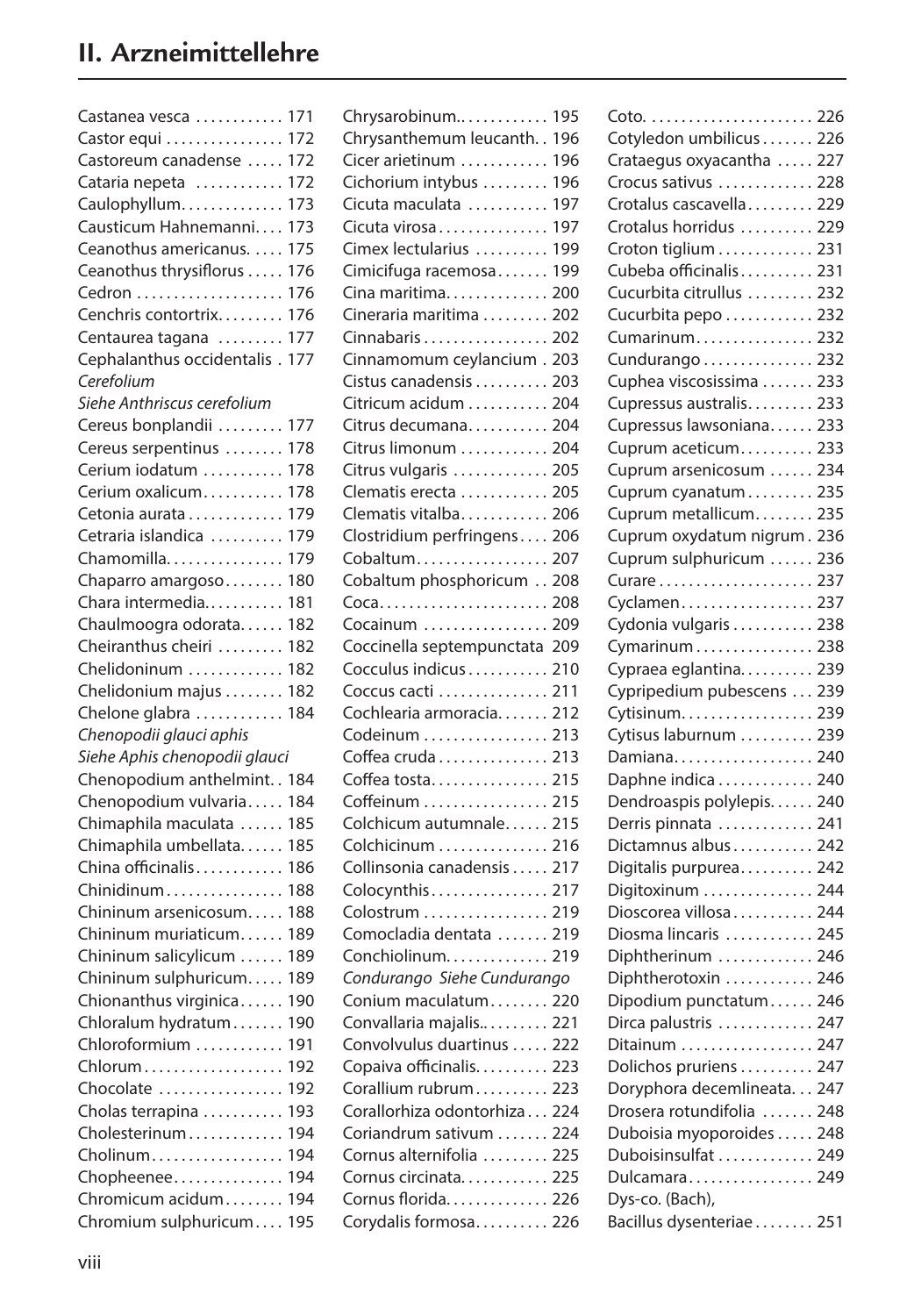## II. Arzneimittellehre

Castanea vesca . . . . . . . . . . . 171
Castor equi . . . . . . . . . . . . . . . 172
Castoreum canadense . . . . . 172
Cataria nepeta . . . . . . . . . . . 172
Caulophyllum. . . . . . . . . . . . . 173
Causticum Hahnemanni. . . . 173
Ceanothus americanus. . . . . 175
Ceanothus thyrsiflorus . . . . . 176
Cedron . . . . . . . . . . . . . . . . . . . 176
Cenchris contortrix. . . . . . . . 176
Centaurea tagana . . . . . . . . . 177
Cephalanthus occidentalis . 177
*Cerefolium*
*Siehe Anthriscus cerefolium*
Cereus bonplandii . . . . . . . . . 177
Cereus serpentinus . . . . . . . . 178
Cerium iodatum . . . . . . . . . . 178
Cerium oxalicum. . . . . . . . . . 178
Cetonia aurata . . . . . . . . . . . . 179
Cetraria islandica . . . . . . . . . 179
Chamomilla. . . . . . . . . . . . . . . 179
Chaparro amargoso. . . . . . . . 180
Chara intermedia. . . . . . . . . . 181
Chaulmoogra odorata. . . . . . 182
Cheiranthus cheiri . . . . . . . . . 182
Chelidoninum . . . . . . . . . . . . 182
Chelidonium majus . . . . . . . . 182
Chelone glabra . . . . . . . . . . . 184
*Chenopodii glauci aphis*
*Siehe Aphis chenopodii glauci*
Chenopodium anthelmint. . 184
Chenopodium vulvaria. . . . . 184
Chimaphila maculata . . . . . . 185
Chimaphila umbellata. . . . . . 185
China officinalis. . . . . . . . . . . 186
Chinidinum . . . . . . . . . . . . . . . 188
Chininum arsenicosum. . . . . 188
Chininum muriaticum. . . . . . 189
Chininum salicylicum . . . . . . 189
Chininum sulphuricum. . . . . 189
Chionanthus virginica . . . . . . 190
Chloralum hydratum . . . . . . . 190
Chloroformium . . . . . . . . . . . 191
Chlorum . . . . . . . . . . . . . . . . . . 192
Chocolate . . . . . . . . . . . . . . . . 192
Cholas terrapina . . . . . . . . . . . 193
Cholesterinum . . . . . . . . . . . . 194
Cholinum. . . . . . . . . . . . . . . . . 194
Chopheenee. . . . . . . . . . . . . . . 194
Chromicum acidum . . . . . . . . 194
Chromium sulphuricum . . . . 195
Chrysarobinum.. . . . . . . . . . . 195
Chrysanthemum leucanth. . 196
Cicer arietinum . . . . . . . . . . . 196
Cichorium intybus . . . . . . . . . 196
Cicuta maculata . . . . . . . . . . . 197
Cicuta virosa . . . . . . . . . . . . . . 197
Cimex lectularius . . . . . . . . . . 199
Cimicifuga racemosa . . . . . . . 199
Cina maritima. . . . . . . . . . . . . 200
Cineraria maritima . . . . . . . . . 202
Cinnabaris . . . . . . . . . . . . . . . . 202
Cinnamomum ceylancium . 203
Cistus canadensis . . . . . . . . . . 203
Citricum acidum . . . . . . . . . . . 204
Citrus decumana. . . . . . . . . . . 204
Citrus limonum . . . . . . . . . . . . 204
Citrus vulgaris . . . . . . . . . . . . 205
Clematis erecta . . . . . . . . . . . . 205
Clematis vitalba. . . . . . . . . . . . 206
Clostridium perfringens. . . . 206
Cobaltum. . . . . . . . . . . . . . . . . 207
Cobaltum phosphoricum . . 208
Coca. . . . . . . . . . . . . . . . . . . . . . 208
Cocainum . . . . . . . . . . . . . . . . 209
Coccinella septempunctata 209
Cocculus indicus . . . . . . . . . . . 210
Coccus cacti . . . . . . . . . . . . . . 211
Cochlearia armoracia. . . . . . . 212
Codeinum . . . . . . . . . . . . . . . . 213
Coffea cruda . . . . . . . . . . . . . . 213
Coffea tosta. . . . . . . . . . . . . . . 215
Coffeinum . . . . . . . . . . . . . . . . 215
Colchicum autumnale. . . . . . 215
Colchicinum . . . . . . . . . . . . . . 216
Collinsonia canadensis . . . . . 217
Colocynthis. . . . . . . . . . . . . . . 217
Colostrum . . . . . . . . . . . . . . . . 219
Comocladia dentata . . . . . . . 219
Conchiolinum. . . . . . . . . . . . . 219
*Condurango Siehe Cundurango*
Conium maculatum . . . . . . . . 220
Convallaria majalis.. . . . . . . . 221
Convolvulus duartinus . . . . . 222
Copaiva officinalis. . . . . . . . . 223
Corallium rubrum. . . . . . . . . . 223
Corallorhiza odontorhiza . . . 224
Coriandrum sativum . . . . . . . 224
Cornus alternifolia . . . . . . . . . 225
Cornus circinata. . . . . . . . . . . 225
Cornus florida. . . . . . . . . . . . . 226
Corydalis formosa. . . . . . . . . . 226
Coto. . . . . . . . . . . . . . . . . . . . . . 226
Cotyledon umbilicus . . . . . . . 226
Crataegus oxyacantha . . . . . 227
Crocus sativus . . . . . . . . . . . . . 228
Crotalus cascavella . . . . . . . . . 229
Crotalus horridus . . . . . . . . . . 229
Croton tiglium . . . . . . . . . . . . . 231
Cubeba officinalis . . . . . . . . . . 231
Cucurbita citrullus . . . . . . . . . 232
Cucurbita pepo . . . . . . . . . . . . 232
Cumarinum. . . . . . . . . . . . . . . . 232
Cundurango . . . . . . . . . . . . . . . 232
Cuphea viscosissima . . . . . . . 233
Cupressus australis. . . . . . . . . 233
Cupressus lawsoniana. . . . . . 233
Cuprum aceticum. . . . . . . . . . 233
Cuprum arsenicosum . . . . . . 234
Cuprum cyanatum . . . . . . . . . 235
Cuprum metallicum. . . . . . . . 235
Cuprum oxydatum nigrum . 236
Cuprum sulphuricum . . . . . . 236
Curare . . . . . . . . . . . . . . . . . . . . 237
Cyclamen. . . . . . . . . . . . . . . . . . 237
Cydonia vulgaris . . . . . . . . . . . 238
Cymarinum . . . . . . . . . . . . . . . . 238
Cypraea eglantina. . . . . . . . . . 239
Cypripedium pubescens . . . 239
Cytisinum. . . . . . . . . . . . . . . . . 239
Cytisus laburnum . . . . . . . . . . 239
Damiana. . . . . . . . . . . . . . . . . . 240
Daphne indica . . . . . . . . . . . . . 240
Dendroaspis polylepis. . . . . . 240
Derris pinnata . . . . . . . . . . . . . 241
Dictamnus albus . . . . . . . . . . . 242
Digitalis purpurea. . . . . . . . . . 242
Digitoxinum . . . . . . . . . . . . . . . 244
Dioscorea villosa . . . . . . . . . . . 244
Diosma lincaris . . . . . . . . . . . . 245
Diphtherinum . . . . . . . . . . . . . 246
Diphtherotoxin . . . . . . . . . . . . 246
Dipodium punctatum . . . . . . 246
Dirca palustris . . . . . . . . . . . . . 247
Ditainum . . . . . . . . . . . . . . . . . . 247
Dolichos pruriens . . . . . . . . . . 247
Doryphora decemlineata. . . . 247
Drosera rotundifolia . . . . . . . 248
Duboisia myoporoides . . . . . 248
Duboisinsulfat . . . . . . . . . . . . . 249
Dulcamara. . . . . . . . . . . . . . . . . 249
Dys-co. (Bach),
Bacillus dysenteriae . . . . . . . . 251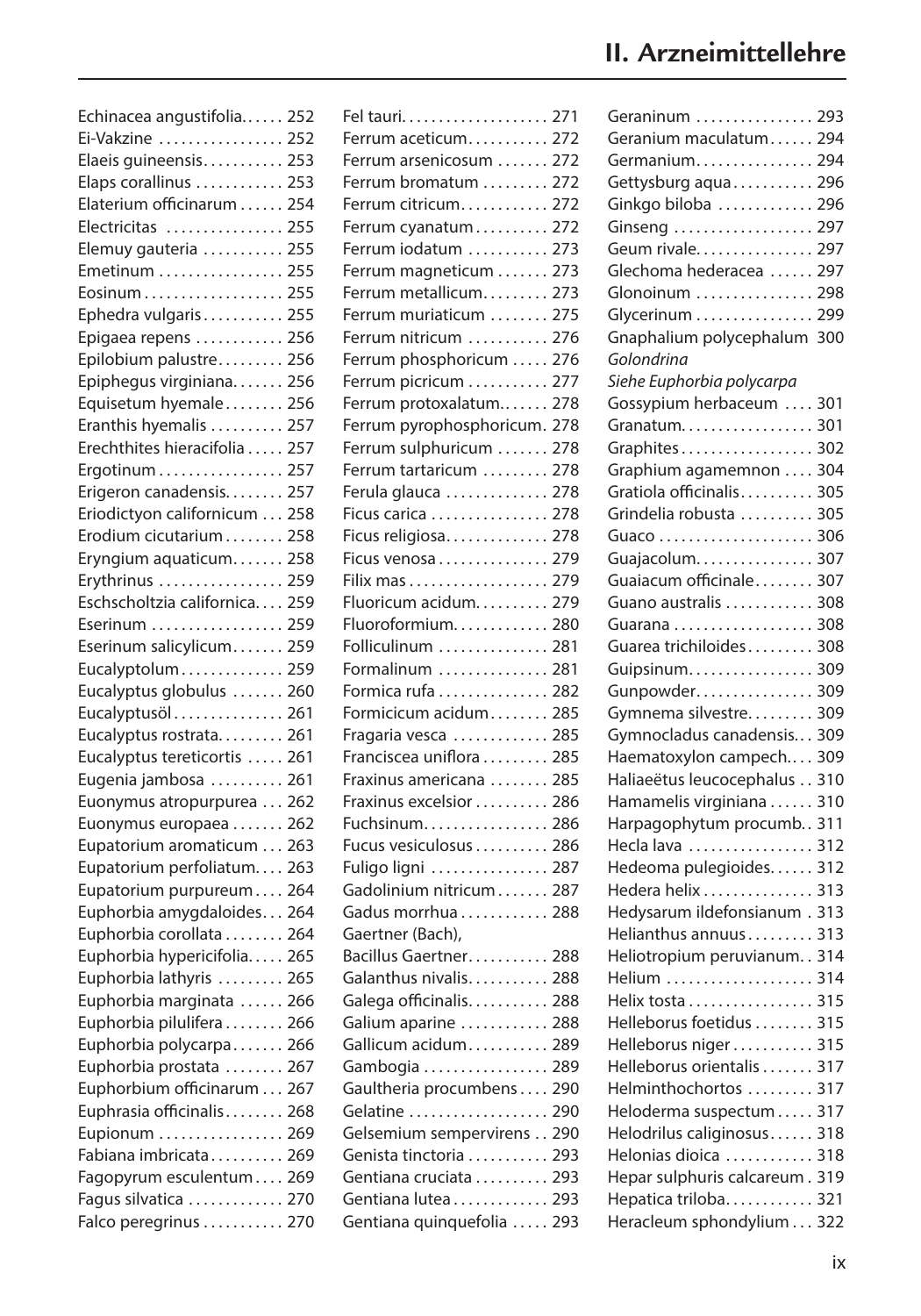## II. Arzneimittellehre

Echinacea angustifolia...... 252
Ei-Vakzine ................. 252
Elaeis guineensis........... 253
Elaps corallinus ............ 253
Elaterium officinarum ...... 254
Electricitas ................ 255
Elemuy gauteria ........... 255
Emetinum ................. 255
Eosinum................... 255
Ephedra vulgaris........... 255
Epigaea repens ............ 256
Epilobium palustre......... 256
Epiphegus virginiana....... 256
Equisetum hyemale........ 256
Eranthis hyemalis .......... 257
Erechthites hieracifolia ..... 257
Ergotinum ................. 257
Erigeron canadensis........ 257
Eriodictyon californicum ... 258
Erodium cicutarium ........ 258
Eryngium aquaticum....... 258
Erythrinus ................. 259
Eschscholtzia californica.... 259
Eserinum .................. 259
Eserinum salicylicum....... 259
Eucalyptolum.............. 259
Eucalyptus globulus ....... 260
Eucalyptusöl............... 261
Eucalyptus rostrata......... 261
Eucalyptus tereticortis ..... 261
Eugenia jambosa .......... 261
Euonymus atropurpurea ... 262
Euonymus europaea ....... 262
Eupatorium aromaticum ... 263
Eupatorium perfoliatum.... 263
Eupatorium purpureum .... 264
Euphorbia amygdaloides... 264
Euphorbia corollata ........ 264
Euphorbia hypericifolia..... 265
Euphorbia lathyris ......... 265
Euphorbia marginata ...... 266
Euphorbia pilulifera ........ 266
Euphorbia polycarpa....... 266
Euphorbia prostata ........ 267
Euphorbium officinarum ... 267
Euphrasia officinalis........ 268
Eupionum ................. 269
Fabiana imbricata.......... 269
Fagopyrum esculentum .... 269
Fagus silvatica ............. 270
Falco peregrinus ........... 270
Fel tauri.................... 271
Ferrum aceticum........... 272
Ferrum arsenicosum ....... 272
Ferrum bromatum ......... 272
Ferrum citricum............ 272
Ferrum cyanatum.......... 272
Ferrum iodatum ........... 273
Ferrum magneticum ....... 273
Ferrum metallicum......... 273
Ferrum muriaticum ........ 275
Ferrum nitricum ........... 276
Ferrum phosphoricum ..... 276
Ferrum picricum ........... 277
Ferrum protoxalatum....... 278
Ferrum pyrophosphoricum. 278
Ferrum sulphuricum ....... 278
Ferrum tartaricum ......... 278
Ferula glauca .............. 278
Ficus carica ................ 278
Ficus religiosa.............. 278
Ficus venosa ............... 279
Filix mas ................... 279
Fluoricum acidum.......... 279
Fluoroformium............. 280
Folliculinum ............... 281
Formalinum ............... 281
Formica rufa ............... 282
Formicicum acidum........ 285
Fragaria vesca ............. 285
Franciscea uniflora ......... 285
Fraxinus americana ........ 285
Fraxinus excelsior .......... 286
Fuchsinum................. 286
Fucus vesiculosus .......... 286
Fuligo ligni ................ 287
Gadolinium nitricum ....... 287
Gadus morrhua ............ 288
Gaertner (Bach),
Bacillus Gaertner........... 288
Galanthus nivalis........... 288
Galega officinalis........... 288
Galium aparine ............ 288
Gallicum acidum........... 289
Gambogia ................. 289
Gaultheria procumbens .... 290
Gelatine ................... 290
Gelsemium sempervirens .. 290
Genista tinctoria ........... 293
Gentiana cruciata .......... 293
Gentiana lutea ............. 293
Gentiana quinquefolia ..... 293
Geraninum ................ 293
Geranium maculatum...... 294
Germanium................ 294
Gettysburg aqua........... 296
Ginkgo biloba ............. 296
Ginseng ................... 297
Geum rivale................ 297
Glechoma hederacea ...... 297
Glonoinum ................ 298
Glycerinum ................ 299
Gnaphalium polycephalum 300
*Golondrina*
*Siehe Euphorbia polycarpa*
Gossypium herbaceum .... 301
Granatum.................. 301
Graphites.................. 302
Graphium agamemnon .... 304
Gratiola officinalis.......... 305
Grindelia robusta .......... 305
Guaco ..................... 306
Guajacolum................ 307
Guaiacum officinale........ 307
Guano australis ............ 308
Guarana ................... 308
Guarea trichiloides......... 308
Guipsinum................. 309
Gunpowder................ 309
Gymnema silvestre......... 309
Gymnocladus canadensis... 309
Haematoxylon campech.... 309
Haliaeëtus leucocephalus .. 310
Hamamelis virginiana ...... 310
Harpagophytum procumb.. 311
Hecla lava ................. 312
Hedeoma pulegioides...... 312
Hedera helix ............... 313
Hedysarum ildefonsianum . 313
Helianthus annuus......... 313
Heliotropium peruvianum.. 314
Helium .................... 314
Helix tosta ................. 315
Helleborus foetidus ........ 315
Helleborus niger ........... 315
Helleborus orientalis ....... 317
Helminthochortos ......... 317
Heloderma suspectum ..... 317
Helodrilus caliginosus...... 318
Helonias dioica ............ 318
Hepar sulphuris calcareum . 319
Hepatica triloba............ 321
Heracleum sphondylium ... 322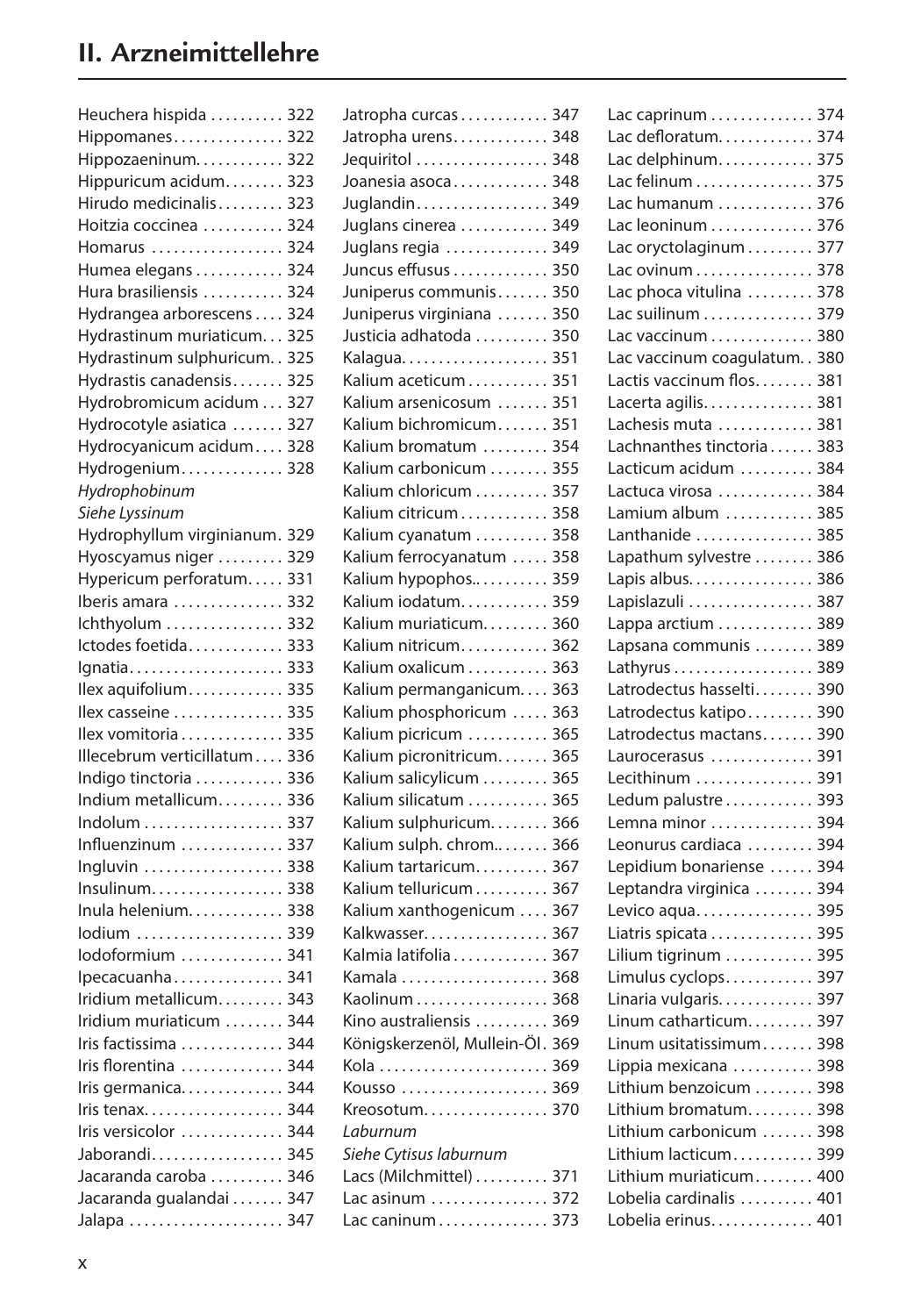# II. Arzneimittellehre

Heuchera hispida . . . . . . . . . . 322
Hippomanes . . . . . . . . . . . . . . . 322
Hippozaeninum . . . . . . . . . . . . 322
Hippuricum acidum . . . . . . . . 323
Hirudo medicinalis . . . . . . . . . 323
Hoitzia coccinea . . . . . . . . . . . 324
Homarus . . . . . . . . . . . . . . . . . 324
Humea elegans . . . . . . . . . . . . 324
Hura brasiliensis . . . . . . . . . . . 324
Hydrangea arborescens . . . . 324
Hydrastinum muriaticum . . . 325
Hydrastinum sulphuricum . . 325
Hydrastis canadensis . . . . . . . 325
Hydrobromicum acidum . . . 327
Hydrocotyle asiatica . . . . . . . 327
Hydrocyanicum acidum . . . . 328
Hydrogenium . . . . . . . . . . . . . 328
*Hydrophobinum*
*Siehe Lyssinum*
Hydrophyllum virginianum . 329
Hyoscyamus niger . . . . . . . . . 329
Hypericum perforatum . . . . . 331
Iberis amara . . . . . . . . . . . . . . 332
Ichthyolum . . . . . . . . . . . . . . . 332
Ictodes foetida . . . . . . . . . . . . 333
Ignatia . . . . . . . . . . . . . . . . . . . 333
Ilex aquifolium . . . . . . . . . . . . 335
Ilex casseine . . . . . . . . . . . . . . 335
Ilex vomitoria . . . . . . . . . . . . . 335
Illecebrum verticillatum . . . . 336
Indigo tinctoria . . . . . . . . . . . 336
Indium metallicum . . . . . . . . . 336
Indolum . . . . . . . . . . . . . . . . . . 337
Influenzinum . . . . . . . . . . . . . 337
Ingluvin . . . . . . . . . . . . . . . . . . 338
Insulinum . . . . . . . . . . . . . . . . 338
Inula helenium . . . . . . . . . . . . 338
Iodium . . . . . . . . . . . . . . . . . . . 339
Iodoformium . . . . . . . . . . . . . 341
Ipecacuanha . . . . . . . . . . . . . . 341
Iridium metallicum . . . . . . . . 343
Iridium muriaticum . . . . . . . . 344
Iris factissima . . . . . . . . . . . . . 344
Iris florentina . . . . . . . . . . . . . 344
Iris germanica . . . . . . . . . . . . . 344
Iris tenax . . . . . . . . . . . . . . . . . 344
Iris versicolor . . . . . . . . . . . . . 344
Jaborandi . . . . . . . . . . . . . . . . 345
Jacaranda caroba . . . . . . . . . . 346
Jacaranda gualandai . . . . . . . 347
Jalapa . . . . . . . . . . . . . . . . . . . . 347

Jatropha curcas . . . . . . . . . . . 347
Jatropha urens . . . . . . . . . . . . 348
Jequiritol . . . . . . . . . . . . . . . . . 348
Joanesia asoca . . . . . . . . . . . . 348
Juglandin . . . . . . . . . . . . . . . . . 349
Juglans cinerea . . . . . . . . . . . 349
Juglans regia . . . . . . . . . . . . . 349
Juncus effusus . . . . . . . . . . . . 350
Juniperus communis . . . . . . . 350
Juniperus virginiana . . . . . . . 350
Justicia adhatoda . . . . . . . . . . 350
Kalagua . . . . . . . . . . . . . . . . . . 351
Kalium aceticum . . . . . . . . . . . 351
Kalium arsenicosum . . . . . . . 351
Kalium bichromicum . . . . . . . 351
Kalium bromatum . . . . . . . . . 354
Kalium carbonicum . . . . . . . . 355
Kalium chloricum . . . . . . . . . . 357
Kalium citricum . . . . . . . . . . . 358
Kalium cyanatum . . . . . . . . . . 358
Kalium ferrocyanatum . . . . . 358
Kalium hypophos. . . . . . . . . . . 359
Kalium iodatum . . . . . . . . . . . 359
Kalium muriaticum . . . . . . . . 360
Kalium nitricum . . . . . . . . . . . 362
Kalium oxalicum . . . . . . . . . . 363
Kalium permanganicum . . . . 363
Kalium phosphoricum . . . . . 363
Kalium picricum . . . . . . . . . . . 365
Kalium picronitricum . . . . . . . 365
Kalium salicylicum . . . . . . . . . 365
Kalium silicatum . . . . . . . . . . . 365
Kalium sulphuricum . . . . . . . . 366
Kalium sulph. chrom. . . . . . . . 366
Kalium tartaricum . . . . . . . . . . 367
Kalium telluricum . . . . . . . . . . 367
Kalium xanthogenicum . . . . 367
Kalkwasser . . . . . . . . . . . . . . . . 367
Kalmia latifolia . . . . . . . . . . . . 367
Kamala . . . . . . . . . . . . . . . . . . . 368
Kaolinum . . . . . . . . . . . . . . . . . 368
Kino australiensis . . . . . . . . . . 369
Königskerzenöl, Mullein-Öl . 369
Kola . . . . . . . . . . . . . . . . . . . . . . 369
Kousso . . . . . . . . . . . . . . . . . . . 369
Kreosotum . . . . . . . . . . . . . . . . 370
*Laburnum*
*Siehe Cytisus laburnum*
Lacs (Milchmittel) . . . . . . . . . . 371
Lac asinum . . . . . . . . . . . . . . . 372
Lac caninum . . . . . . . . . . . . . . 373

Lac caprinum . . . . . . . . . . . . . 374
Lac defloratum . . . . . . . . . . . . 374
Lac delphinum . . . . . . . . . . . . 375
Lac felinum . . . . . . . . . . . . . . . 375
Lac humanum . . . . . . . . . . . . . 376
Lac leoninum . . . . . . . . . . . . . 376
Lac oryctolaginum . . . . . . . . . 377
Lac ovinum . . . . . . . . . . . . . . . 378
Lac phoca vitulina . . . . . . . . . 378
Lac suilinum . . . . . . . . . . . . . . 379
Lac vaccinum . . . . . . . . . . . . . 380
Lac vaccinum coagulatum . . 380
Lactis vaccinum flos . . . . . . . . 381
Lacerta agilis . . . . . . . . . . . . . . 381
Lachesis muta . . . . . . . . . . . . . 381
Lachnanthes tinctoria . . . . . . 383
Lacticum acidum . . . . . . . . . . 384
Lactuca virosa . . . . . . . . . . . . . 384
Lamium album . . . . . . . . . . . . 385
Lanthanide . . . . . . . . . . . . . . . . 385
Lapathum sylvestre . . . . . . . . 386
Lapis albus . . . . . . . . . . . . . . . . 386
Lapislazuli . . . . . . . . . . . . . . . . 387
Lappa arctium . . . . . . . . . . . . . 389
Lapsana communis . . . . . . . . 389
Lathyrus . . . . . . . . . . . . . . . . . . 389
Latrodectus hasselti . . . . . . . . 390
Latrodectus katipo . . . . . . . . . 390
Latrodectus mactans . . . . . . . 390
Laurocerasus . . . . . . . . . . . . . . 391
Lecithinum . . . . . . . . . . . . . . . 391
Ledum palustre . . . . . . . . . . . . 393
Lemna minor . . . . . . . . . . . . . . 394
Leonurus cardiaca . . . . . . . . . 394
Lepidium bonariense . . . . . . 394
Leptandra virginica . . . . . . . . 394
Levico aqua . . . . . . . . . . . . . . . 395
Liatris spicata . . . . . . . . . . . . . 395
Lilium tigrinum . . . . . . . . . . . . 395
Limulus cyclops . . . . . . . . . . . . 397
Linaria vulgaris . . . . . . . . . . . . 397
Linum catharticum . . . . . . . . . 397
Linum usitatissimum . . . . . . . 398
Lippia mexicana . . . . . . . . . . . 398
Lithium benzoicum . . . . . . . . 398
Lithium bromatum . . . . . . . . . 398
Lithium carbonicum . . . . . . . 398
Lithium lacticum . . . . . . . . . . . 399
Lithium muriaticum . . . . . . . . 400
Lobelia cardinalis . . . . . . . . . . 401
Lobelia erinus . . . . . . . . . . . . . 401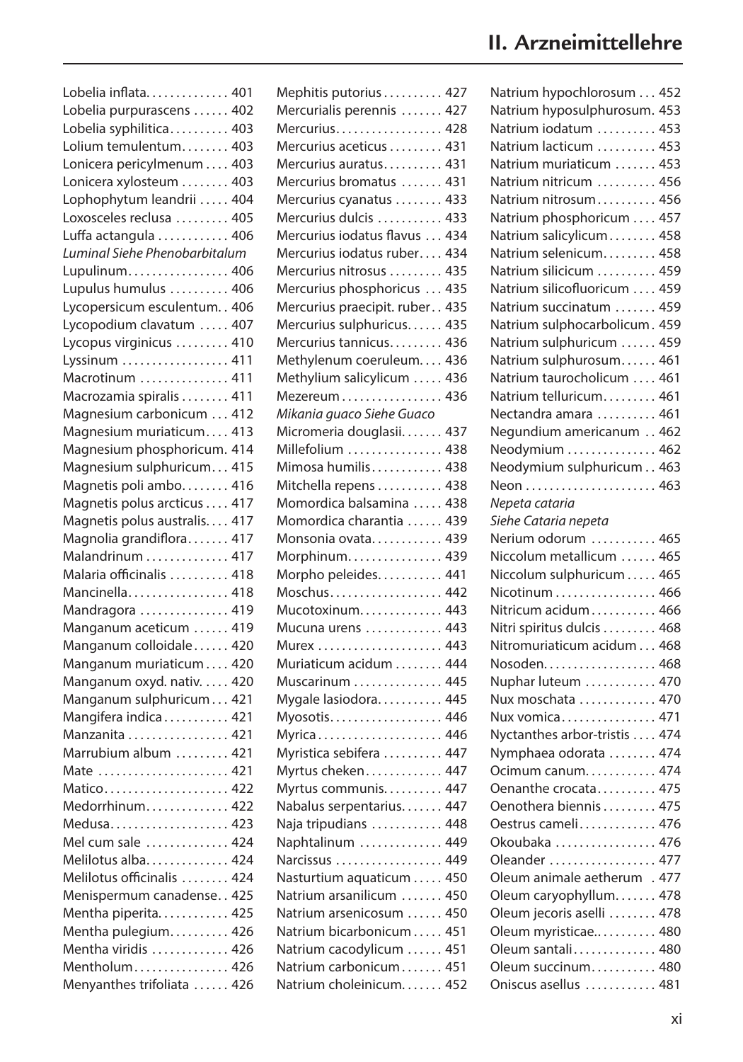## II. Arzneimittellehre

Lobelia inflata. . . . . . . . . . . . . 401
Lobelia purpurascens . . . . . . 402
Lobelia syphilitica. . . . . . . . . . 403
Lolium temulentum. . . . . . . . 403
Lonicera pericylmenum . . . . 403
Lonicera xylosteum . . . . . . . . 403
Lophophytum leandrii . . . . . 404
Loxosceles reclusa . . . . . . . . . 405
Luffa actangula . . . . . . . . . . . . 406
*Luminal Siehe Phenobarbitalum*
Lupulinum. . . . . . . . . . . . . . . . . 406
Lupulus humulus . . . . . . . . . . 406
Lycopersicum esculentum. . 406
Lycopodium clavatum . . . . . 407
Lycopus virginicus . . . . . . . . . 410
Lyssinum . . . . . . . . . . . . . . . . . . 411
Macrotinum . . . . . . . . . . . . . . . 411
Macrozamia spiralis . . . . . . . . 411
Magnesium carbonicum . . . 412
Magnesium muriaticum. . . . 413
Magnesium phosphoricum. 414
Magnesium sulphuricum. . . 415
Magnetis poli ambo. . . . . . . . 416
Magnetis polus arcticus . . . . 417
Magnetis polus australis. . . . 417
Magnolia grandiflora. . . . . . . 417
Malandrinum . . . . . . . . . . . . . . 417
Malaria officinalis . . . . . . . . . . 418
Mancinella. . . . . . . . . . . . . . . . . 418
Mandragora . . . . . . . . . . . . . . . 419
Manganum aceticum . . . . . . 419
Manganum colloidale . . . . . . 420
Manganum muriaticum . . . . 420
Manganum oxyd. nativ. . . . . 420
Manganum sulphuricum . . . 421
Mangifera indica . . . . . . . . . . . 421
Manzanita . . . . . . . . . . . . . . . . . 421
Marrubium album . . . . . . . . . 421
Mate . . . . . . . . . . . . . . . . . . . . . . 421
Matico. . . . . . . . . . . . . . . . . . . . . 422
Medorrhinum. . . . . . . . . . . . . . 422
Medusa. . . . . . . . . . . . . . . . . . . . 423
Mel cum sale . . . . . . . . . . . . . . 424
Melilotus alba. . . . . . . . . . . . . . 424
Melilotus officinalis . . . . . . . . 424
Menispermum canadense. . 425
Mentha piperita. . . . . . . . . . . . 425
Mentha pulegium. . . . . . . . . . 426
Mentha viridis . . . . . . . . . . . . . 426
Mentholum. . . . . . . . . . . . . . . . 426
Menyanthes trifoliata . . . . . . 426
Mephitis putorius . . . . . . . . . . 427
Mercurialis perennis . . . . . . . 427
Mercurius. . . . . . . . . . . . . . . . . . 428
Mercurius aceticus . . . . . . . . . 431
Mercurius auratus. . . . . . . . . . 431
Mercurius bromatus . . . . . . . 431
Mercurius cyanatus . . . . . . . . 433
Mercurius dulcis . . . . . . . . . . . 433
Mercurius iodatus flavus . . . 434
Mercurius iodatus ruber. . . . 434
Mercurius nitrosus . . . . . . . . . 435
Mercurius phosphoricus . . . 435
Mercurius praecipit. ruber. . 435
Mercurius sulphuricus. . . . . . 435
Mercurius tannicus. . . . . . . . . 436
Methylenum coeruleum. . . . 436
Methylium salicylicum . . . . . 436
Mezereum . . . . . . . . . . . . . . . . . 436
*Mikania guaco Siehe Guaco*
Micromeria douglasii. . . . . . . 437
Millefolium . . . . . . . . . . . . . . . . 438
Mimosa humilis. . . . . . . . . . . . 438
Mitchella repens . . . . . . . . . . . 438
Momordica balsamina . . . . . 438
Momordica charantia . . . . . . 439
Monsonia ovata. . . . . . . . . . . . 439
Morphinum. . . . . . . . . . . . . . . . 439
Morpho peleides. . . . . . . . . . . 441
Moschus. . . . . . . . . . . . . . . . . . . 442
Mucotoxinum. . . . . . . . . . . . . . 443
Mucuna urens . . . . . . . . . . . . . 443
Murex . . . . . . . . . . . . . . . . . . . . . 443
Muriaticum acidum . . . . . . . . 444
Muscarinum . . . . . . . . . . . . . . . 445
Mygale lasiodora. . . . . . . . . . . 445
Myosotis. . . . . . . . . . . . . . . . . . . 446
Myrica . . . . . . . . . . . . . . . . . . . . . 446
Myristica sebifera . . . . . . . . . . 447
Myrtus cheken. . . . . . . . . . . . . 447
Myrtus communis. . . . . . . . . . 447
Nabalus serpentarius. . . . . . . 447
Naja tripudians . . . . . . . . . . . . 448
Naphtalinum . . . . . . . . . . . . . . 449
Narcissus . . . . . . . . . . . . . . . . . . 449
Nasturtium aquaticum . . . . . 450
Natrium arsanilicum . . . . . . . 450
Natrium arsenicosum . . . . . . 450
Natrium bicarbonicum . . . . . 451
Natrium cacodylicum . . . . . . 451
Natrium carbonicum . . . . . . . 451
Natrium choleinicum. . . . . . . 452
Natrium hypochlorosum . . . 452
Natrium hyposulphurosum. 453
Natrium iodatum . . . . . . . . . . 453
Natrium lacticum . . . . . . . . . . 453
Natrium muriaticum . . . . . . . 453
Natrium nitricum . . . . . . . . . . 456
Natrium nitrosum. . . . . . . . . . 456
Natrium phosphoricum . . . . 457
Natrium salicylicum . . . . . . . . 458
Natrium selenicum. . . . . . . . . 458
Natrium silicicum . . . . . . . . . . 459
Natrium silicofluoricum . . . . 459
Natrium succinatum . . . . . . . 459
Natrium sulphocarbolicum. 459
Natrium sulphuricum . . . . . . 459
Natrium sulphurosum. . . . . . 461
Natrium taurocholicum . . . . 461
Natrium telluricum. . . . . . . . . 461
Nectandra amara . . . . . . . . . . 461
Negundium americanum . . 462
Neodymium . . . . . . . . . . . . . . . 462
Neodymium sulphuricum . . 463
Neon . . . . . . . . . . . . . . . . . . . . . . 463
*Nepeta cataria*
*Siehe Cataria nepeta*
Nerium odorum . . . . . . . . . . . 465
Niccolum metallicum . . . . . . 465
Niccolum sulphuricum . . . . . 465
Nicotinum . . . . . . . . . . . . . . . . . 466
Nitricum acidum . . . . . . . . . . . 466
Nitri spiritus dulcis . . . . . . . . . 468
Nitromuriaticum acidum . . . 468
Nosoden. . . . . . . . . . . . . . . . . . . 468
Nuphar luteum . . . . . . . . . . . . 470
Nux moschata . . . . . . . . . . . . . 470
Nux vomica. . . . . . . . . . . . . . . . 471
Nyctanthes arbor-tristis . . . . 474
Nymphaea odorata . . . . . . . . 474
Ocimum canum. . . . . . . . . . . . 474
Oenanthe crocata. . . . . . . . . . 475
Oenothera biennis . . . . . . . . . 475
Oestrus cameli. . . . . . . . . . . . . 476
Okoubaka . . . . . . . . . . . . . . . . . 476
Oleander . . . . . . . . . . . . . . . . . . 477
Oleum animale aetherum . 477
Oleum caryophyllum. . . . . . . 478
Oleum jecoris aselli . . . . . . . . 478
Oleum myristicae.. . . . . . . . . . 480
Oleum santali. . . . . . . . . . . . . . 480
Oleum succinum. . . . . . . . . . . 480
Oniscus asellus . . . . . . . . . . . . 481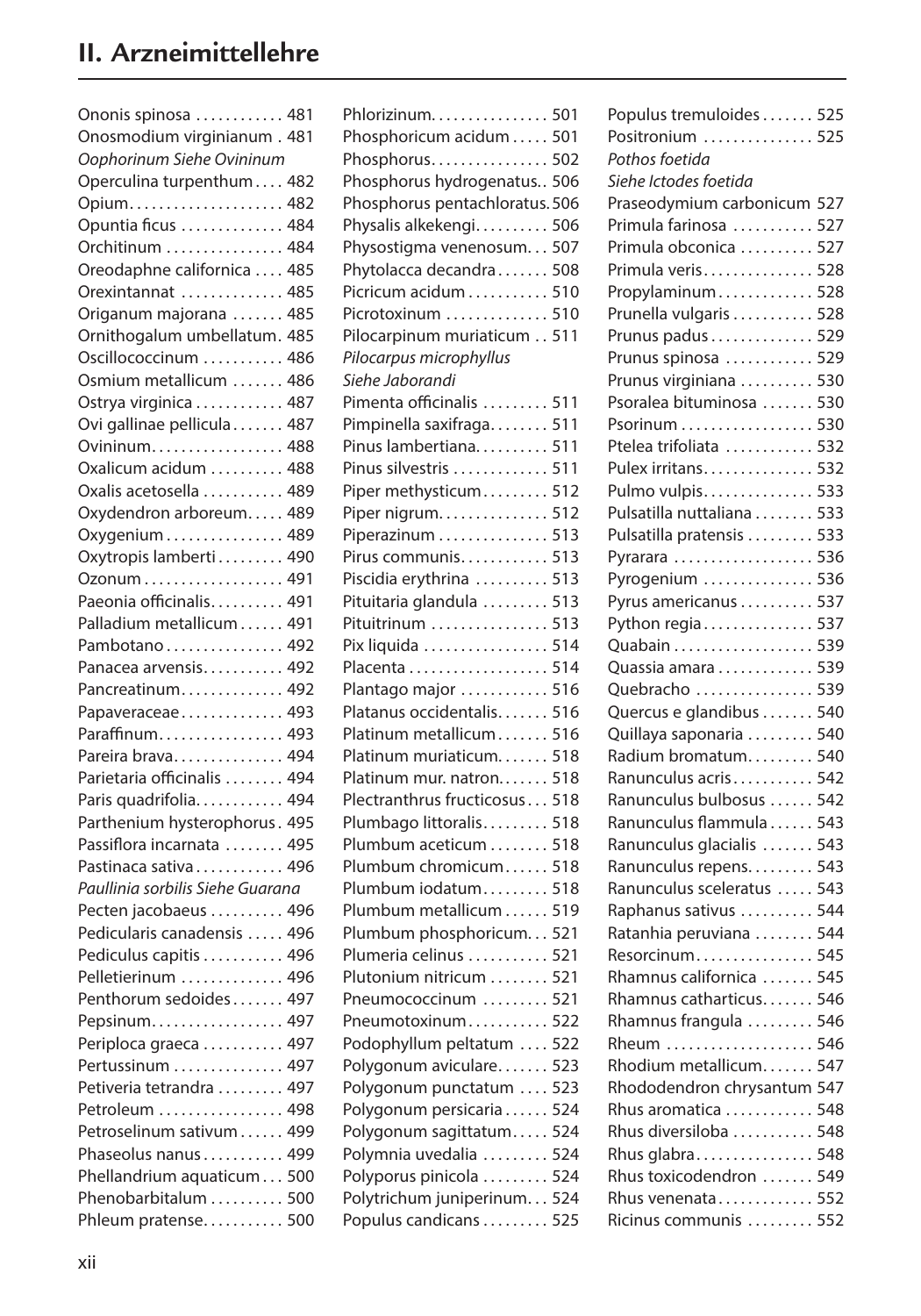## II. Arzneimittellehre

Ononis spinosa . . . . . . . . . . . . 481
Onosmodium virginianum . 481
*Oophorinum Siehe Ovininum*
Operculina turpenthum . . . . 482
Opium. . . . . . . . . . . . . . . . . . . . . 482
Opuntia ficus . . . . . . . . . . . . . . 484
Orchitinum . . . . . . . . . . . . . . . . 484
Oreodaphne californica . . . . 485
Orexintannat . . . . . . . . . . . . . . 485
Origanum majorana . . . . . . . 485
Ornithogalum umbellatum. 485
Oscillococcinum . . . . . . . . . . . 486
Osmium metallicum . . . . . . . 486
Ostrya virginica . . . . . . . . . . . . 487
Ovi gallinae pellicula . . . . . . . 487
Ovininum. . . . . . . . . . . . . . . . . . 488
Oxalicum acidum . . . . . . . . . . 488
Oxalis acetosella . . . . . . . . . . . 489
Oxydendron arboreum. . . . . 489
Oxygenium . . . . . . . . . . . . . . . . 489
Oxytropis lamberti . . . . . . . . . 490
Ozonum . . . . . . . . . . . . . . . . . . . 491
Paeonia officinalis. . . . . . . . . . 491
Palladium metallicum . . . . . . 491
Pambotano . . . . . . . . . . . . . . . . 492
Panacea arvensis. . . . . . . . . . . 492
Pancreatinum. . . . . . . . . . . . . . 492
Papaveraceae . . . . . . . . . . . . . . 493
Paraffinum. . . . . . . . . . . . . . . . . 493
Pareira brava. . . . . . . . . . . . . . . 494
Parietaria officinalis . . . . . . . . 494
Paris quadrifolia. . . . . . . . . . . . 494
Parthenium hysterophorus . 495
Passiflora incarnata . . . . . . . . 495
Pastinaca sativa . . . . . . . . . . . . 496
*Paullinia sorbilis Siehe Guarana*
Pecten jacobaeus . . . . . . . . . . 496
Pedicularis canadensis . . . . . 496
Pediculus capitis . . . . . . . . . . . 496
Pelletierinum . . . . . . . . . . . . . . 496
Penthorum sedoides . . . . . . . 497
Pepsinum. . . . . . . . . . . . . . . . . . 497
Periploca graeca . . . . . . . . . . . 497
Pertussinum . . . . . . . . . . . . . . . 497
Petiveria tetrandra . . . . . . . . . 497
Petroleum . . . . . . . . . . . . . . . . . 498
Petroselinum sativum . . . . . . 499
Phaseolus nanus . . . . . . . . . . . 499
Phellandrium aquaticum . . . 500
Phenobarbitalum . . . . . . . . . . 500
Phleum pratense. . . . . . . . . . . 500
Phlorizinum. . . . . . . . . . . . . . . . 501
Phosphoricum acidum . . . . . 501
Phosphorus. . . . . . . . . . . . . . . . 502
Phosphorus hydrogenatus. . 506
Phosphorus pentachloratus. 506
Physalis alkekengi. . . . . . . . . . 506
Physostigma venenosum. . . 507
Phytolacca decandra . . . . . . . 508
Picricum acidum . . . . . . . . . . . 510
Picrotoxinum . . . . . . . . . . . . . . 510
Pilocarpinum muriaticum . . 511
*Pilocarpus microphyllus*
*Siehe Jaborandi*
Pimenta officinalis . . . . . . . . . 511
Pimpinella saxifraga. . . . . . . . 511
Pinus lambertiana. . . . . . . . . . 511
Pinus silvestris . . . . . . . . . . . . . 511
Piper methysticum . . . . . . . . . 512
Piper nigrum. . . . . . . . . . . . . . . 512
Piperazinum . . . . . . . . . . . . . . . 513
Pirus communis. . . . . . . . . . . . 513
Piscidia erythrina . . . . . . . . . . 513
Pituitaria glandula . . . . . . . . . 513
Pituitrinum . . . . . . . . . . . . . . . . 513
Pix liquida . . . . . . . . . . . . . . . . . 514
Placenta . . . . . . . . . . . . . . . . . . . 514
Plantago major . . . . . . . . . . . . 516
Platanus occidentalis. . . . . . . 516
Platinum metallicum . . . . . . . 516
Platinum muriaticum. . . . . . . 518
Platinum mur. natron. . . . . . . 518
Plectranthrus fructicosus . . . 518
Plumbago littoralis. . . . . . . . . 518
Plumbum aceticum . . . . . . . . 518
Plumbum chromicum . . . . . . 518
Plumbum iodatum. . . . . . . . . 518
Plumbum metallicum . . . . . . 519
Plumbum phosphoricum. . . 521
Plumeria celinus . . . . . . . . . . . 521
Plutonium nitricum . . . . . . . . 521
Pneumococcinum . . . . . . . . . 521
Pneumotoxinum. . . . . . . . . . . 522
Podophyllum peltatum . . . . 522
Polygonum aviculare. . . . . . . 523
Polygonum punctatum . . . . 523
Polygonum persicaria . . . . . . 524
Polygonum sagittatum. . . . . 524
Polymnia uvedalia . . . . . . . . . 524
Polyporus pinicola . . . . . . . . . 524
Polytrichum juniperinum. . . 524
Populus candicans . . . . . . . . . 525
Populus tremuloides . . . . . . . 525
Positronium . . . . . . . . . . . . . . . 525
*Pothos foetida*
*Siehe Ictodes foetida*
Praseodymium carbonicum 527
Primula farinosa . . . . . . . . . . . 527
Primula obconica . . . . . . . . . . 527
Primula veris. . . . . . . . . . . . . . . 528
Propylaminum . . . . . . . . . . . . . 528
Prunella vulgaris . . . . . . . . . . . 528
Prunus padus . . . . . . . . . . . . . . 529
Prunus spinosa . . . . . . . . . . . . 529
Prunus virginiana . . . . . . . . . . 530
Psoralea bituminosa . . . . . . . 530
Psorinum . . . . . . . . . . . . . . . . . . 530
Ptelea trifoliata . . . . . . . . . . . . 532
Pulex irritans. . . . . . . . . . . . . . . 532
Pulmo vulpis. . . . . . . . . . . . . . . 533
Pulsatilla nuttaliana . . . . . . . . 533
Pulsatilla pratensis . . . . . . . . . 533
Pyrarara . . . . . . . . . . . . . . . . . . . 536
Pyrogenium . . . . . . . . . . . . . . . 536
Pyrus americanus . . . . . . . . . . 537
Python regia . . . . . . . . . . . . . . . 537
Quabain . . . . . . . . . . . . . . . . . . . 539
Quassia amara . . . . . . . . . . . . . 539
Quebracho . . . . . . . . . . . . . . . . 539
Quercus e glandibus . . . . . . . 540
Quillaya saponaria . . . . . . . . . 540
Radium bromatum. . . . . . . . . 540
Ranunculus acris . . . . . . . . . . . 542
Ranunculus bulbosus . . . . . . 542
Ranunculus flammula . . . . . . 543
Ranunculus glacialis . . . . . . . 543
Ranunculus repens. . . . . . . . . 543
Ranunculus sceleratus . . . . . 543
Raphanus sativus . . . . . . . . . . 544
Ratanhia peruviana . . . . . . . . 544
Resorcinum. . . . . . . . . . . . . . . . 545
Rhamnus californica . . . . . . . 545
Rhamnus catharticus. . . . . . . 546
Rhamnus frangula . . . . . . . . . 546
Rheum . . . . . . . . . . . . . . . . . . . . 546
Rhodium metallicum. . . . . . . 547
Rhododendron chrysantum 547
Rhus aromatica . . . . . . . . . . . . 548
Rhus diversiloba . . . . . . . . . . . 548
Rhus glabra. . . . . . . . . . . . . . . . 548
Rhus toxicodendron . . . . . . . 549
Rhus venenata . . . . . . . . . . . . . 552
Ricinus communis . . . . . . . . . 552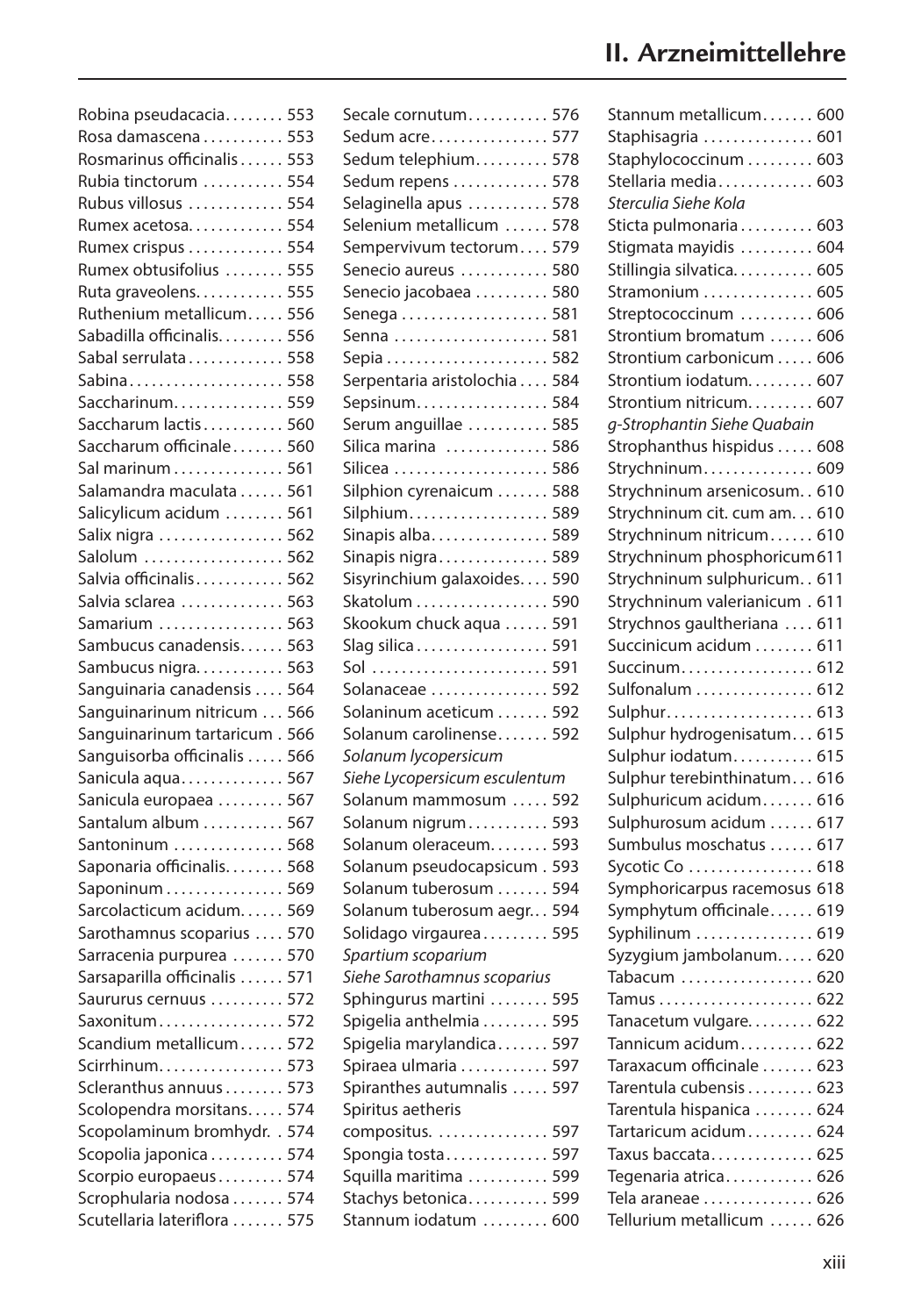## II. Arzneimittellehre

Robina pseudacacia........ 553
Rosa damascena........... 553
Rosmarinus officinalis...... 553
Rubia tinctorum........... 554
Rubus villosus............. 554
Rumex acetosa............. 554
Rumex crispus............. 554
Rumex obtusifolius........ 555
Ruta graveolens............ 555
Ruthenium metallicum..... 556
Sabadilla officinalis......... 556
Sabal serrulata............. 558
Sabina..................... 558
Saccharinum............... 559
Saccharum lactis........... 560
Saccharum officinale....... 560
Sal marinum............... 561
Salamandra maculata...... 561
Salicylicum acidum........ 561
Salix nigra................. 562
Salolum................... 562
Salvia officinalis............ 562
Salvia sclarea.............. 563
Samarium................. 563
Sambucus canadensis...... 563
Sambucus nigra............ 563
Sanguinaria canadensis.... 564
Sanguinarinum nitricum... 566
Sanguinarinum tartaricum. 566
Sanguisorba officinalis..... 566
Sanicula aqua.............. 567
Sanicula europaea......... 567
Santalum album........... 567
Santoninum............... 568
Saponaria officinalis........ 568
Saponinum................ 569
Sarcolacticum acidum...... 569
Sarothamnus scoparius.... 570
Sarracenia purpurea....... 570
Sarsaparilla officinalis...... 571
Saururus cernuus.......... 572
Saxonitum................. 572
Scandium metallicum...... 572
Scirrhinum................. 573
Scleranthus annuus........ 573
Scolopendra morsitans..... 574
Scopolaminum bromhydr.. 574
Scopolia japonica.......... 574
Scorpio europaeus......... 574
Scrophularia nodosa....... 574
Scutellaria lateriflora....... 575
Secale cornutum........... 576
Sedum acre................ 577
Sedum telephium.......... 578
Sedum repens............. 578
Selaginella apus........... 578
Selenium metallicum...... 578
Sempervivum tectorum.... 579
Senecio aureus............ 580
Senecio jacobaea.......... 580
Senega.................... 581
Senna..................... 581
Sepia...................... 582
Serpentaria aristolochia.... 584
Sepsinum.................. 584
Serum anguillae........... 585
Silica marina.............. 586
Silicea..................... 586
Silphion cyrenaicum....... 588
Silphium................... 589
Sinapis alba................ 589
Sinapis nigra............... 589
Sisyrinchium galaxoides.... 590
Skatolum.................. 590
Skookum chuck aqua...... 591
Slag silica.................. 591
Sol........................ 591
Solanaceae................ 592
Solaninum aceticum....... 592
Solanum carolinense....... 592
*Solanum lycopersicum Siehe Lycopersicum esculentum*
Solanum mammosum...... 592
Solanum nigrum........... 593
Solanum oleraceum........ 593
Solanum pseudocapsicum. 593
Solanum tuberosum....... 594
Solanum tuberosum aegr... 594
Solidago virgaurea......... 595
*Spartium scoparium Siehe Sarothamnus scoparius*
Sphingurus martini........ 595
Spigelia anthelmia......... 595
Spigelia marylandica....... 597
Spiraea ulmaria............ 597
Spiranthes autumnalis..... 597
Spiritus aetheris compositus............... 597
Spongia tosta.............. 597
Squilla maritima........... 599
Stachys betonica........... 599
Stannum iodatum......... 600
Stannum metallicum....... 600
Staphisagria............... 601
Staphylococcinum......... 603
Stellaria media............. 603
*Sterculia Siehe Kola*
Sticta pulmonaria.......... 603
Stigmata mayidis.......... 604
Stillingia silvatica........... 605
Stramonium............... 605
Streptococcinum.......... 606
Strontium bromatum...... 606
Strontium carbonicum..... 606
Strontium iodatum......... 607
Strontium nitricum......... 607
*g-Strophantin Siehe Quabain*
Strophanthus hispidus..... 608
Strychninum............... 609
Strychninum arsenicosum.. 610
Strychninum cit. cum am... 610
Strychninum nitricum...... 610
Strychninum phosphoricum 611
Strychninum sulphuricum.. 611
Strychninum valerianicum. 611
Strychnos gaultheriana.... 611
Succinicum acidum........ 611
Succinum.................. 612
Sulfonalum................ 612
Sulphur.................... 613
Sulphur hydrogenisatum... 615
Sulphur iodatum........... 615
Sulphur terebinthinatum... 616
Sulphuricum acidum....... 616
Sulphurosum acidum...... 617
Sumbulus moschatus...... 617
Sycotic Co................. 618
Symphoricarpus racemosus 618
Symphytum officinale...... 619
Syphilinum................ 619
Syzygium jambolanum..... 620
Tabacum.................. 620
Tamus..................... 622
Tanacetum vulgare......... 622
Tannicum acidum.......... 622
Taraxacum officinale....... 623
Tarentula cubensis......... 623
Tarentula hispanica........ 624
Tartaricum acidum......... 624
Taxus baccata.............. 625
Tegenaria atrica............ 626
Tela araneae............... 626
Tellurium metallicum...... 626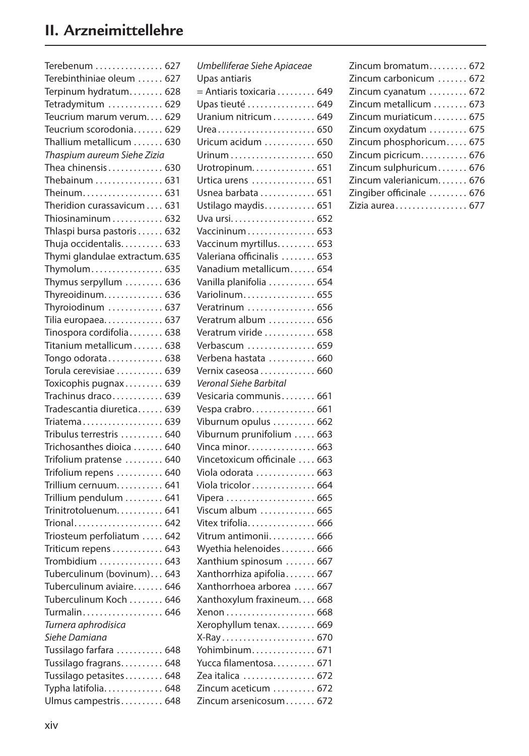## II. Arzneimittellehre

Terebenum . . . . . . . . . . . . . . . . 627
Terebinthiniae oleum . . . . . . 627
Terpinum hydratum. . . . . . . . 628
Tetradymitum . . . . . . . . . . . . . 629
Teucrium marum verum. . . . 629
Teucrium scorodonia. . . . . . . 629
Thallium metallicum . . . . . . . 630
*Thaspium aureum Siehe Zizia*
Thea chinensis . . . . . . . . . . . . . 630
Thebainum . . . . . . . . . . . . . . . . 631
Theinum. . . . . . . . . . . . . . . . . . . 631
Theridion curassavicum . . . . 631
Thiosinaminum . . . . . . . . . . . . 632
Thlaspi bursa pastoris . . . . . . 632
Thuja occidentalis. . . . . . . . . . 633
Thymi glandulae extractum. 635
Thymolum. . . . . . . . . . . . . . . . . 635
Thymus serpyllum . . . . . . . . . 636
Thyreoidinum. . . . . . . . . . . . . . 636
Thyroiodinum . . . . . . . . . . . . . 637
Tilia europaea. . . . . . . . . . . . . . 637
Tinospora cordifolia . . . . . . . . 638
Titanium metallicum . . . . . . . 638
Tongo odorata . . . . . . . . . . . . . 638
Torula cerevisiae . . . . . . . . . . . 639
Toxicophis pugnax . . . . . . . . . 639
Trachinus draco . . . . . . . . . . . . 639
Tradescantia diuretica . . . . . . 639
Triatema . . . . . . . . . . . . . . . . . . . 639
Tribulus terrestris . . . . . . . . . . 640
Trichosanthes dioica . . . . . . . 640
Trifolium pratense . . . . . . . . . 640
Trifolium repens . . . . . . . . . . . 640
Trillium cernuum. . . . . . . . . . . 641
Trillium pendulum . . . . . . . . . 641
Trinitrotoluenum. . . . . . . . . . . 641
Trional. . . . . . . . . . . . . . . . . . . . . 642
Triosteum perfoliatum . . . . . 642
Triticum repens . . . . . . . . . . . . 643
Trombidium . . . . . . . . . . . . . . . 643
Tuberculinum (bovinum) . . . 643
Tuberculinum aviaire. . . . . . . 646
Tuberculinum Koch . . . . . . . . 646
Turmalin. . . . . . . . . . . . . . . . . . . 646
*Turnera aphrodisica Siehe Damiana*
Tussilago farfara . . . . . . . . . . . 648
Tussilago fragrans. . . . . . . . . . 648
Tussilago petasites . . . . . . . . . 648
Typha latifolia. . . . . . . . . . . . . . 648
Ulmus campestris . . . . . . . . . . 648
*Umbelliferae Siehe Apiaceae*
Upas antiaris
= Antiaris toxicaria . . . . . . . . . 649
Upas tieuté . . . . . . . . . . . . . . . . 649
Uranium nitricum . . . . . . . . . . 649
Urea . . . . . . . . . . . . . . . . . . . . . . . 650
Uricum acidum . . . . . . . . . . . . 650
Urinum . . . . . . . . . . . . . . . . . . . . 650
Urotropinum. . . . . . . . . . . . . . . 651
Urtica urens . . . . . . . . . . . . . . . 651
Usnea barbata . . . . . . . . . . . . . 651
Ustilago maydis. . . . . . . . . . . . 651
Uva ursi. . . . . . . . . . . . . . . . . . . . 652
Vaccininum . . . . . . . . . . . . . . . . 653
Vaccinum myrtillus. . . . . . . . . 653
Valeriana officinalis . . . . . . . . 653
Vanadium metallicum. . . . . . 654
Vanilla planifolia . . . . . . . . . . . 654
Variolinum. . . . . . . . . . . . . . . . . 655
Veratrinum . . . . . . . . . . . . . . . . 656
Veratrum album . . . . . . . . . . . 656
Veratrum viride . . . . . . . . . . . . 658
Verbascum . . . . . . . . . . . . . . . . 659
Verbena hastata . . . . . . . . . . . 660
Vernix caseosa . . . . . . . . . . . . . 660
*Veronal Siehe Barbital*
Vesicaria communis . . . . . . . . 661
Vespa crabro. . . . . . . . . . . . . . . 661
Viburnum opulus . . . . . . . . . . 662
Viburnum prunifolium . . . . . 663
Vinca minor. . . . . . . . . . . . . . . . 663
Vincetoxicum officinale . . . . 663
Viola odorata . . . . . . . . . . . . . . 663
Viola tricolor . . . . . . . . . . . . . . . 664
Vipera . . . . . . . . . . . . . . . . . . . . . 665
Viscum album . . . . . . . . . . . . . 665
Vitex trifolia. . . . . . . . . . . . . . . . 666
Vitrum antimonii. . . . . . . . . . . 666
Wyethia helenoides . . . . . . . . 666
Xanthium spinosum . . . . . . . 667
Xanthorrhiza apifolia . . . . . . . 667
Xanthorrhoea arborea . . . . . 667
Xanthoxylum fraxineum. . . . 668
Xenon . . . . . . . . . . . . . . . . . . . . . 668
Xerophyllum tenax. . . . . . . . . 669
X-Ray . . . . . . . . . . . . . . . . . . . . . . 670
Yohimbinum. . . . . . . . . . . . . . . 671
Yucca filamentosa. . . . . . . . . . 671
Zea italica . . . . . . . . . . . . . . . . . 672
Zincum aceticum . . . . . . . . . . 672
Zincum arsenicosum . . . . . . . 672
Zincum bromatum. . . . . . . . . 672
Zincum carbonicum . . . . . . . 672
Zincum cyanatum . . . . . . . . . 672
Zincum metallicum . . . . . . . . 673
Zincum muriaticum . . . . . . . . 675
Zincum oxydatum . . . . . . . . . 675
Zincum phosphoricum. . . . . 675
Zincum picricum. . . . . . . . . . . 676
Zincum sulphuricum . . . . . . . 676
Zincum valerianicum. . . . . . . 676
Zingiber officinale . . . . . . . . . 676
Zizia aurea. . . . . . . . . . . . . . . . . 677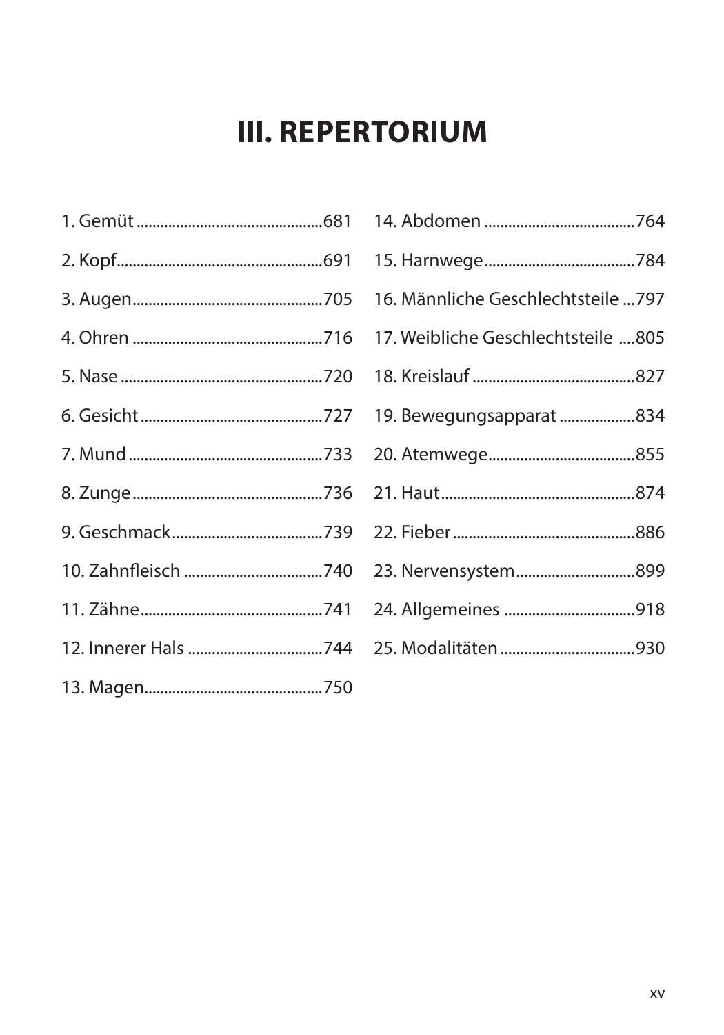# III. REPERTORIUM

1. Gemüt ............................................681
2. Kopf..................................................691
3. Augen...............................................705
4. Ohren ..............................................716
5. Nase .................................................720
6. Gesicht ............................................727
7. Mund ...............................................733
8. Zunge ...............................................736
9. Geschmack.....................................739
10. Zahnfleisch ..................................740
11. Zähne............................................741
12. Innerer Hals .................................744
13. Magen............................................750
14. Abdomen .....................................764
15. Harnwege.....................................784
16. Männliche Geschlechtsteile ...797
17. Weibliche Geschlechtsteile ....805
18. Kreislauf ........................................827
19. Bewegungsapparat ..................834
20. Atemwege....................................855
21. Haut................................................874
22. Fieber .............................................886
23. Nervensystem.............................899
24. Allgemeines ................................918
25. Modalitäten .................................930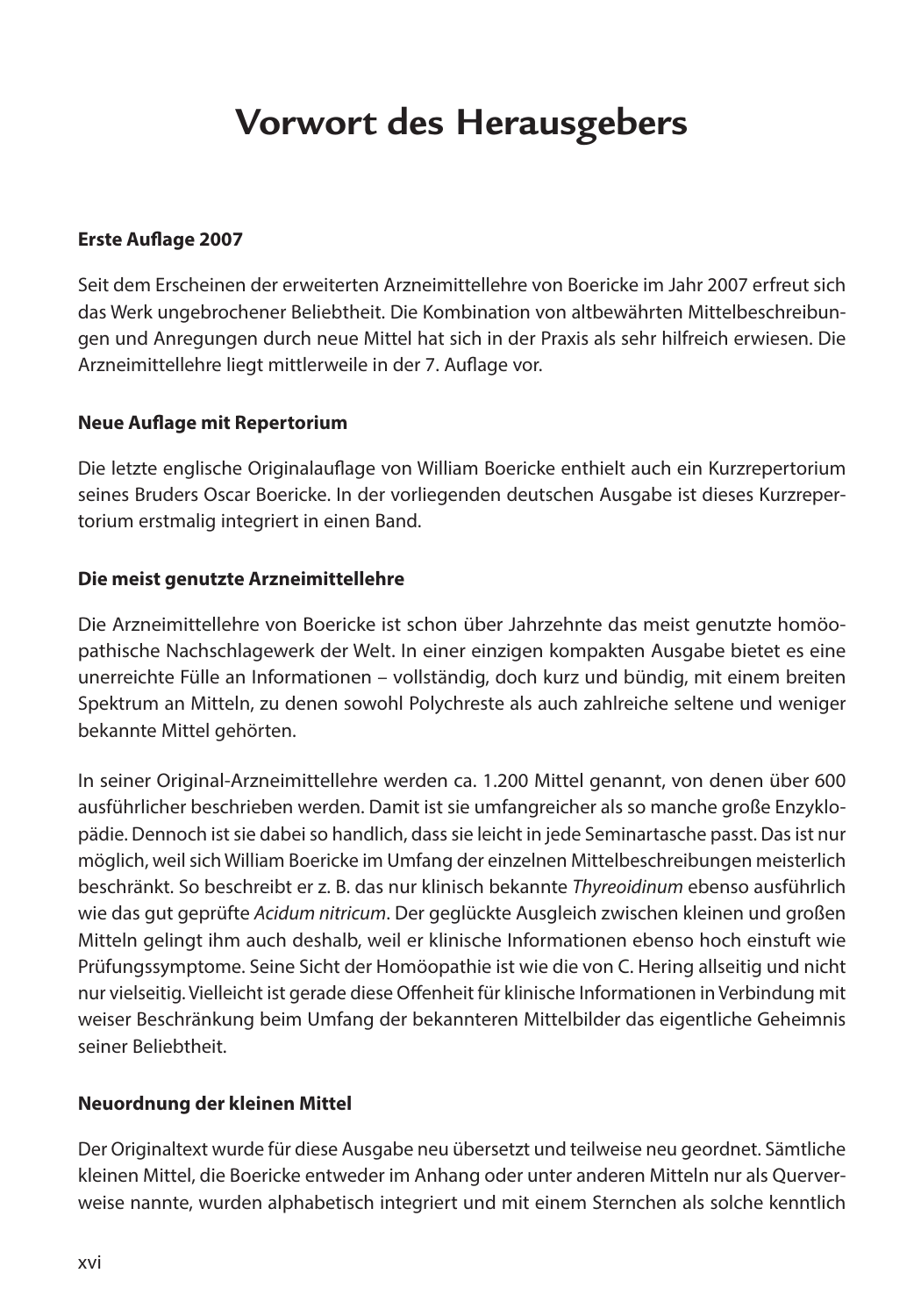# Vorwort des Herausgebers

**Erste Auflage 2007**

Seit dem Erscheinen der erweiterten Arzneimittellehre von Boericke im Jahr 2007 erfreut sich das Werk ungebrochener Beliebtheit. Die Kombination von altbewährten Mittelbeschreibungen und Anregungen durch neue Mittel hat sich in der Praxis als sehr hilfreich erwiesen. Die Arzneimittellehre liegt mittlerweile in der 7. Auflage vor.

**Neue Auflage mit Repertorium**

Die letzte englische Originalauflage von William Boericke enthielt auch ein Kurzrepertorium seines Bruders Oscar Boericke. In der vorliegenden deutschen Ausgabe ist dieses Kurzrepertorium erstmalig integriert in einen Band.

**Die meist genutzte Arzneimittellehre**

Die Arzneimittellehre von Boericke ist schon über Jahrzehnte das meist genutzte homöopathische Nachschlagewerk der Welt. In einer einzigen kompakten Ausgabe bietet es eine unerreichte Fülle an Informationen – vollständig, doch kurz und bündig, mit einem breiten Spektrum an Mitteln, zu denen sowohl Polychreste als auch zahlreiche seltene und weniger bekannte Mittel gehörten.

In seiner Original-Arzneimittellehre werden ca. 1.200 Mittel genannt, von denen über 600 ausführlicher beschrieben werden. Damit ist sie umfangreicher als so manche große Enzyklopädie. Dennoch ist sie dabei so handlich, dass sie leicht in jede Seminartasche passt. Das ist nur möglich, weil sich William Boericke im Umfang der einzelnen Mittelbeschreibungen meisterlich beschränkt. So beschreibt er z. B. das nur klinisch bekannte *Thyreoidinum* ebenso ausführlich wie das gut geprüfte *Acidum nitricum*. Der geglückte Ausgleich zwischen kleinen und großen Mitteln gelingt ihm auch deshalb, weil er klinische Informationen ebenso hoch einstuft wie Prüfungssymptome. Seine Sicht der Homöopathie ist wie die von C. Hering allseitig und nicht nur vielseitig. Vielleicht ist gerade diese Offenheit für klinische Informationen in Verbindung mit weiser Beschränkung beim Umfang der bekannteren Mittelbilder das eigentliche Geheimnis seiner Beliebtheit.

**Neuordnung der kleinen Mittel**

Der Originaltext wurde für diese Ausgabe neu übersetzt und teilweise neu geordnet. Sämtliche kleinen Mittel, die Boericke entweder im Anhang oder unter anderen Mitteln nur als Querverweise nannte, wurden alphabetisch integriert und mit einem Sternchen als solche kenntlich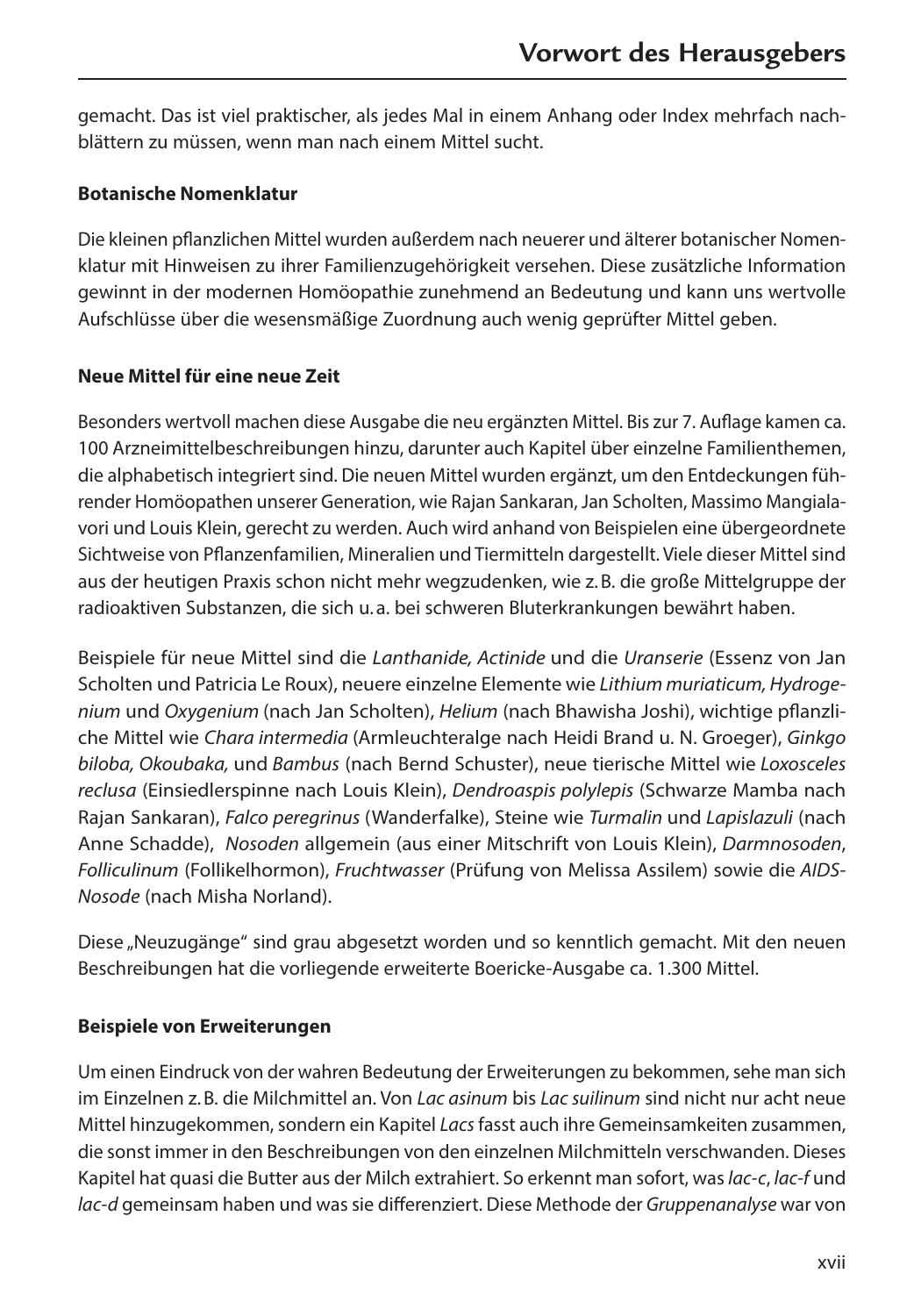gemacht. Das ist viel praktischer, als jedes Mal in einem Anhang oder Index mehrfach nachblättern zu müssen, wenn man nach einem Mittel sucht.

**Botanische Nomenklatur**

Die kleinen pflanzlichen Mittel wurden außerdem nach neuerer und älterer botanischer Nomenklatur mit Hinweisen zu ihrer Familienzugehörigkeit versehen. Diese zusätzliche Information gewinnt in der modernen Homöopathie zunehmend an Bedeutung und kann uns wertvolle Aufschlüsse über die wesensmäßige Zuordnung auch wenig geprüfter Mittel geben.

**Neue Mittel für eine neue Zeit**

Besonders wertvoll machen diese Ausgabe die neu ergänzten Mittel. Bis zur 7. Auflage kamen ca. 100 Arzneimittelbeschreibungen hinzu, darunter auch Kapitel über einzelne Familienthemen, die alphabetisch integriert sind. Die neuen Mittel wurden ergänzt, um den Entdeckungen führender Homöopathen unserer Generation, wie Rajan Sankaran, Jan Scholten, Massimo Mangialavori und Louis Klein, gerecht zu werden. Auch wird anhand von Beispielen eine übergeordnete Sichtweise von Pflanzenfamilien, Mineralien und Tiermitteln dargestellt. Viele dieser Mittel sind aus der heutigen Praxis schon nicht mehr wegzudenken, wie z. B. die große Mittelgruppe der radioaktiven Substanzen, die sich u. a. bei schweren Bluterkrankungen bewährt haben.

Beispiele für neue Mittel sind die *Lanthanide, Actinide* und die *Uranserie* (Essenz von Jan Scholten und Patricia Le Roux), neuere einzelne Elemente wie *Lithium muriaticum, Hydrogenium* und *Oxygenium* (nach Jan Scholten), *Helium* (nach Bhawisha Joshi), wichtige pflanzliche Mittel wie *Chara intermedia* (Armleuchteralge nach Heidi Brand u. N. Groeger), *Ginkgo biloba, Okoubaka,* und *Bambus* (nach Bernd Schuster), neue tierische Mittel wie *Loxosceles reclusa* (Einsiedlerspinne nach Louis Klein), *Dendroaspis polylepis* (Schwarze Mamba nach Rajan Sankaran), *Falco peregrinus* (Wanderfalke), Steine wie *Turmalin* und *Lapislazuli* (nach Anne Schadde), *Nosoden* allgemein (aus einer Mitschrift von Louis Klein), *Darmnosoden*, *Folliculinum* (Follikelhormon), *Fruchtwasser* (Prüfung von Melissa Assilem) sowie die *AIDS-Nosode* (nach Misha Norland).

Diese „Neuzugänge" sind grau abgesetzt worden und so kenntlich gemacht. Mit den neuen Beschreibungen hat die vorliegende erweiterte Boericke-Ausgabe ca. 1.300 Mittel.

**Beispiele von Erweiterungen**

Um einen Eindruck von der wahren Bedeutung der Erweiterungen zu bekommen, sehe man sich im Einzelnen z. B. die Milchmittel an. Von *Lac asinum* bis *Lac suilinum* sind nicht nur acht neue Mittel hinzugekommen, sondern ein Kapitel *Lacs* fasst auch ihre Gemeinsamkeiten zusammen, die sonst immer in den Beschreibungen von den einzelnen Milchmitteln verschwanden. Dieses Kapitel hat quasi die Butter aus der Milch extrahiert. So erkennt man sofort, was *lac-c*, *lac-f* und *lac-d* gemeinsam haben und was sie differenziert. Diese Methode der *Gruppenanalyse* war von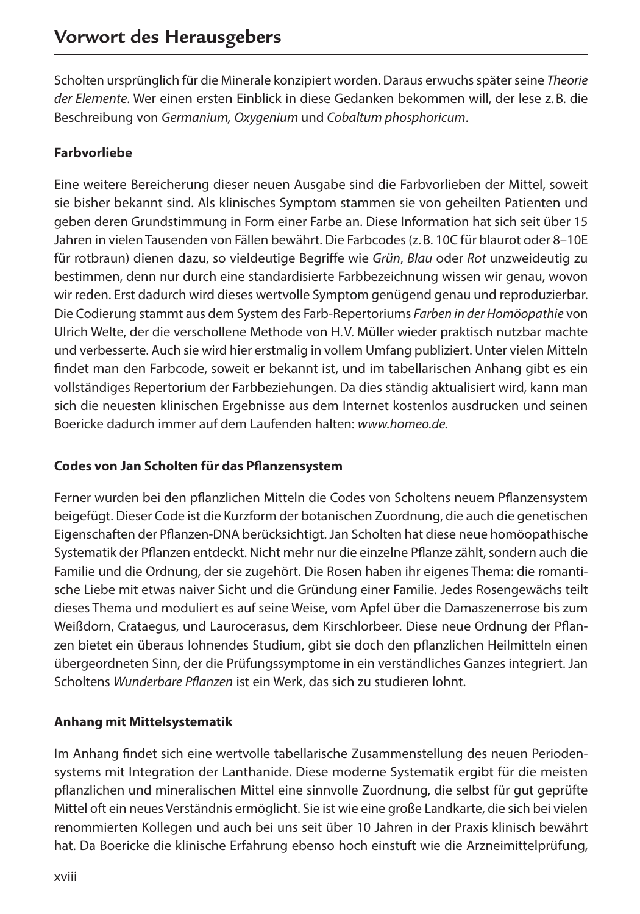Scholten ursprünglich für die Minerale konzipiert worden. Daraus erwuchs später seine *Theorie der Elemente*. Wer einen ersten Einblick in diese Gedanken bekommen will, der lese z. B. die Beschreibung von *Germanium, Oxygenium* und *Cobaltum phosphoricum*.

**Farbvorliebe**

Eine weitere Bereicherung dieser neuen Ausgabe sind die Farbvorlieben der Mittel, soweit sie bisher bekannt sind. Als klinisches Symptom stammen sie von geheilten Patienten und geben deren Grundstimmung in Form einer Farbe an. Diese Information hat sich seit über 15 Jahren in vielen Tausenden von Fällen bewährt. Die Farbcodes (z. B. 10C für blaurot oder 8–10E für rotbraun) dienen dazu, so vieldeutige Begriffe wie *Grün*, *Blau* oder *Rot* unzweideutig zu bestimmen, denn nur durch eine standardisierte Farbbezeichnung wissen wir genau, wovon wir reden. Erst dadurch wird dieses wertvolle Symptom genügend genau und reproduzierbar. Die Codierung stammt aus dem System des Farb-Repertoriums *Farben in der Homöopathie* von Ulrich Welte, der die verschollene Methode von H. V. Müller wieder praktisch nutzbar machte und verbesserte. Auch sie wird hier erstmalig in vollem Umfang publiziert. Unter vielen Mitteln findet man den Farbcode, soweit er bekannt ist, und im tabellarischen Anhang gibt es ein vollständiges Repertorium der Farbbeziehungen. Da dies ständig aktualisiert wird, kann man sich die neuesten klinischen Ergebnisse aus dem Internet kostenlos ausdrucken und seinen Boericke dadurch immer auf dem Laufenden halten: *www.homeo.de*.

**Codes von Jan Scholten für das Pflanzensystem**

Ferner wurden bei den pflanzlichen Mitteln die Codes von Scholtens neuem Pflanzensystem beigefügt. Dieser Code ist die Kurzform der botanischen Zuordnung, die auch die genetischen Eigenschaften der Pflanzen-DNA berücksichtigt. Jan Scholten hat diese neue homöopathische Systematik der Pflanzen entdeckt. Nicht mehr nur die einzelne Pflanze zählt, sondern auch die Familie und die Ordnung, der sie zugehört. Die Rosen haben ihr eigenes Thema: die romantische Liebe mit etwas naiver Sicht und die Gründung einer Familie. Jedes Rosengewächs teilt dieses Thema und moduliert es auf seine Weise, vom Apfel über die Damaszenerrose bis zum Weißdorn, Crataegus, und Laurocerasus, dem Kirschlorbeer. Diese neue Ordnung der Pflanzen bietet ein überaus lohnendes Studium, gibt sie doch den pflanzlichen Heilmitteln einen übergeordneten Sinn, der die Prüfungssymptome in ein verständliches Ganzes integriert. Jan Scholtens *Wunderbare Pflanzen* ist ein Werk, das sich zu studieren lohnt.

**Anhang mit Mittelsystematik**

Im Anhang findet sich eine wertvolle tabellarische Zusammenstellung des neuen Periodensystems mit Integration der Lanthanide. Diese moderne Systematik ergibt für die meisten pflanzlichen und mineralischen Mittel eine sinnvolle Zuordnung, die selbst für gut geprüfte Mittel oft ein neues Verständnis ermöglicht. Sie ist wie eine große Landkarte, die sich bei vielen renommierten Kollegen und auch bei uns seit über 10 Jahren in der Praxis klinisch bewährt hat. Da Boericke die klinische Erfahrung ebenso hoch einstuft wie die Arzneimittelprüfung,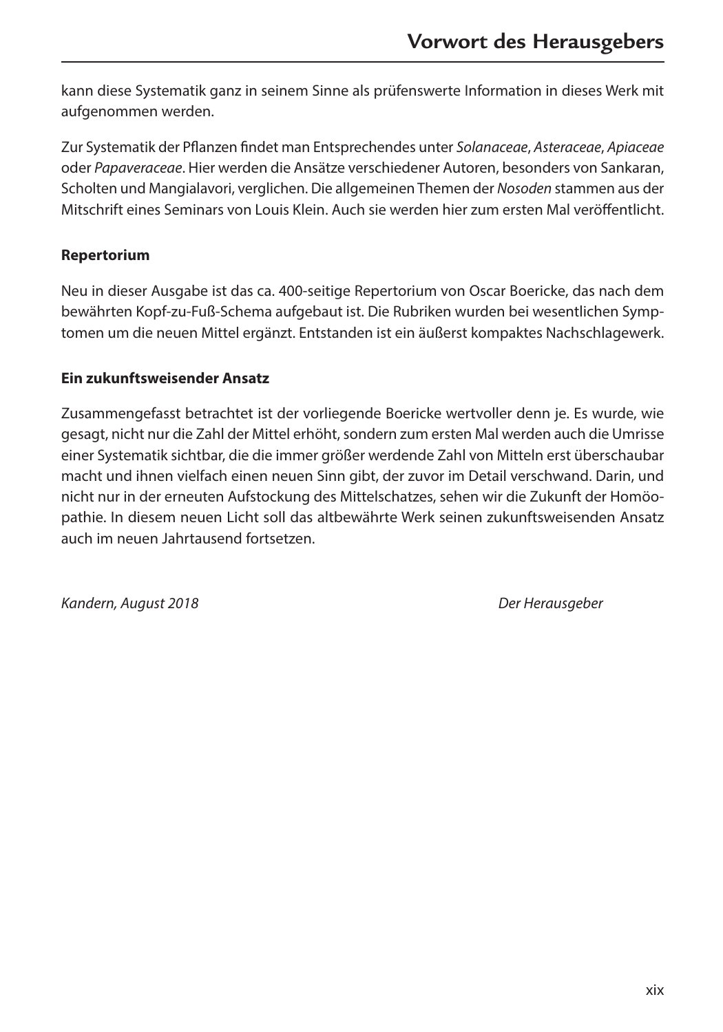kann diese Systematik ganz in seinem Sinne als prüfenswerte Information in dieses Werk mit aufgenommen werden.

Zur Systematik der Pflanzen findet man Entsprechendes unter *Solanaceae*, *Asteraceae*, *Apiaceae* oder *Papaveraceae*. Hier werden die Ansätze verschiedener Autoren, besonders von Sankaran, Scholten und Mangialavori, verglichen. Die allgemeinen Themen der *Nosoden* stammen aus der Mitschrift eines Seminars von Louis Klein. Auch sie werden hier zum ersten Mal veröffentlicht.

**Repertorium**

Neu in dieser Ausgabe ist das ca. 400-seitige Repertorium von Oscar Boericke, das nach dem bewährten Kopf-zu-Fuß-Schema aufgebaut ist. Die Rubriken wurden bei wesentlichen Symptomen um die neuen Mittel ergänzt. Entstanden ist ein äußerst kompaktes Nachschlagewerk.

**Ein zukunftsweisender Ansatz**

Zusammengefasst betrachtet ist der vorliegende Boericke wertvoller denn je. Es wurde, wie gesagt, nicht nur die Zahl der Mittel erhöht, sondern zum ersten Mal werden auch die Umrisse einer Systematik sichtbar, die die immer größer werdende Zahl von Mitteln erst überschaubar macht und ihnen vielfach einen neuen Sinn gibt, der zuvor im Detail verschwand. Darin, und nicht nur in der erneuten Aufstockung des Mittelschatzes, sehen wir die Zukunft der Homöopathie. In diesem neuen Licht soll das altbewährte Werk seinen zukunftsweisenden Ansatz auch im neuen Jahrtausend fortsetzen.

*Kandern, August 2018* *Der Herausgeber*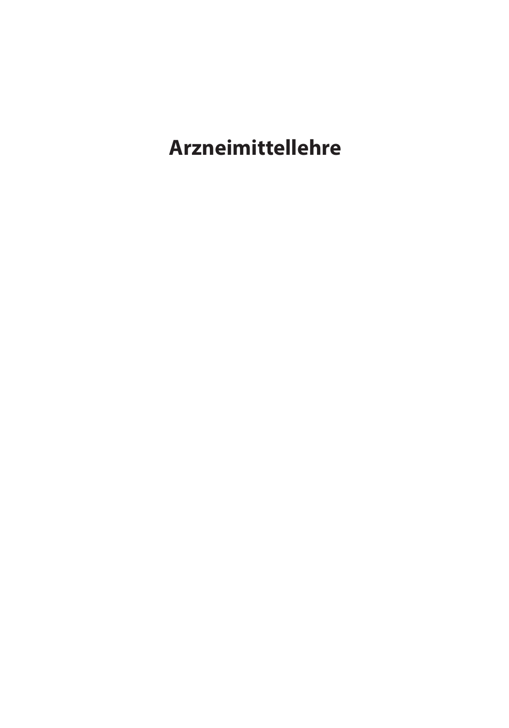# Arzneimittellehre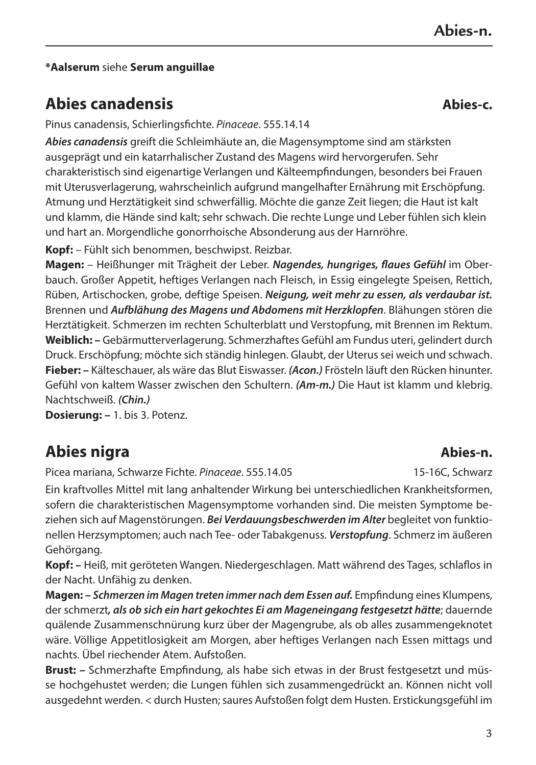**\*Aalserum** siehe **Serum anguillae**

## Abies canadensis **Abies-c.**

Pinus canadensis, Schierlingsfichte. *Pinaceae*. 555.14.14

***Abies canadensis*** greift die Schleimhäute an, die Magensymptome sind am stärksten ausgeprägt und ein katarrhalischer Zustand des Magens wird hervorgerufen. Sehr charakteristisch sind eigenartige Verlangen und Kälteempfindungen, besonders bei Frauen mit Uterusverlagerung, wahrscheinlich aufgrund mangelhafter Ernährung mit Erschöpfung. Atmung und Herztätigkeit sind schwerfällig. Möchte die ganze Zeit liegen; die Haut ist kalt und klamm, die Hände sind kalt; sehr schwach. Die rechte Lunge und Leber fühlen sich klein und hart an. Morgendliche gonorrhoische Absonderung aus der Harnröhre.

**Kopf:** – Fühlt sich benommen, beschwipst. Reizbar.

**Magen:** – Heißhunger mit Trägheit der Leber. ***Nagendes, hungriges, flaues Gefühl*** im Oberbauch. Großer Appetit, heftiges Verlangen nach Fleisch, in Essig eingelegte Speisen, Rettich, Rüben, Artischocken, grobe, deftige Speisen. ***Neigung, weit mehr zu essen, als verdaubar ist.*** Brennen und ***Aufblähung des Magens und Abdomens mit Herzklopfen***. Blähungen stören die Herztätigkeit. Schmerzen im rechten Schulterblatt und Verstopfung, mit Brennen im Rektum.

**Weiblich: –** Gebärmutterverlagerung. Schmerzhaftes Gefühl am Fundus uteri, gelindert durch Druck. Erschöpfung; möchte sich ständig hinlegen. Glaubt, der Uterus sei weich und schwach.

**Fieber: –** Kälteschauer, als wäre das Blut Eiswasser. ***(Acon.)*** Frösteln läuft den Rücken hinunter. Gefühl von kaltem Wasser zwischen den Schultern. ***(Am-m.)*** Die Haut ist klamm und klebrig. Nachtschweiß. ***(Chin.)***

**Dosierung: –** 1. bis 3. Potenz.

## Abies nigra **Abies-n.**

Picea mariana, Schwarze Fichte. *Pinaceae*. 555.14.05 — 15-16C, Schwarz

Ein kraftvolles Mittel mit lang anhaltender Wirkung bei unterschiedlichen Krankheitsformen, sofern die charakteristischen Magensymptome vorhanden sind. Die meisten Symptome beziehen sich auf Magenstörungen. ***Bei Verdauungsbeschwerden im Alter*** begleitet von funktionellen Herzsymptomen; auch nach Tee- oder Tabakgenuss. ***Verstopfung***. Schmerz im äußeren Gehörgang.

**Kopf: –** Heiß, mit geröteten Wangen. Niedergeschlagen. Matt während des Tages, schlaflos in der Nacht. Unfähig zu denken.

**Magen: –** ***Schmerzen im Magen treten immer nach dem Essen auf.*** Empfindung eines Klumpens, der schmerzt***, als ob sich ein hart gekochtes Ei am Mageneingang festgesetzt hätte***; dauernde quälende Zusammenschnürung kurz über der Magengrube, als ob alles zusammengeknotet wäre. Völlige Appetitlosigkeit am Morgen, aber heftiges Verlangen nach Essen mittags und nachts. Übel riechender Atem. Aufstoßen.

**Brust: –** Schmerzhafte Empfindung, als habe sich etwas in der Brust festgesetzt und müsse hochgehustet werden; die Lungen fühlen sich zusammengedrückt an. Können nicht voll ausgedehnt werden. < durch Husten; saures Aufstoßen folgt dem Husten. Erstickungsgefühl im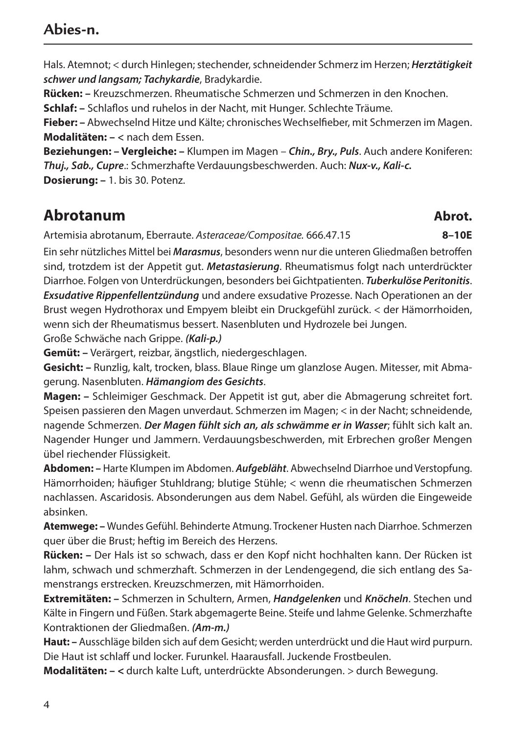Hals. Atemnot; < durch Hinlegen; stechender, schneidender Schmerz im Herzen; ***Herztätigkeit schwer und langsam; Tachykardie***, Bradykardie.

**Rücken: –** Kreuzschmerzen. Rheumatische Schmerzen und Schmerzen in den Knochen.

**Schlaf: –** Schlaflos und ruhelos in der Nacht, mit Hunger. Schlechte Träume.

**Fieber: –** Abwechselnd Hitze und Kälte; chronisches Wechselfieber, mit Schmerzen im Magen.

**Modalitäten: –** < nach dem Essen.

**Beziehungen: – Vergleiche: –** Klumpen im Magen – ***Chin., Bry., Puls***. Auch andere Koniferen: ***Thuj., Sab., Cupre***.: Schmerzhafte Verdauungsbeschwerden. Auch: ***Nux-v., Kali-c.***

**Dosierung: –** 1. bis 30. Potenz.

## Abrotanum Abrot.

Artemisia abrotanum, Eberraute. *Asteraceae/Compositae.* 666.47.15 **8–10E**

Ein sehr nützliches Mittel bei ***Marasmus***, besonders wenn nur die unteren Gliedmaßen betroffen sind, trotzdem ist der Appetit gut. ***Metastasierung***. Rheumatismus folgt nach unterdrückter Diarrhoe. Folgen von Unterdrückungen, besonders bei Gichtpatienten. ***Tuberkulöse Peritonitis***. ***Exsudative Rippenfellentzündung*** und andere exsudative Prozesse. Nach Operationen an der Brust wegen Hydrothorax und Empyem bleibt ein Druckgefühl zurück. < der Hämorrhoiden, wenn sich der Rheumatismus bessert. Nasenbluten und Hydrozele bei Jungen.

Große Schwäche nach Grippe. ***(Kali-p.)***

**Gemüt: –** Verärgert, reizbar, ängstlich, niedergeschlagen.

**Gesicht: –** Runzlig, kalt, trocken, blass. Blaue Ringe um glanzlose Augen. Mitesser, mit Abmagerung. Nasenbluten. ***Hämangiom des Gesichts***.

**Magen: –** Schleimiger Geschmack. Der Appetit ist gut, aber die Abmagerung schreitet fort. Speisen passieren den Magen unverdaut. Schmerzen im Magen; < in der Nacht; schneidende, nagende Schmerzen. ***Der Magen fühlt sich an, als schwämme er in Wasser***; fühlt sich kalt an. Nagender Hunger und Jammern. Verdauungsbeschwerden, mit Erbrechen großer Mengen übel riechender Flüssigkeit.

**Abdomen: –** Harte Klumpen im Abdomen. ***Aufgebläht***. Abwechselnd Diarrhoe und Verstopfung. Hämorrhoiden; häufiger Stuhldrang; blutige Stühle; < wenn die rheumatischen Schmerzen nachlassen. Ascaridosis. Absonderungen aus dem Nabel. Gefühl, als würden die Eingeweide absinken.

**Atemwege: –** Wundes Gefühl. Behinderte Atmung. Trockener Husten nach Diarrhoe. Schmerzen quer über die Brust; heftig im Bereich des Herzens.

**Rücken: –** Der Hals ist so schwach, dass er den Kopf nicht hochhalten kann. Der Rücken ist lahm, schwach und schmerzhaft. Schmerzen in der Lendengegend, die sich entlang des Samenstrangs erstrecken. Kreuzschmerzen, mit Hämorrhoiden.

**Extremitäten: –** Schmerzen in Schultern, Armen, ***Handgelenken*** und ***Knöcheln***. Stechen und Kälte in Fingern und Füßen. Stark abgemagerte Beine. Steife und lahme Gelenke. Schmerzhafte Kontraktionen der Gliedmaßen. ***(Am-m.)***

**Haut: –** Ausschläge bilden sich auf dem Gesicht; werden unterdrückt und die Haut wird purpurn. Die Haut ist schlaff und locker. Furunkel. Haarausfall. Juckende Frostbeulen.

**Modalitäten: – <** durch kalte Luft, unterdrückte Absonderungen. > durch Bewegung.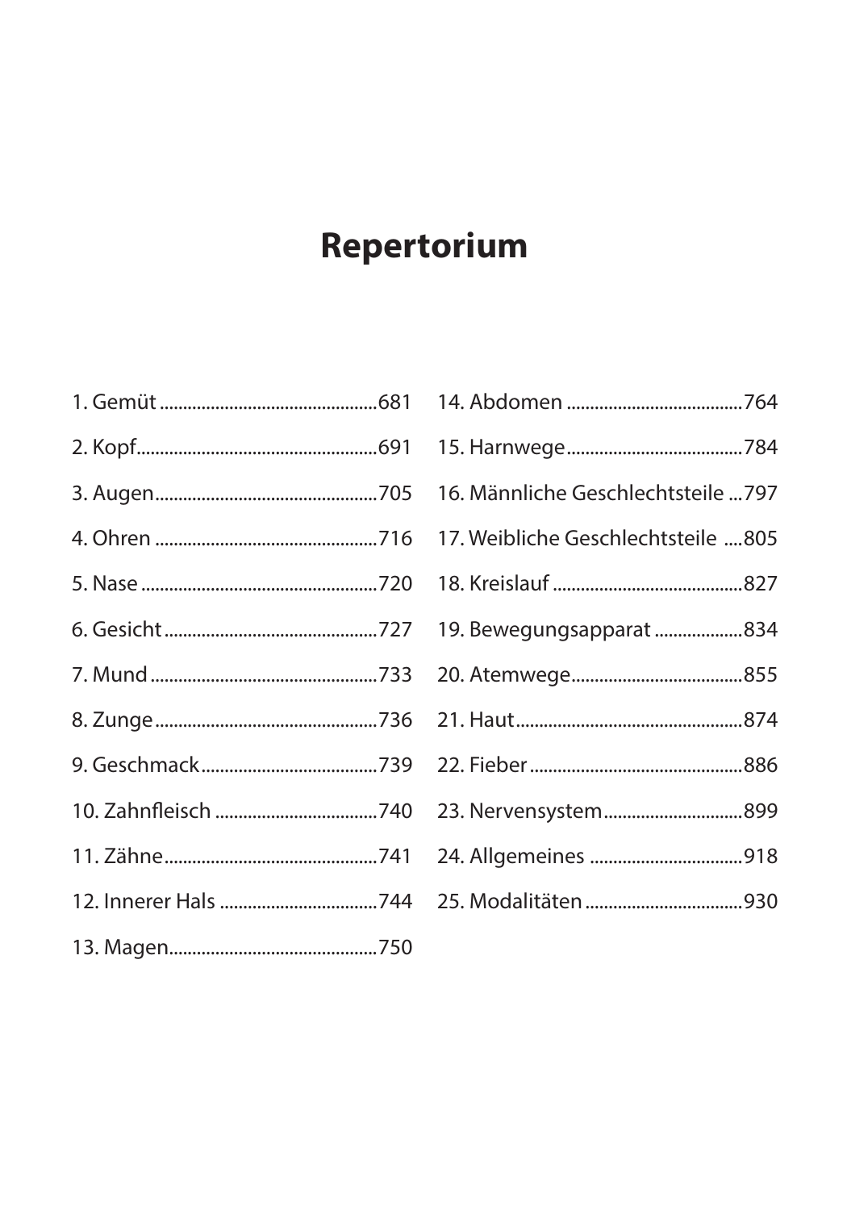# Repertorium

1. Gemüt ... 681
2. Kopf ... 691
3. Augen ... 705
4. Ohren ... 716
5. Nase ... 720
6. Gesicht ... 727
7. Mund ... 733
8. Zunge ... 736
9. Geschmack ... 739
10. Zahnfleisch ... 740
11. Zähne ... 741
12. Innerer Hals ... 744
13. Magen ... 750
14. Abdomen ... 764
15. Harnwege ... 784
16. Männliche Geschlechtsteile ... 797
17. Weibliche Geschlechtsteile ... 805
18. Kreislauf ... 827
19. Bewegungsapparat ... 834
20. Atemwege ... 855
21. Haut ... 874
22. Fieber ... 886
23. Nervensystem ... 899
24. Allgemeines ... 918
25. Modalitäten ... 930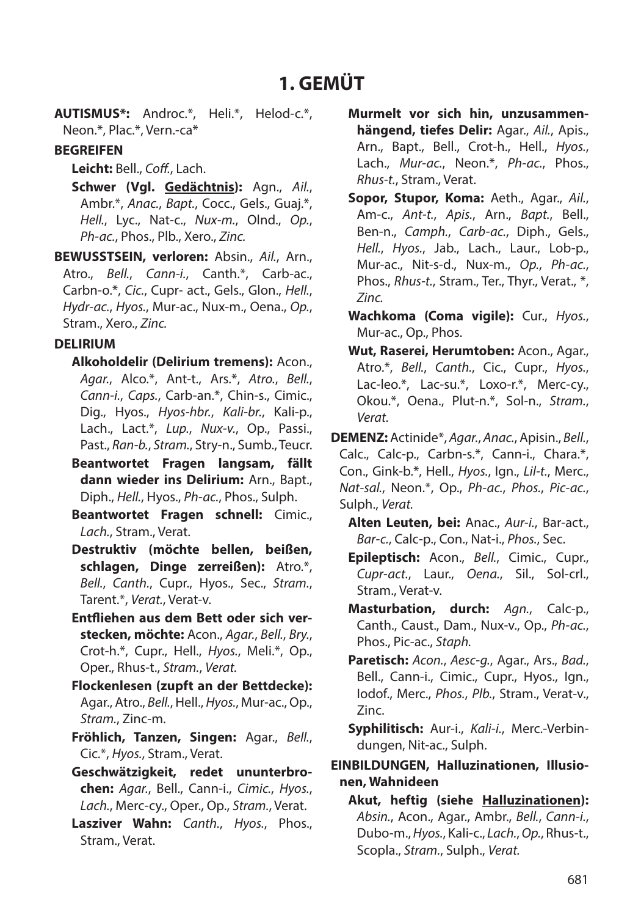# 1. GEMÜT

**AUTISMUS*:** Androc.*, Heli.*, Helod-c.*, Neon.*, Plac.*, Vern.-ca*

**BEGREIFEN**

**Leicht:** Bell., *Coff.*, Lach.

**Schwer (Vgl. Gedächtnis):** Agn., *Ail.*, Ambr.*, *Anac.*, *Bapt.*, Cocc., Gels., Guaj.*, *Hell.*, Lyc., Nat-c., *Nux-m.*, Olnd., *Op.*, *Ph-ac.*, Phos., Plb., Xero., *Zinc.*

**BEWUSSTSEIN, verloren:** Absin., *Ail.*, Arn., Atro., *Bell.*, *Cann-i.*, Canth.*, Carb-ac., Carbn-o.*, *Cic.*, Cupr- act., Gels., Glon., *Hell.*, *Hydr-ac.*, *Hyos.*, Mur-ac., Nux-m., Oena., *Op.*, Stram., Xero., *Zinc.*

**DELIRIUM**

**Alkoholdelir (Delirium tremens):** Acon., *Agar.*, Alco.*, Ant-t., Ars.*, *Atro.*, *Bell.*, *Cann-i.*, *Caps.*, Carb-an.*, Chin-s., Cimic., Dig., Hyos., *Hyos-hbr.*, *Kali-br.*, Kali-p., Lach., Lact.*, *Lup.*, *Nux-v.*, Op., Passi., Past., *Ran-b.*, *Stram.*, Stry-n., Sumb., Teucr.

**Beantwortet Fragen langsam, fällt dann wieder ins Delirium:** Arn., Bapt., Diph., *Hell.*, Hyos., *Ph-ac.*, Phos., Sulph.

**Beantwortet Fragen schnell:** Cimic., *Lach.*, Stram., Verat.

**Destruktiv (möchte bellen, beißen, schlagen, Dinge zerreißen):** Atro.*, *Bell.*, *Canth.*, Cupr., Hyos., Sec., *Stram.*, Tarent.*, *Verat.*, Verat-v.

**Entfliehen aus dem Bett oder sich verstecken, möchte:** Acon., *Agar.*, *Bell.*, *Bry.*, Crot-h.*, Cupr., Hell., *Hyos.*, Meli.*, Op., Oper., Rhus-t., *Stram.*, *Verat.*

**Flockenlesen (zupft an der Bettdecke):** Agar., Atro., *Bell.*, Hell., *Hyos.*, Mur-ac., Op., *Stram.*, Zinc-m.

**Fröhlich, Tanzen, Singen:** Agar., *Bell.*, Cic.*, *Hyos.*, Stram., Verat.

**Geschwätzigkeit, redet ununterbrochen:** *Agar.*, Bell., Cann-i., *Cimic.*, *Hyos.*, *Lach.*, Merc-cy., Oper., Op., *Stram.*, Verat.

**Lasziver Wahn:** *Canth.*, *Hyos.*, Phos., Stram., Verat.

**Murmelt vor sich hin, unzusammenhängend, tiefes Delir:** Agar., *Ail.*, Apis., Arn., Bapt., Bell., Crot-h., Hell., *Hyos.*, Lach., *Mur-ac.*, Neon.*, *Ph-ac.*, Phos., *Rhus-t.*, Stram., Verat.

**Sopor, Stupor, Koma:** Aeth., Agar., *Ail.*, Am-c., *Ant-t.*, *Apis.*, Arn., *Bapt.*, Bell., Ben-n., *Camph.*, *Carb-ac.*, Diph., Gels., *Hell.*, *Hyos.*, Jab., Lach., Laur., Lob-p., Mur-ac., Nit-s-d., Nux-m., *Op.*, *Ph-ac.*, Phos., *Rhus-t.*, Stram., Ter., Thyr., Verat., *, *Zinc.*

**Wachkoma (Coma vigile):** Cur., *Hyos.*, Mur-ac., Op., Phos.

**Wut, Raserei, Herumtoben:** Acon., Agar., Atro.*, *Bell.*, *Canth.*, Cic., Cupr., *Hyos.*, Lac-leo.*, Lac-su.*, Loxo-r.*, Merc-cy., Okou.*, Oena., Plut-n.*, Sol-n., *Stram.*, *Verat.*

**DEMENZ:** Actinide*, *Agar.*, *Anac.*, Apisin., *Bell.*, Calc., Calc-p., Carbn-s.*, Cann-i., Chara.*, Con., Gink-b.*, Hell., *Hyos.*, Ign., *Lil-t.*, Merc., *Nat-sal.*, Neon.*, Op., *Ph-ac.*, *Phos.*, *Pic-ac.*, Sulph., *Verat.*

**Alten Leuten, bei:** Anac., *Aur-i.*, Bar-act., *Bar-c.*, Calc-p., Con., Nat-i., *Phos.*, Sec.

**Epileptisch:** Acon., *Bell.*, Cimic., Cupr., *Cupr-act.*, Laur., *Oena.*, Sil., Sol-crl., Stram., Verat-v.

**Masturbation, durch:** *Agn.*, Calc-p., Canth., Caust., Dam., Nux-v., Op., *Ph-ac.*, Phos., Pic-ac., *Staph.*

**Paretisch:** *Acon.*, *Aesc-g.*, Agar., Ars., *Bad.*, Bell., Cann-i., Cimic., Cupr., Hyos., Ign., Iodof., Merc., *Phos.*, *Plb.*, Stram., Verat-v., Zinc.

**Syphilitisch:** Aur-i., *Kali-i.*, Merc.-Verbindungen, Nit-ac., Sulph.

**EINBILDUNGEN, Halluzinationen, Illusionen, Wahnideen**

**Akut, heftig (siehe Halluzinationen):** *Absin.*, Acon., Agar., Ambr., *Bell.*, *Cann-i.*, Dubo-m., *Hyos.*, Kali-c., *Lach.*, *Op.*, Rhus-t., Scopla., *Stram.*, Sulph., *Verat.*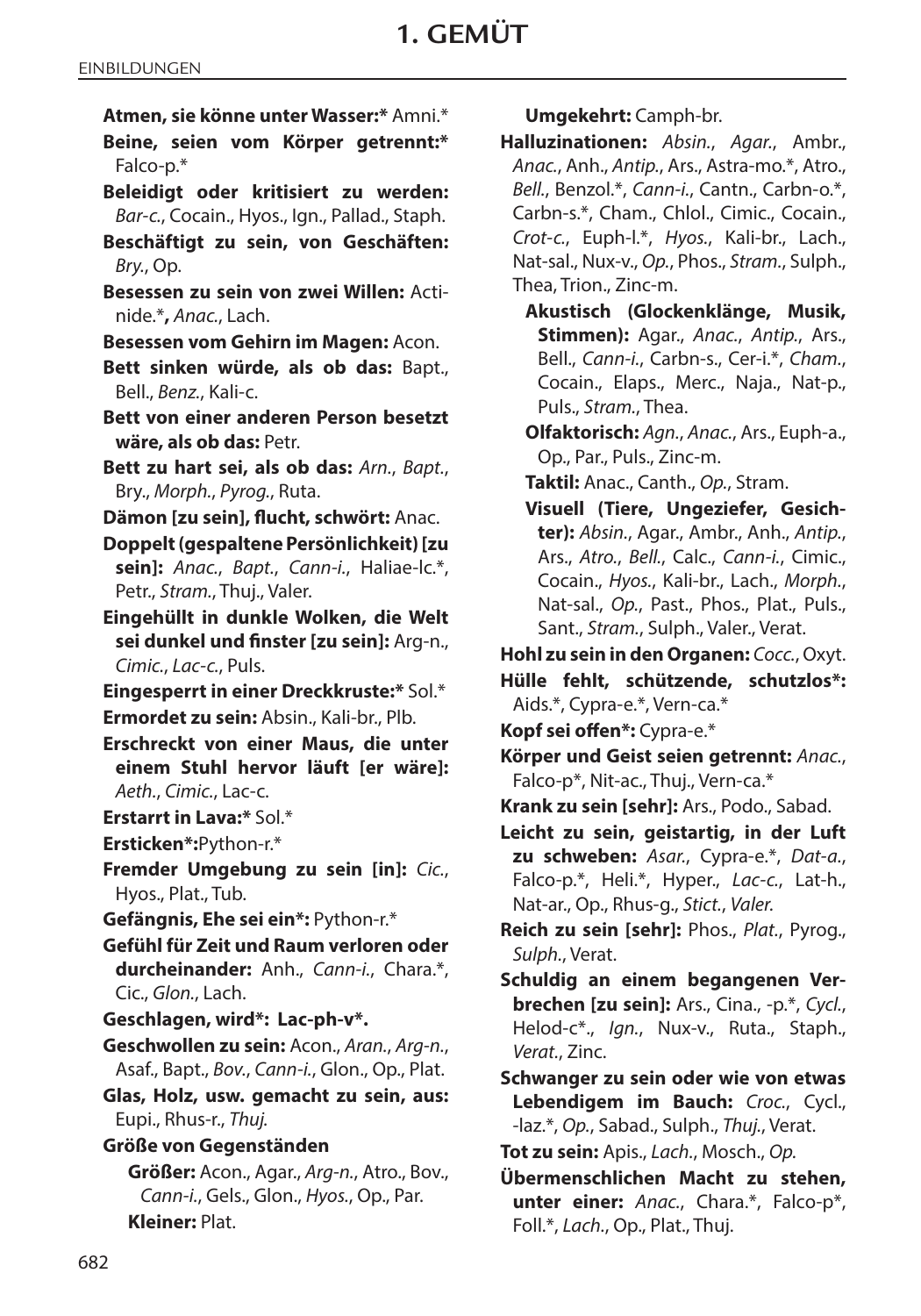# 1. GEMÜT

EINBILDUNGEN

**Atmen, sie könne unter Wasser:*** Amni.*

**Beine, seien vom Körper getrennt:*** Falco-p.*

**Beleidigt oder kritisiert zu werden:** *Bar-c.*, Cocain., Hyos., Ign., Pallad., Staph.

**Beschäftigt zu sein, von Geschäften:** *Bry.*, Op.

**Besessen zu sein von zwei Willen:** Actinide.***,** *Anac.*, Lach.

**Besessen vom Gehirn im Magen:** Acon.

**Bett sinken würde, als ob das:** Bapt., Bell., *Benz.*, Kali-c.

**Bett von einer anderen Person besetzt wäre, als ob das:** Petr.

**Bett zu hart sei, als ob das:** *Arn.*, *Bapt.*, Bry., *Morph.*, *Pyrog.*, Ruta.

**Dämon [zu sein], flucht, schwört:** Anac.

**Doppelt (gespaltene Persönlichkeit) [zu sein]:** *Anac.*, *Bapt.*, *Cann-i.*, Haliae-lc.*, Petr., *Stram.*, Thuj., Valer.

**Eingehüllt in dunkle Wolken, die Welt sei dunkel und finster [zu sein]:** Arg-n., *Cimic.*, *Lac-c.*, Puls.

**Eingesperrt in einer Dreckkruste:*** Sol.*

**Ermordet zu sein:** Absin., Kali-br., Plb.

**Erschreckt von einer Maus, die unter einem Stuhl hervor läuft [er wäre]:** *Aeth.*, *Cimic.*, Lac-c.

**Erstarrt in Lava:*** Sol.*

**Ersticken*:**Python-r.*

**Fremder Umgebung zu sein [in]:** *Cic.*, Hyos., Plat., Tub.

**Gefängnis, Ehe sei ein*:** Python-r.*

**Gefühl für Zeit und Raum verloren oder durcheinander:** Anh., *Cann-i.*, Chara.*, Cic., *Glon.*, Lach.

**Geschlagen, wird*: Lac-ph-v*.**

**Geschwollen zu sein:** Acon., *Aran.*, *Arg-n.*, Asaf., Bapt., *Bov.*, *Cann-i.*, Glon., Op., Plat.

**Glas, Holz, usw. gemacht zu sein, aus:** Eupi., Rhus-r., *Thuj.*

**Größe von Gegenständen**

- **Größer:** Acon., Agar., *Arg-n.*, Atro., Bov., *Cann-i.*, Gels., Glon., *Hyos.*, Op., Par.
- **Kleiner:** Plat.
- **Umgekehrt:** Camph-br.

**Halluzinationen:** *Absin.*, *Agar.*, Ambr., *Anac.*, Anh., *Antip.*, Ars., Astra-mo.*, Atro., *Bell.*, Benzol.*, *Cann-i.*, Cantn., Carbn-o.*, Carbn-s.*, Cham., Chlol., Cimic., Cocain., *Crot-c.*, Euph-l.*, *Hyos.*, Kali-br., Lach., Nat-sal., Nux-v., *Op.*, Phos., *Stram.*, Sulph., Thea, Trion., Zinc-m.

- **Akustisch (Glockenklänge, Musik, Stimmen):** Agar., *Anac.*, *Antip.*, Ars., Bell., *Cann-i.*, Carbn-s., Cer-i.*, *Cham.*, Cocain., Elaps., Merc., Naja., Nat-p., Puls., *Stram.*, Thea.
- **Olfaktorisch:** *Agn.*, *Anac.*, Ars., Euph-a., Op., Par., Puls., Zinc-m.
- **Taktil:** Anac., Canth., *Op.*, Stram.
- **Visuell (Tiere, Ungeziefer, Gesichter):** *Absin.*, Agar., Ambr., Anh., *Antip.*, Ars., *Atro.*, *Bell.*, Calc., *Cann-i.*, Cimic., Cocain., *Hyos.*, Kali-br., Lach., *Morph.*, Nat-sal., *Op.*, Past., Phos., Plat., Puls., Sant., *Stram.*, Sulph., Valer., Verat.

**Hohl zu sein in den Organen:** *Cocc.*, Oxyt.

**Hülle fehlt, schützende, schutzlos*:** Aids.*, Cypra-e.*, Vern-ca.*

**Kopf sei offen*:** Cypra-e.*

**Körper und Geist seien getrennt:** *Anac.*, Falco-p*, Nit-ac., Thuj., Vern-ca.*

**Krank zu sein [sehr]:** Ars., Podo., Sabad.

**Leicht zu sein, geistartig, in der Luft zu schweben:** *Asar.*, Cypra-e.*, *Dat-a.*, Falco-p.*, Heli.*, Hyper., *Lac-c.*, Lat-h., Nat-ar., Op., Rhus-g., *Stict.*, *Valer.*

**Reich zu sein [sehr]:** Phos., *Plat.*, Pyrog., *Sulph.*, Verat.

**Schuldig an einem begangenen Verbrechen [zu sein]:** Ars., Cina., -p.*, *Cycl.*, Helod-c*., *Ign.*, Nux-v., Ruta., Staph., *Verat.*, Zinc.

**Schwanger zu sein oder wie von etwas Lebendigem im Bauch:** *Croc.*, Cycl., -laz.*, *Op.*, Sabad., Sulph., *Thuj.*, Verat.

**Tot zu sein:** Apis., *Lach.*, Mosch., *Op.*

**Übermenschlichen Macht zu stehen, unter einer:** *Anac.*, Chara.*, Falco-p*, Foll.*, *Lach.*, Op., Plat., Thuj.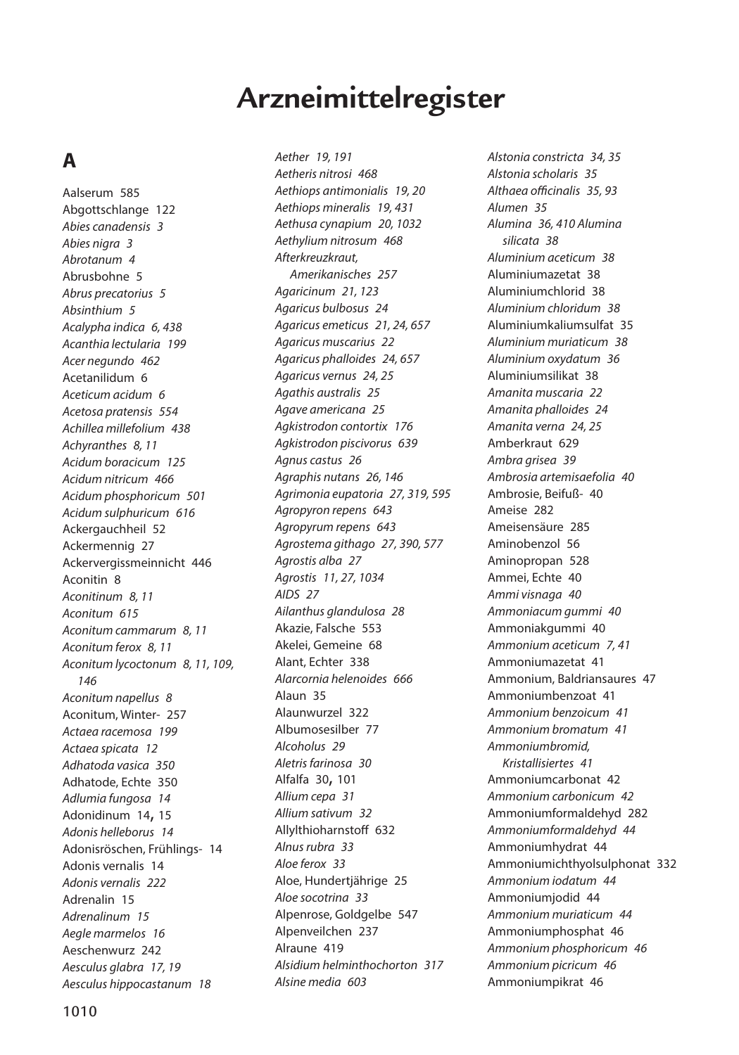# Arzneimittelregister

## A

Aalserum 585
Abgottschlange 122
*Abies canadensis 3*
*Abies nigra 3*
*Abrotanum 4*
Abrusbohne 5
*Abrus precatorius 5*
*Absinthium 5*
*Acalypha indica 6, 438*
*Acanthia lectularia 199*
*Acer negundo 462*
Acetanilidum 6
*Aceticum acidum 6*
*Acetosa pratensis 554*
*Achillea millefolium 438*
*Achyranthes 8, 11*
*Acidum boracicum 125*
*Acidum nitricum 466*
*Acidum phosphoricum 501*
*Acidum sulphuricum 616*
Ackergauchheil 52
Ackermennig 27
Ackervergissmeinnicht 446
Aconitin 8
*Aconitinum 8, 11*
*Aconitum 615*
*Aconitum cammarum 8, 11*
*Aconitum ferox 8, 11*
*Aconitum lycoctonum 8, 11, 109, 146*
*Aconitum napellus 8*
Aconitum, Winter- 257
*Actaea racemosa 199*
*Actaea spicata 12*
*Adhatoda vasica 350*
Adhatode, Echte 350
*Adlumia fungosa 14*
Adonidinum 14**,** 15
*Adonis helleborus 14*
Adonisröschen, Frühlings- 14
Adonis vernalis 14
*Adonis vernalis 222*
Adrenalin 15
*Adrenalinum 15*
*Aegle marmelos 16*
Aeschenwurz 242
*Aesculus glabra 17, 19*
*Aesculus hippocastanum 18*
*Aether 19, 191*
*Aetheris nitrosi 468*
*Aethiops antimonialis 19, 20*
*Aethiops mineralis 19, 431*
*Aethusa cynapium 20, 1032*
*Aethylium nitrosum 468*
*Afterkreuzkraut, Amerikanisches 257*
*Agaricinum 21, 123*
*Agaricus bulbosus 24*
*Agaricus emeticus 21, 24, 657*
*Agaricus muscarius 22*
*Agaricus phalloides 24, 657*
*Agaricus vernus 24, 25*
*Agathis australis 25*
*Agave americana 25*
*Agkistrodon contortix 176*
*Agkistrodon piscivorus 639*
*Agnus castus 26*
*Agraphis nutans 26, 146*
*Agrimonia eupatoria 27, 319, 595*
*Agropyron repens 643*
*Agropyrum repens 643*
*Agrostema githago 27, 390, 577*
*Agrostis alba 27*
*Agrostis 11, 27, 1034*
*AIDS 27*
*Ailanthus glandulosa 28*
Akazie, Falsche 553
Akelei, Gemeine 68
Alant, Echter 338
*Alarcornia helenoides 666*
Alaun 35
Alaunwurzel 322
Albumosesilber 77
*Alcoholus 29*
*Aletris farinosa 30*
Alfalfa 30**,** 101
*Allium cepa 31*
*Allium sativum 32*
Allylthioharnstoff 632
*Alnus rubra 33*
*Aloe ferox 33*
Aloe, Hundertjährige 25
*Aloe socotrina 33*
Alpenrose, Goldgelbe 547
Alpenveilchen 237
Alraune 419
*Alsidium helminthochorton 317*
*Alsine media 603*
*Alstonia constricta 34, 35*
*Alstonia scholaris 35*
*Althaea officinalis 35, 93*
*Alumen 35*
*Alumina 36, 410 Alumina silicata 38*
*Aluminium aceticum 38*
Aluminiumazetat 38
Aluminiumchlorid 38
*Aluminium chloridum 38*
Aluminiumkaliumsulfat 35
*Aluminium muriaticum 38*
*Aluminium oxydatum 36*
Aluminiumsilikat 38
*Amanita muscaria 22*
*Amanita phalloides 24*
*Amanita verna 24, 25*
Amberkraut 629
*Ambra grisea 39*
*Ambrosia artemisaefolia 40*
Ambrosie, Beifuß- 40
Ameise 282
Ameisensäure 285
Aminobenzol 56
Aminopropan 528
Ammei, Echte 40
*Ammi visnaga 40*
*Ammoniacum gummi 40*
Ammoniakgummi 40
*Ammonium aceticum 7, 41*
Ammoniumazetat 41
Ammonium, Baldriansaures 47
Ammoniumbenzoat 41
*Ammonium benzoicum 41*
*Ammonium bromatum 41*
*Ammoniumbromid, Kristallisiertes 41*
Ammoniumcarbonat 42
*Ammonium carbonicum 42*
Ammoniumformaldehyd 282
*Ammoniumformaldehyd 44*
Ammoniumhydrat 44
Ammoniumichthyolsulphonat 332
*Ammonium iodatum 44*
Ammoniumjodid 44
*Ammonium muriaticum 44*
Ammoniumphosphat 46
*Ammonium phosphoricum 46*
*Ammonium picricum 46*
Ammoniumpikrat 46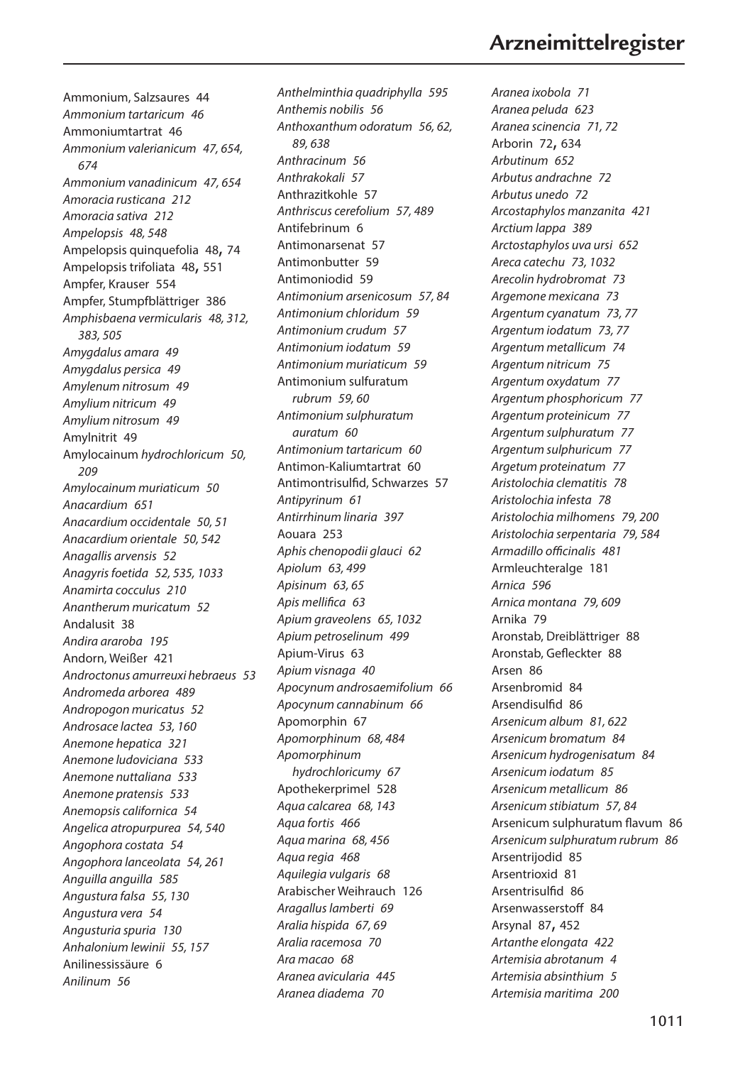# Arzneimittelregister

Ammonium, Salzsaures 44
*Ammonium tartaricum 46*
Ammoniumtartrat 46
*Ammonium valerianicum 47, 654, 674*
*Ammonium vanadinicum 47, 654*
*Amoracia rusticana 212*
*Amoracia sativa 212*
*Ampelopsis 48, 548*
Ampelopsis quinquefolia 48, 74
Ampelopsis trifoliata 48, 551
Ampfer, Krauser 554
Ampfer, Stumpfblättriger 386
*Amphisbaena vermicularis 48, 312, 383, 505*
*Amygdalus amara 49*
*Amygdalus persica 49*
*Amylenum nitrosum 49*
*Amylium nitricum 49*
*Amylium nitrosum 49*
Amylnitrit 49
Amylocainum *hydrochloricum 50, 209*
*Amylocainum muriaticum 50*
*Anacardium 651*
*Anacardium occidentale 50, 51*
*Anacardium orientale 50, 542*
*Anagallis arvensis 52*
*Anagyris foetida 52, 535, 1033*
*Anamirta cocculus 210*
*Anantherum muricatum 52*
Andalusit 38
*Andira araroba 195*
Andorn, Weißer 421
*Androctonus amurreuxi hebraeus 53*
*Andromeda arborea 489*
*Andropogon muricatus 52*
*Androsace lactea 53, 160*
*Anemone hepatica 321*
*Anemone ludoviciana 533*
*Anemone nuttaliana 533*
*Anemone pratensis 533*
*Anemopsis californica 54*
*Angelica atropurpurea 54, 540*
*Angophora costata 54*
*Angophora lanceolata 54, 261*
*Anguilla anguilla 585*
*Angustura falsa 55, 130*
*Angustura vera 54*
*Angusturia spuria 130*
*Anhalonium lewinii 55, 157*
Anilinessissäure 6
*Anilinum 56*
*Anthelminthia quadriphylla 595*
*Anthemis nobilis 56*
*Anthoxanthum odoratum 56, 62, 89, 638*
*Anthracinum 56*
*Anthrakokali 57*
Anthrazitkohle 57
*Anthriscus cerefolium 57, 489*
Antifebrinum 6
Antimonarsenat 57
Antimonbutter 59
Antimoniodid 59
*Antimonium arsenicosum 57, 84*
*Antimonium chloridum 59*
*Antimonium crudum 57*
*Antimonium iodatum 59*
*Antimonium muriaticum 59*
Antimonium sulfuratum *rubrum 59, 60*
*Antimonium sulphuratum auratum 60*
*Antimonium tartaricum 60*
Antimon-Kaliumtartrat 60
Antimontrisulfid, Schwarzes 57
*Antipyrinum 61*
*Antirrhinum linaria 397*
Aouara 253
*Aphis chenopodii glauci 62*
*Apiolum 63, 499*
*Apisinum 63, 65*
*Apis mellifica 63*
*Apium graveolens 65, 1032*
*Apium petroselinum 499*
Apium-Virus 63
*Apium visnaga 40*
*Apocynum androsaemifolium 66*
*Apocynum cannabinum 66*
Apomorphin 67
*Apomorphinum 68, 484*
*Apomorphinum hydrochloricumy 67*
Apothekerprimel 528
*Aqua calcarea 68, 143*
*Aqua fortis 466*
*Aqua marina 68, 456*
*Aqua regia 468*
*Aquilegia vulgaris 68*
Arabischer Weihrauch 126
*Aragallus lamberti 69*
*Aralia hispida 67, 69*
*Aralia racemosa 70*
*Ara macao 68*
*Aranea avicularia 445*
*Aranea diadema 70*
*Aranea ixobola 71*
*Aranea peluda 623*
*Aranea scinencia 71, 72*
Arborin 72, 634
*Arbutinum 652*
*Arbutus andrachne 72*
*Arbutus unedo 72*
*Arcostaphylos manzanita 421*
*Arctium lappa 389*
*Arctostaphylos uva ursi 652*
*Areca catechu 73, 1032*
*Arecolin hydrobromat 73*
*Argemone mexicana 73*
*Argentum cyanatum 73, 77*
*Argentum iodatum 73, 77*
*Argentum metallicum 74*
*Argentum nitricum 75*
*Argentum oxydatum 77*
*Argentum phosphoricum 77*
*Argentum proteinicum 77*
*Argentum sulphuratum 77*
*Argentum sulphuricum 77*
*Argetum proteinatum 77*
*Aristolochia clematitis 78*
*Aristolochia infesta 78*
*Aristolochia milhomens 79, 200*
*Aristolochia serpentaria 79, 584*
*Armadillo officinalis 481*
Armleuchteralge 181
*Arnica 596*
*Arnica montana 79, 609*
Arnika 79
Aronstab, Dreiblättriger 88
Aronstab, Gefleckter 88
Arsen 86
Arsenbromid 84
Arsendisulfid 86
*Arsenicum album 81, 622*
*Arsenicum bromatum 84*
*Arsenicum hydrogenisatum 84*
*Arsenicum iodatum 85*
*Arsenicum metallicum 86*
*Arsenicum stibiatum 57, 84*
Arsenicum sulphuratum flavum 86
*Arsenicum sulphuratum rubrum 86*
Arsentrijodid 85
Arsentrioxid 81
Arsentrisulfid 86
Arsenwasserstoff 84
Arsynal 87, 452
*Artanthe elongata 422*
*Artemisia abrotanum 4*
*Artemisia absinthium 5*
*Artemisia maritima 200*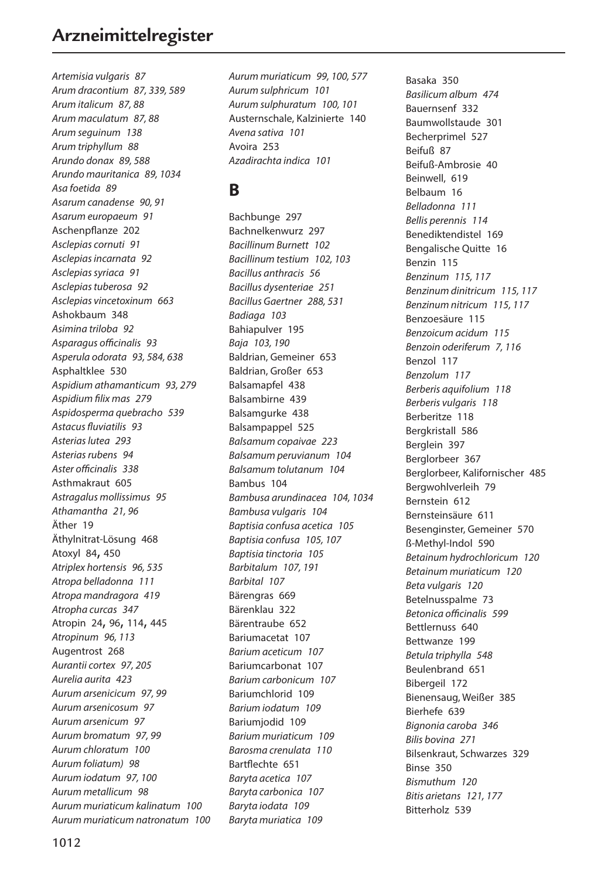# Arzneimittelregister

*Artemisia vulgaris 87*
*Arum dracontium 87, 339, 589*
*Arum italicum 87, 88*
*Arum maculatum 87, 88*
*Arum seguinum 138*
*Arum triphyllum 88*
*Arundo donax 89, 588*
*Arundo mauritanica 89, 1034*
*Asa foetida 89*
*Asarum canadense 90, 91*
*Asarum europaeum 91*
Aschenpflanze 202
*Asclepias cornuti 91*
*Asclepias incarnata 92*
*Asclepias syriaca 91*
*Asclepias tuberosa 92*
*Asclepias vincetoxinum 663*
Ashokbaum 348
*Asimina triloba 92*
*Asparagus officinalis 93*
*Asperula odorata 93, 584, 638*
Asphaltklee 530
*Aspidium athamanticum 93, 279*
*Aspidium filix mas 279*
*Aspidosperma quebracho 539*
*Astacus fluviatilis 93*
*Asterias lutea 293*
*Asterias rubens 94*
*Aster officinalis 338*
Asthmakraut 605
*Astragalus mollissimus 95*
*Athamantha 21, 96*
Äther 19
Äthylnitrat-Lösung 468
Atoxyl 84**,** 450
*Atriplex hortensis 96, 535*
*Atropa belladonna 111*
*Atropa mandragora 419*
*Atropha curcas 347*
Atropin 24**,** 96**,** 114**,** 445
*Atropinum 96, 113*
Augentrost 268
*Aurantii cortex 97, 205*
*Aurelia aurita 423*
*Aurum arsenicicum 97, 99*
*Aurum arsenicosum 97*
*Aurum arsenicum 97*
*Aurum bromatum 97, 99*
*Aurum chloratum 100*
*Aurum foliatum) 98*
*Aurum iodatum 97, 100*
*Aurum metallicum 98*
*Aurum muriaticum kalinatum 100*
*Aurum muriaticum natronatum 100*
*Aurum muriaticum 99, 100, 577*
*Aurum sulphricum 101*
*Aurum sulphuratum 100, 101*
Austernschale, Kalzinierte 140
*Avena sativa 101*
Avoira 253
*Azadirachta indica 101*

## B

Bachbunge 297
Bachnelkenwurz 297
*Bacillinum Burnett 102*
*Bacillinum testium 102, 103*
*Bacillus anthracis 56*
*Bacillus dysenteriae 251*
*Bacillus Gaertner 288, 531*
*Badiaga 103*
Bahiapulver 195
*Baja 103, 190*
Baldrian, Gemeiner 653
Baldrian, Großer 653
Balsamapfel 438
Balsambirne 439
Balsamgurke 438
Balsampappel 525
*Balsamum copaivae 223*
*Balsamum peruvianum 104*
*Balsamum tolutanum 104*
Bambus 104
*Bambusa arundinacea 104, 1034*
*Bambusa vulgaris 104*
*Baptisia confusa acetica 105*
*Baptisia confusa 105, 107*
*Baptisia tinctoria 105*
*Barbitalum 107, 191*
*Barbital 107*
Bärengras 669
Bärenklau 322
Bärentraube 652
Bariumacetat 107
*Barium aceticum 107*
Bariumcarbonat 107
*Barium carbonicum 107*
Bariumchlorid 109
*Barium iodatum 109*
Bariumjodid 109
*Barium muriaticum 109*
*Barosma crenulata 110*
Bartflechte 651
*Baryta acetica 107*
*Baryta carbonica 107*
*Baryta iodata 109*
*Baryta muriatica 109*
Basaka 350
*Basilicum album 474*
Bauernsenf 332
Baumwollstaude 301
Becherprimel 527
Beifuß 87
Beifuß-Ambrosie 40
Beinwell, 619
Belbaum 16
*Belladonna 111*
*Bellis perennis 114*
Benediktendistel 169
Bengalische Quitte 16
Benzin 115
*Benzinum 115, 117*
*Benzinum dinitricum 115, 117*
*Benzinum nitricum 115, 117*
Benzoesäure 115
*Benzoicum acidum 115*
*Benzoin oderiferum 7, 116*
Benzol 117
*Benzolum 117*
*Berberis aquifolium 118*
*Berberis vulgaris 118*
Berberitze 118
Bergkristall 586
Berglein 397
Berglorbeer 367
Berglorbeer, Kalifornischer 485
Bergwohlverleih 79
Bernstein 612
Bernsteinsäure 611
Besenginster, Gemeiner 570
ß-Methyl-Indol 590
*Betainum hydrochloricum 120*
*Betainum muriaticum 120*
*Beta vulgaris 120*
Betelnusspalme 73
*Betonica officinalis 599*
Bettlernuss 640
Bettwanze 199
*Betula triphylla 548*
Beulenbrand 651
Bibergeil 172
Bienensaug, Weißer 385
Bierhefe 639
*Bignonia caroba 346*
*Bilis bovina 271*
Bilsenkraut, Schwarzes 329
Binse 350
*Bismuthum 120*
*Bitis arietans 121, 177*
Bitterholz 539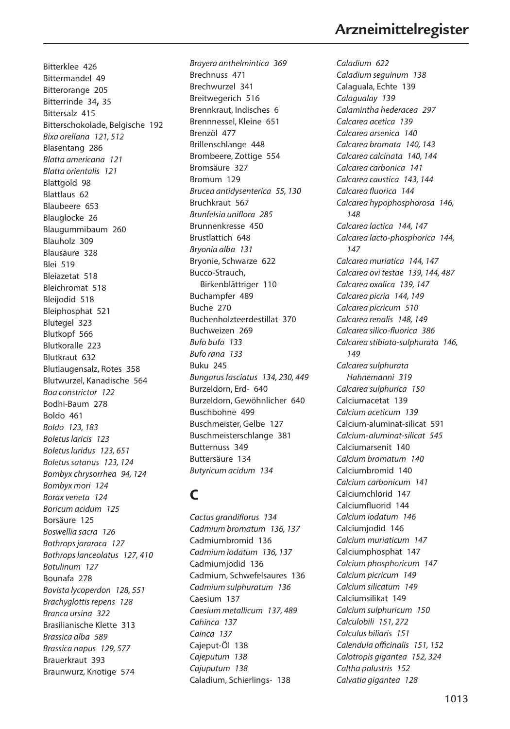Bitterklee 426
Bittermandel 49
Bitterorange 205
Bitterrinde 34**,** 35
Bittersalz 415
Bitterschokolade, Belgische 192
*Bixa orellana 121, 512*
Blasentang 286
*Blatta americana 121*
*Blatta orientalis 121*
Blattgold 98
Blattlaus 62
Blaubeere 653
Blauglocke 26
Blaugummibaum 260
Blauholz 309
Blausäure 328
Blei 519
Bleiazetat 518
Bleichromat 518
Bleijodid 518
Bleiphosphat 521
Blutegel 323
Blutkopf 566
Blutkoralle 223
Blutkraut 632
Blutlaugensalz, Rotes 358
Blutwurzel, Kanadische 564
*Boa constrictor 122*
Bodhi-Baum 278
Boldo 461
*Boldo 123, 183*
*Boletus laricis 123*
*Boletus luridus 123, 651*
*Boletus satanus 123, 124*
*Bombyx chrysorrhea 94, 124*
*Bombyx mori 124*
*Borax veneta 124*
*Boricum acidum 125*
Borsäure 125
*Boswellia sacra 126*
*Bothrops jararaca 127*
*Bothrops lanceolatus 127, 410*
*Botulinum 127*
Bounafa 278
*Bovista lycoperdon 128, 551*
*Brachyglottis repens 128*
*Branca ursina 322*
Brasilianische Klette 313
*Brassica alba 589*
*Brassica napus 129, 577*
Brauerkraut 393
Braunwurz, Knotige 574
*Brayera anthelmintica 369*
Brechnuss 471
Brechwurzel 341
Breitwegerich 516
Brennkraut, Indisches 6
Brennnessel, Kleine 651
Brenzöl 477
Brillenschlange 448
Brombeere, Zottige 554
Bromsäure 327
Bromum 129
*Brucea antidysenterica 55, 130*
Bruchkraut 567
*Brunfelsia uniflora 285*
Brunnenkresse 450
Brustlattich 648
*Bryonia alba 131*
Bryonie, Schwarze 622
Bucco-Strauch,
  Birkenblättriger 110
Buchampfer 489
Buche 270
Buchenholzteerdestillat 370
Buchweizen 269
*Bufo bufo 133*
*Bufo rana 133*
Buku 245
*Bungarus fasciatus 134, 230, 449*
Burzeldorn, Erd- 640
Burzeldorn, Gewöhnlicher 640
Buschbohne 499
Buschmeister, Gelbe 127
Buschmeisterschlange 381
Butternuss 349
Buttersäure 134
*Butyricum acidum 134*

## C

*Cactus grandiflorus 134*
*Cadmium bromatum 136, 137*
Cadmiumbromid 136
*Cadmium iodatum 136, 137*
Cadmiumjodid 136
Cadmium, Schwefelsaures 136
*Cadmium sulphuratum 136*
Caesium 137
*Caesium metallicum 137, 489*
*Cahinca 137*
*Cainca 137*
Cajeput-Öl 138
*Cajeputum 138*
*Cajuputum 138*
Caladium, Schierlings- 138
*Caladium 622*
*Caladium seguinum 138*
Calaguala, Echte 139
*Calagualay 139*
*Calamintha hederacea 297*
*Calcarea acetica 139*
*Calcarea arsenica 140*
*Calcarea bromata 140, 143*
*Calcarea calcinata 140, 144*
*Calcarea carbonica 141*
*Calcarea caustica 143, 144*
*Calcarea fluorica 144*
*Calcarea hypophosphorosa 146, 148*
*Calcarea lactica 144, 147*
*Calcarea lacto-phosphorica 144, 147*
*Calcarea muriatica 144, 147*
*Calcarea ovi testae 139, 144, 487*
*Calcarea oxalica 139, 147*
*Calcarea picria 144, 149*
*Calcarea picricum 510*
*Calcarea renalis 148, 149*
*Calcarea silico-fluorica 386*
*Calcarea stibiato-sulphurata 146, 149*
*Calcarea sulphurata Hahnemanni 319*
*Calcarea sulphurica 150*
Calciumacetat 139
*Calcium aceticum 139*
Calcium-aluminat-silicat 591
*Calcium-aluminat-silicat 545*
Calciumarsenit 140
*Calcium bromatum 140*
Calciumbromid 140
*Calcium carbonicum 141*
Calciumchlorid 147
Calciumfluorid 144
*Calcium iodatum 146*
Calciumjodid 146
*Calcium muriaticum 147*
Calciumphosphat 147
*Calcium phosphoricum 147*
*Calcium picricum 149*
*Calcium silicatum 149*
Calciumsilikat 149
*Calcium sulphuricum 150*
*Calculobili 151, 272*
*Calculus biliaris 151*
*Calendula officinalis 151, 152*
*Calotropis gigantea 152, 324*
*Caltha palustris 152*
*Calvatia gigantea 128*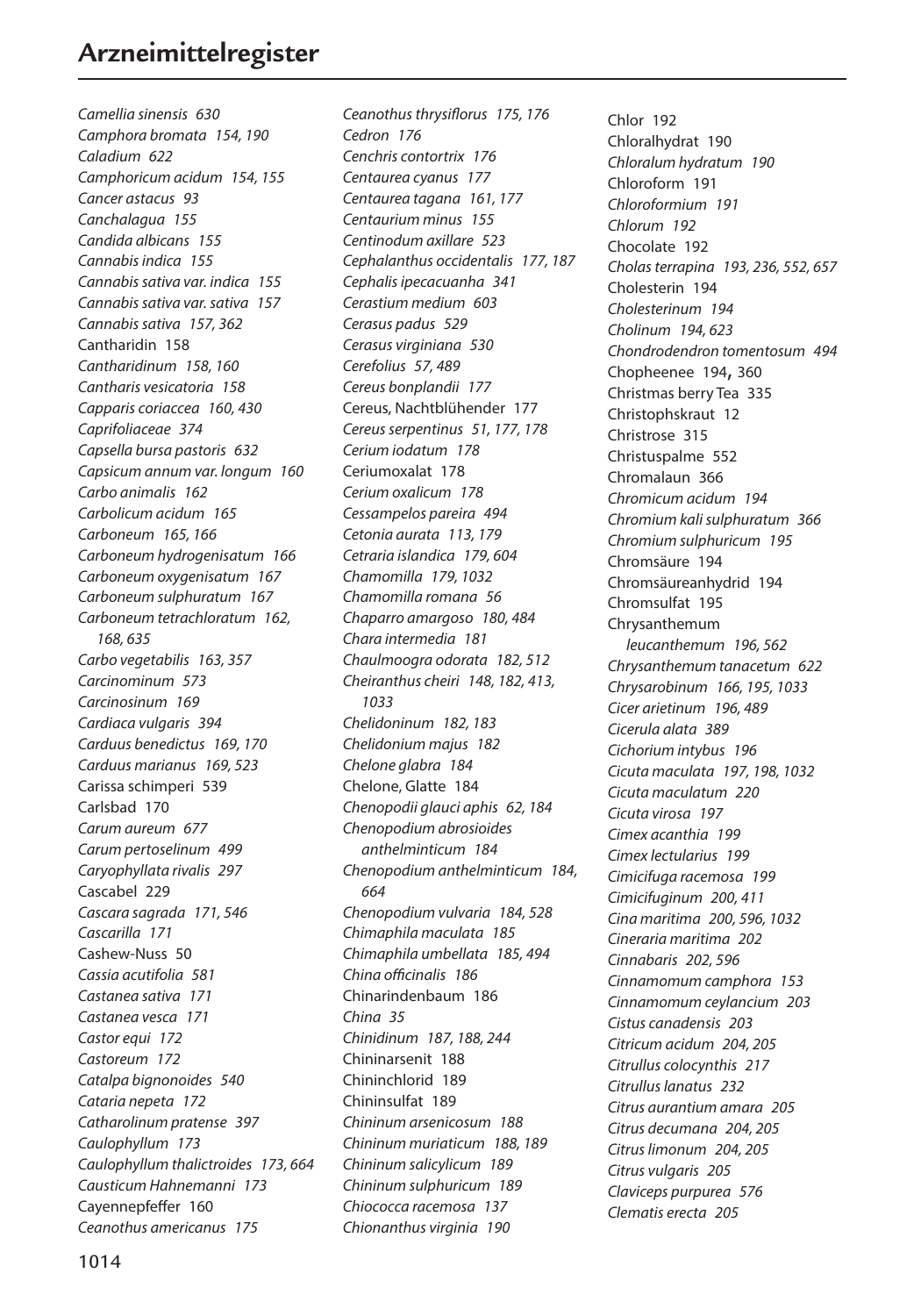# Arzneimittelregister

*Camellia sinensis* 630
*Camphora bromata* 154, 190
*Caladium* 622
*Camphoricum acidum* 154, 155
*Cancer astacus* 93
*Canchalagua* 155
*Candida albicans* 155
*Cannabis indica* 155
*Cannabis sativa var. indica* 155
*Cannabis sativa var. sativa* 157
*Cannabis sativa* 157, 362
Cantharidin 158
*Cantharidinum* 158, 160
*Cantharis vesicatoria* 158
*Capparis coriaccea* 160, 430
*Caprifoliaceae* 374
*Capsella bursa pastoris* 632
*Capsicum annum var. longum* 160
*Carbo animalis* 162
*Carbolicum acidum* 165
*Carboneum* 165, 166
*Carboneum hydrogenisatum* 166
*Carboneum oxygenisatum* 167
*Carboneum sulphuratum* 167
*Carboneum tetrachloratum* 162, 168, 635
*Carbo vegetabilis* 163, 357
*Carcinominum* 573
*Carcinosinum* 169
*Cardiaca vulgaris* 394
*Carduus benedictus* 169, 170
*Carduus marianus* 169, 523
Carissa schimperi 539
Carlsbad 170
*Carum aureum* 677
*Carum pertoselinum* 499
*Caryophyllata rivalis* 297
Cascabel 229
*Cascara sagrada* 171, 546
*Cascarilla* 171
Cashew-Nuss 50
*Cassia acutifolia* 581
*Castanea sativa* 171
*Castanea vesca* 171
*Castor equi* 172
*Castoreum* 172
*Catalpa bignonoides* 540
*Cataria nepeta* 172
*Catharolinum pratense* 397
*Caulophyllum* 173
*Caulophyllum thalictroides* 173, 664
*Causticum Hahnemanni* 173
Cayennepfeffer 160
*Ceanothus americanus* 175
*Ceanothus thrysiflorus* 175, 176
*Cedron* 176
*Cenchris contortrix* 176
*Centaurea cyanus* 177
*Centaurea tagana* 161, 177
*Centaurium minus* 155
*Centinodum axillare* 523
*Cephalanthus occidentalis* 177, 187
*Cephalis ipecacuanha* 341
*Cerastium medium* 603
*Cerasus padus* 529
*Cerasus virginiana* 530
*Cerefolius* 57, 489
*Cereus bonplandii* 177
Cereus, Nachtblühender 177
*Cereus serpentinus* 51, 177, 178
*Cerium iodatum* 178
Ceriumoxalat 178
*Cerium oxalicum* 178
*Cessampelos pareira* 494
*Cetonia aurata* 113, 179
*Cetraria islandica* 179, 604
*Chamomilla* 179, 1032
*Chamomilla romana* 56
*Chaparro amargoso* 180, 484
*Chara intermedia* 181
*Chaulmoogra odorata* 182, 512
*Cheiranthus cheiri* 148, 182, 413, 1033
*Chelidoninum* 182, 183
*Chelidonium majus* 182
*Chelone glabra* 184
Chelone, Glatte 184
*Chenopodii glauci aphis* 62, 184
*Chenopodium abrosioides anthelminticum* 184
*Chenopodium anthelminticum* 184, 664
*Chenopodium vulvaria* 184, 528
*Chimaphila maculata* 185
*Chimaphila umbellata* 185, 494
*China officinalis* 186
Chinarindenbaum 186
*China* 35
*Chinidinum* 187, 188, 244
Chininarsenit 188
Chininchlorid 189
Chininsulfat 189
*Chininum arsenicosum* 188
*Chininum muriaticum* 188, 189
*Chininum salicylicum* 189
*Chininum sulphuricum* 189
*Chiococca racemosa* 137
*Chionanthus virginia* 190
Chlor 192
Chloralhydrat 190
*Chloralum hydratum* 190
Chloroform 191
*Chloroformium* 191
*Chlorum* 192
Chocolate 192
*Cholas terrapina* 193, 236, 552, 657
Cholesterin 194
*Cholesterinum* 194
*Cholinum* 194, 623
*Chondrodendron tomentosum* 494
Chopheenee 194, 360
Christmas berry Tea 335
Christophskraut 12
Christrose 315
Christuspalme 552
Chromalaun 366
*Chromicum acidum* 194
*Chromium kali sulphuratum* 366
*Chromium sulphuricum* 195
Chromsäure 194
Chromsäureanhydrid 194
Chromsulfat 195
Chrysanthemum *leucanthemum* 196, 562
*Chrysanthemum tanacetum* 622
*Chrysarobinum* 166, 195, 1033
*Cicer arietinum* 196, 489
*Cicerula alata* 389
*Cichorium intybus* 196
*Cicuta maculata* 197, 198, 1032
*Cicuta maculatum* 220
*Cicuta virosa* 197
*Cimex acanthia* 199
*Cimex lectularius* 199
*Cimicifuga racemosa* 199
*Cimicifuginum* 200, 411
*Cina maritima* 200, 596, 1032
*Cineraria maritima* 202
*Cinnabaris* 202, 596
*Cinnamomum camphora* 153
*Cinnamomum ceylancium* 203
*Cistus canadensis* 203
*Citricum acidum* 204, 205
*Citrullus colocynthis* 217
*Citrullus lanatus* 232
*Citrus aurantium amara* 205
*Citrus decumana* 204, 205
*Citrus limonum* 204, 205
*Citrus vulgaris* 205
*Claviceps purpurea* 576
*Clematis erecta* 205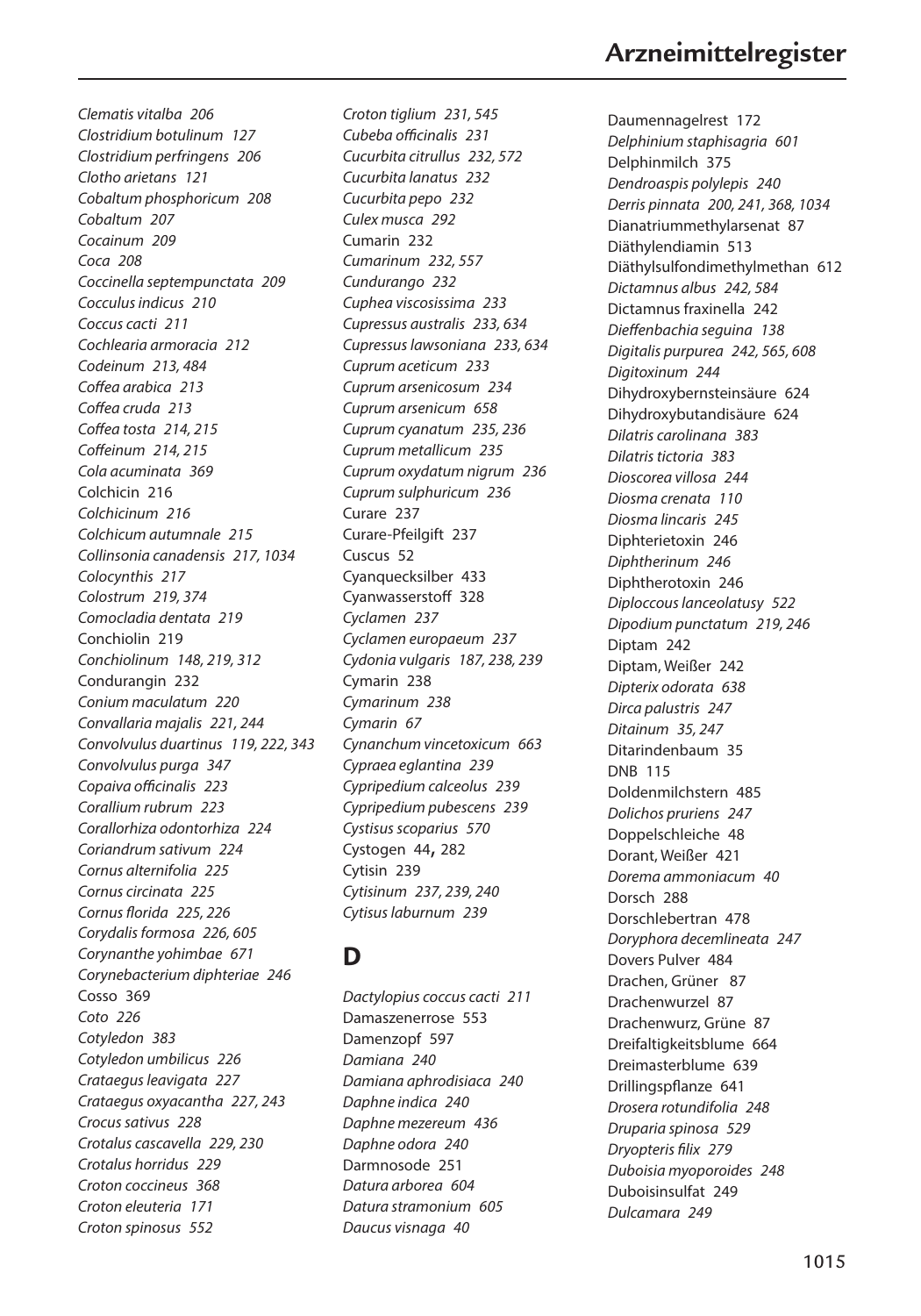*Clematis vitalba  206*
*Clostridium botulinum  127*
*Clostridium perfringens  206*
*Clotho arietans  121*
*Cobaltum phosphoricum  208*
*Cobaltum  207*
*Cocainum  209*
*Coca  208*
*Coccinella septempunctata  209*
*Cocculus indicus  210*
*Coccus cacti  211*
*Cochlearia armoracia  212*
*Codeinum  213, 484*
*Coffea arabica  213*
*Coffea cruda  213*
*Coffea tosta  214, 215*
*Coffeinum  214, 215*
*Cola acuminata  369*
Colchicin  216
*Colchicinum  216*
*Colchicum autumnale  215*
*Collinsonia canadensis  217, 1034*
*Colocynthis  217*
*Colostrum  219, 374*
*Comocladia dentata  219*
Conchiolin  219
*Conchiolinum  148, 219, 312*
Condurangin  232
*Conium maculatum  220*
*Convallaria majalis  221, 244*
*Convolvulus duartinus  119, 222, 343*
*Convolvulus purga  347*
*Copaiva officinalis  223*
*Corallium rubrum  223*
*Corallorhiza odontorhiza  224*
*Coriandrum sativum  224*
*Cornus alternifolia  225*
*Cornus circinata  225*
*Cornus florida  225, 226*
*Corydalis formosa  226, 605*
*Corynanthe yohimbae  671*
*Corynebacterium diphteriae  246*
Cosso  369
*Coto  226*
*Cotyledon  383*
*Cotyledon umbilicus  226*
*Crataegus leavigata  227*
*Crataegus oxyacantha  227, 243*
*Crocus sativus  228*
*Crotalus cascavella  229, 230*
*Crotalus horridus  229*
*Croton coccineus  368*
*Croton eleuteria  171*
*Croton spinosus  552*
*Croton tiglium  231, 545*
*Cubeba officinalis  231*
*Cucurbita citrullus  232, 572*
*Cucurbita lanatus  232*
*Cucurbita pepo  232*
*Culex musca  292*
Cumarin  232
*Cumarinum  232, 557*
*Cundurango  232*
*Cuphea viscosissima  233*
*Cupressus australis  233, 634*
*Cupressus lawsoniana  233, 634*
*Cuprum aceticum  233*
*Cuprum arsenicosum  234*
*Cuprum arsenicum  658*
*Cuprum cyanatum  235, 236*
*Cuprum metallicum  235*
*Cuprum oxydatum nigrum  236*
*Cuprum sulphuricum  236*
Curare  237
Curare-Pfeilgift  237
Cuscus  52
Cyanquecksilber  433
Cyanwasserstoff  328
*Cyclamen  237*
*Cyclamen europaeum  237*
*Cydonia vulgaris  187, 238, 239*
Cymarin  238
*Cymarinum  238*
*Cymarin  67*
*Cynanchum vincetoxicum  663*
*Cypraea eglantina  239*
*Cypripedium calceolus  239*
*Cypripedium pubescens  239*
*Cystisus scoparius  570*
Cystogen  44**,** 282
Cytisin  239
*Cytisinum  237, 239, 240*
*Cytisus laburnum  239*

## D

*Dactylopius coccus cacti  211*
Damaszenerrose  553
Damenzopf  597
*Damiana  240*
*Damiana aphrodisiaca  240*
*Daphne indica  240*
*Daphne mezereum  436*
*Daphne odora  240*
Darmnosode  251
*Datura arborea  604*
*Datura stramonium  605*
*Daucus visnaga  40*
Daumennagelrest  172
*Delphinium staphisagria  601*
Delphinmilch  375
*Dendroaspis polylepis  240*
*Derris pinnata  200, 241, 368, 1034*
Dianatriummethylarsenat  87
Diäthylendiamin  513
Diäthylsulfondimethylmethan  612
*Dictamnus albus  242, 584*
Dictamnus fraxinella  242
*Dieffenbachia seguina  138*
*Digitalis purpurea  242, 565, 608*
*Digitoxinum  244*
Dihydroxybernsteinsäure  624
Dihydroxybutandisäure  624
*Dilatris carolinana  383*
*Dilatris tictoria  383*
*Dioscorea villosa  244*
*Diosma crenata  110*
*Diosma lincaris  245*
Diphterietoxin  246
*Diphtherinum  246*
Diphtherotoxin  246
*Diploccous lanceolatusy  522*
*Dipodium punctatum  219, 246*
Diptam  242
Diptam, Weißer  242
*Dipterix odorata  638*
*Dirca palustris  247*
*Ditainum  35, 247*
Ditarindenbaum  35
DNB  115
Doldenmilchstern  485
*Dolichos pruriens  247*
Doppelschleiche  48
Dorant, Weißer  421
*Dorema ammoniacum  40*
Dorsch  288
Dorschlebertran  478
*Doryphora decemlineata  247*
Dovers Pulver  484
Drachen, Grüner  87
Drachenwurzel  87
Drachenwurz, Grüne  87
Dreifaltigkeitsblume  664
Dreimasterblume  639
Drillingspflanze  641
*Drosera rotundifolia  248*
*Druparia spinosa  529*
*Dryopteris filix  279*
*Duboisia myoporoides  248*
Duboisinsulfat  249
*Dulcamara  249*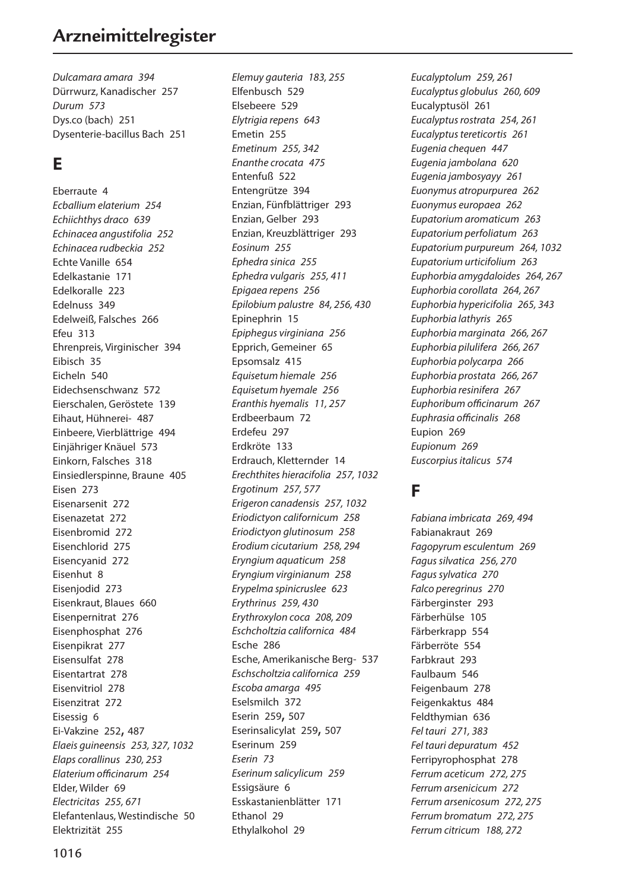*Dulcamara amara* 394
Dürrwurz, Kanadischer 257
*Durum* 573
Dys.co (bach) 251
Dysenterie-bacillus Bach 251

## E

Eberraute 4
*Ecballium elaterium* 254
*Echiichthys draco* 639
*Echinacea angustifolia* 252
*Echinacea rudbeckia* 252
Echte Vanille 654
Edelkastanie 171
Edelkoralle 223
Edelnuss 349
Edelweiß, Falsches 266
Efeu 313
Ehrenpreis, Virginischer 394
Eibisch 35
Eicheln 540
Eidechsenschwanz 572
Eierschalen, Geröstete 139
Eihaut, Hühnerei- 487
Einbeere, Vierblättrige 494
Einjähriger Knäuel 573
Einkorn, Falsches 318
Einsiedlerspinne, Braune 405
Eisen 273
Eisenarsenit 272
Eisenazetat 272
Eisenbromid 272
Eisenchlorid 275
Eisencyanid 272
Eisenhut 8
Eisenjodid 273
Eisenkraut, Blaues 660
Eisenpernitrat 276
Eisenphosphat 276
Eisenpikrat 277
Eisensulfat 278
Eisentartrat 278
Eisenvitriol 278
Eisenzitrat 272
Eisessig 6
Ei-Vakzine 252, 487
*Elaeis guineensis* 253, 327, 1032
*Elaps corallinus* 230, 253
*Elaterium officinarum* 254
Elder, Wilder 69
*Electricitas* 255, 671
Elefantenlaus, Westindische 50
Elektrizität 255
*Elemuy gauteria* 183, 255
Elfenbusch 529
Elsebeere 529
*Elytrigia repens* 643
Emetin 255
*Emetinum* 255, 342
*Enanthe crocata* 475
Entenfuß 522
Entengrütze 394
Enzian, Fünfblättriger 293
Enzian, Gelber 293
Enzian, Kreuzblättriger 293
*Eosinum* 255
*Ephedra sinica* 255
*Ephedra vulgaris* 255, 411
*Epigaea repens* 256
*Epilobium palustre* 84, 256, 430
Epinephrin 15
*Epiphegus virginiana* 256
Epprich, Gemeiner 65
Epsomsalz 415
*Equisetum hiemale* 256
*Equisetum hyemale* 256
*Eranthis hyemalis* 11, 257
Erdbeerbaum 72
Erdefeu 297
Erdkröte 133
Erdrauch, Kletternder 14
*Erechthites hieracifolia* 257, 1032
*Ergotinum* 257, 577
*Erigeron canadensis* 257, 1032
*Eriodictyon californicum* 258
*Eriodictyon glutinosum* 258
*Erodium cicutarium* 258, 294
*Eryngium aquaticum* 258
*Eryngium virginianum* 258
*Erypelma spinicruslee* 623
*Erythrinus* 259, 430
*Erythroxylon coca* 208, 209
*Eschcholtzia californica* 484
Esche 286
Esche, Amerikanische Berg- 537
*Eschscholtzia californica* 259
*Escoba amarga* 495
Eselsmilch 372
Eserin 259, 507
Eserinsalicylat 259, 507
Eserinum 259
*Eserin* 73
*Eserinum salicylicum* 259
Essigsäure 6
Esskastanienblätter 171
Ethanol 29
Ethylalkohol 29
*Eucalyptolum* 259, 261
*Eucalyptus globulus* 260, 609
Eucalyptusöl 261
*Eucalyptus rostrata* 254, 261
*Eucalyptus tereticortis* 261
*Eugenia chequen* 447
*Eugenia jambolana* 620
*Eugenia jambosyayy* 261
*Euonymus atropurpurea* 262
*Euonymus europaea* 262
*Eupatorium aromaticum* 263
*Eupatorium perfoliatum* 263
*Eupatorium purpureum* 264, 1032
*Eupatorium urticifolium* 263
*Euphorbia amygdaloides* 264, 267
*Euphorbia corollata* 264, 267
*Euphorbia hypericifolia* 265, 343
*Euphorbia lathyris* 265
*Euphorbia marginata* 266, 267
*Euphorbia pilulifera* 266, 267
*Euphorbia polycarpa* 266
*Euphorbia prostata* 266, 267
*Euphorbia resinifera* 267
*Euphoribum officinarum* 267
*Euphrasia officinalis* 268
Eupion 269
*Eupionum* 269
*Euscorpius italicus* 574

## F

*Fabiana imbricata* 269, 494
Fabianakraut 269
*Fagopyrum esculentum* 269
*Fagus silvatica* 256, 270
*Fagus sylvatica* 270
*Falco peregrinus* 270
Färberginster 293
Färberhülse 105
Färberkrapp 554
Färberröte 554
Farbkraut 293
Faulbaum 546
Feigenbaum 278
Feigenkaktus 484
Feldthymian 636
*Fel tauri* 271, 383
*Fel tauri depuratum* 452
Ferripyrophosphat 278
*Ferrum aceticum* 272, 275
*Ferrum arsenicicum* 272
*Ferrum arsenicosum* 272, 275
*Ferrum bromatum* 272, 275
*Ferrum citricum* 188, 272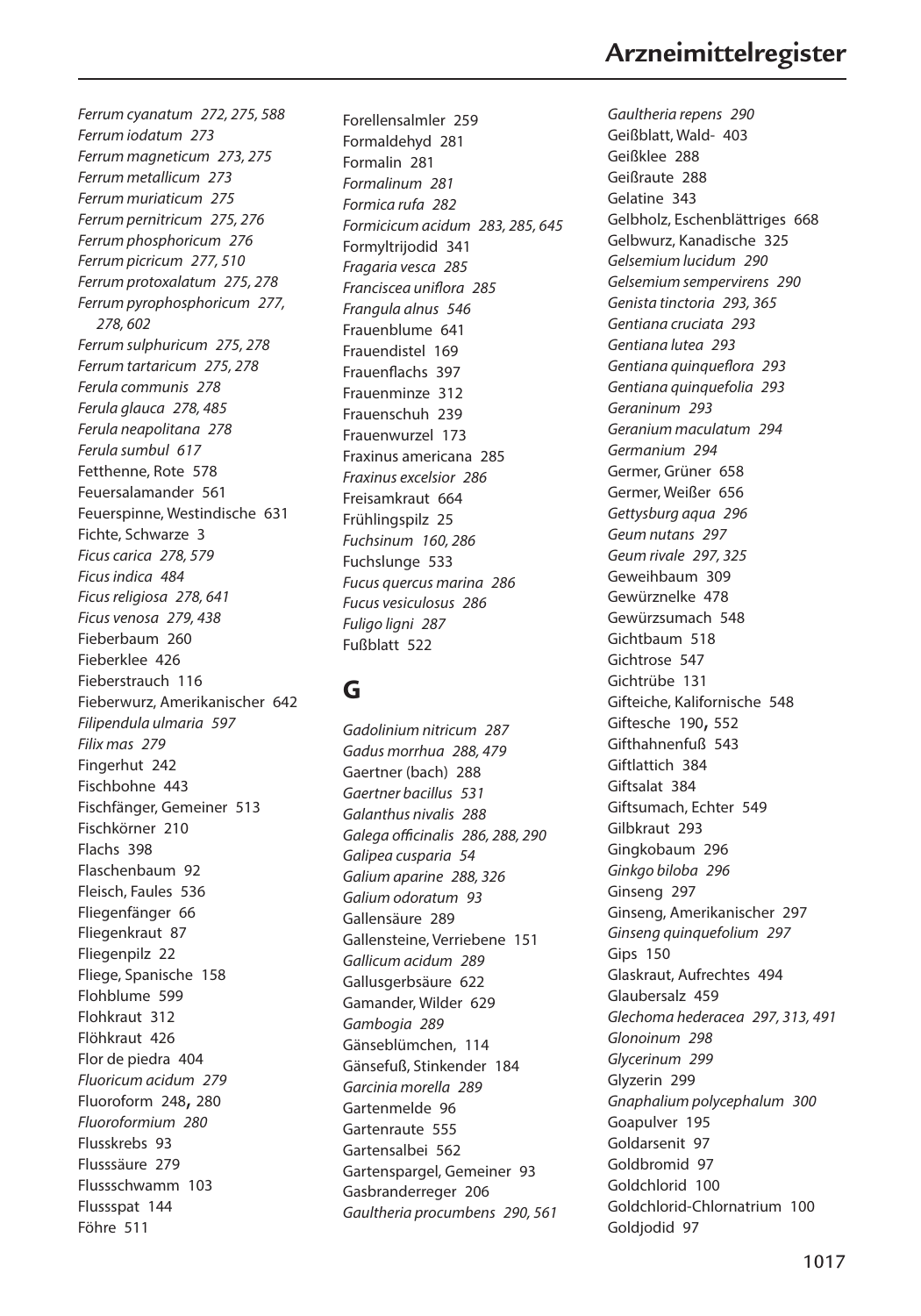*Ferrum cyanatum 272, 275, 588*
*Ferrum iodatum 273*
*Ferrum magneticum 273, 275*
*Ferrum metallicum 273*
*Ferrum muriaticum 275*
*Ferrum pernitricum 275, 276*
*Ferrum phosphoricum 276*
*Ferrum picricum 277, 510*
*Ferrum protoxalatum 275, 278*
*Ferrum pyrophosphoricum 277, 278, 602*
*Ferrum sulphuricum 275, 278*
*Ferrum tartaricum 275, 278*
*Ferula communis 278*
*Ferula glauca 278, 485*
*Ferula neapolitana 278*
*Ferula sumbul 617*
Fetthenne, Rote 578
Feuersalamander 561
Feuerspinne, Westindische 631
Fichte, Schwarze 3
*Ficus carica 278, 579*
*Ficus indica 484*
*Ficus religiosa 278, 641*
*Ficus venosa 279, 438*
Fieberbaum 260
Fieberklee 426
Fieberstrauch 116
Fieberwurz, Amerikanischer 642
*Filipendula ulmaria 597*
*Filix mas 279*
Fingerhut 242
Fischbohne 443
Fischfänger, Gemeiner 513
Fischkörner 210
Flachs 398
Flaschenbaum 92
Fleisch, Faules 536
Fliegenfänger 66
Fliegenkraut 87
Fliegenpilz 22
Fliege, Spanische 158
Flohblume 599
Flohkraut 312
Flöhkraut 426
Flor de piedra 404
*Fluoricum acidum 279*
Fluoroform 248, 280
*Fluoroformium 280*
Flusskrebs 93
Flusssäure 279
Flussschwamm 103
Flussspat 144
Föhre 511
Forellensalmler 259
Formaldehyd 281
Formalin 281
*Formalinum 281*
*Formica rufa 282*
*Formicicum acidum 283, 285, 645*
Formyltrijodid 341
*Fragaria vesca 285*
*Franciscea uniflora 285*
*Frangula alnus 546*
Frauenblume 641
Frauendistel 169
Frauenflachs 397
Frauenminze 312
Frauenschuh 239
Frauenwurzel 173
Fraxinus americana 285
*Fraxinus excelsior 286*
Freisamkraut 664
Frühlingspilz 25
*Fuchsinum 160, 286*
Fuchslunge 533
*Fucus quercus marina 286*
*Fucus vesiculosus 286*
*Fuligo ligni 287*
Fußblatt 522

## G

*Gadolinium nitricum 287*
*Gadus morrhua 288, 479*
Gaertner (bach) 288
*Gaertner bacillus 531*
*Galanthus nivalis 288*
*Galega officinalis 286, 288, 290*
*Galipea cusparia 54*
*Galium aparine 288, 326*
*Galium odoratum 93*
Gallensäure 289
Gallensteine, Verriebene 151
*Gallicum acidum 289*
Gallusgerbsäure 622
Gamander, Wilder 629
*Gambogia 289*
Gänseblümchen, 114
Gänsefuß, Stinkender 184
*Garcinia morella 289*
Gartenmelde 96
Gartenraute 555
Gartensalbei 562
Gartenspargel, Gemeiner 93
Gasbranderreger 206
*Gaultheria procumbens 290, 561*
*Gaultheria repens 290*
Geißblatt, Wald- 403
Geißklee 288
Geißraute 288
Gelatine 343
Gelbholz, Eschenblättriges 668
Gelbwurz, Kanadische 325
*Gelsemium lucidum 290*
*Gelsemium sempervirens 290*
*Genista tinctoria 293, 365*
*Gentiana cruciata 293*
*Gentiana lutea 293*
*Gentiana quinqueflora 293*
*Gentiana quinquefolia 293*
*Geraninum 293*
*Geranium maculatum 294*
*Germanium 294*
Germer, Grüner 658
Germer, Weißer 656
*Gettysburg aqua 296*
*Geum nutans 297*
*Geum rivale 297, 325*
Geweihbaum 309
Gewürznelke 478
Gewürzsumach 548
Gichtbaum 518
Gichtrose 547
Gichtrübe 131
Gifteiche, Kalifornische 548
Giftesche 190, 552
Gifthahnenfuß 543
Giftlattich 384
Giftsalat 384
Giftsumach, Echter 549
Gilbkraut 293
Gingkobaum 296
*Ginkgo biloba 296*
Ginseng 297
Ginseng, Amerikanischer 297
*Ginseng quinquefolium 297*
Gips 150
Glaskraut, Aufrechtes 494
Glaubersalz 459
*Glechoma hederacea 297, 313, 491*
*Glonoinum 298*
*Glycerinum 299*
Glyzerin 299
*Gnaphalium polycephalum 300*
Goapulver 195
Goldarsenit 97
Goldbromid 97
Goldchlorid 100
Goldchlorid-Chlornatrium 100
Goldjodid 97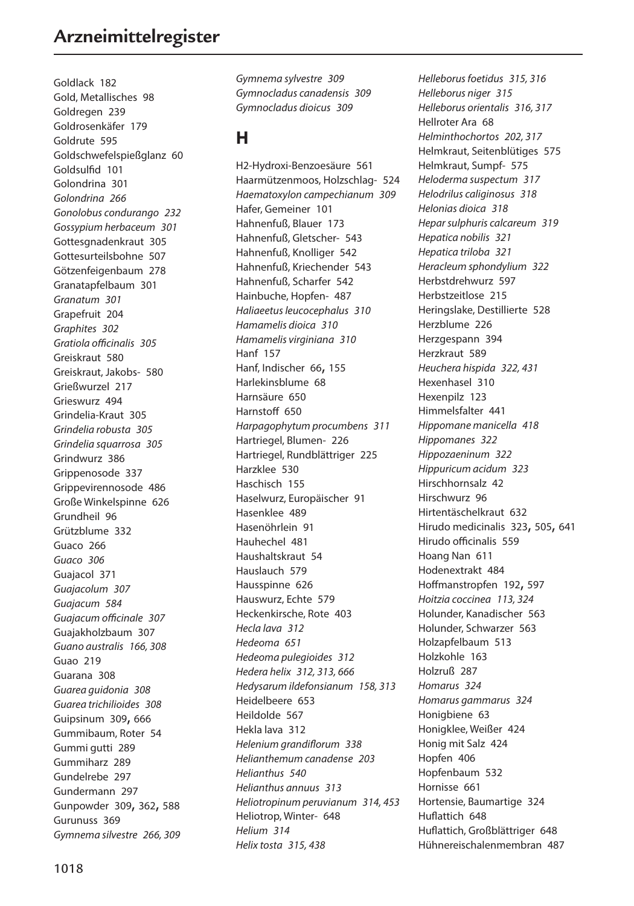Goldlack 182
Gold, Metallisches 98
Goldregen 239
Goldrosenkäfer 179
Goldrute 595
Goldschwefelspießglanz 60
Goldsulfid 101
Golondrina 301
*Golondrina 266*
*Gonolobus condurango 232*
*Gossypium herbaceum 301*
Gottesgnadenkraut 305
Gottesurteilsbohne 507
Götzenfeigenbaum 278
Granatapfelbaum 301
*Granatum 301*
Grapefruit 204
*Graphites 302*
*Gratiola officinalis 305*
Greiskraut 580
Greiskraut, Jakobs- 580
Grießwurzel 217
Grieswurz 494
Grindelia-Kraut 305
*Grindelia robusta 305*
*Grindelia squarrosa 305*
Grindwurz 386
Grippenosode 337
Grippevirennosode 486
Große Winkelspinne 626
Grundheil 96
Grützblume 332
Guaco 266
*Guaco 306*
Guajacol 371
*Guajacolum 307*
*Guajacum 584*
*Guajacum officinale 307*
Guajakholzbaum 307
*Guano australis 166, 308*
Guao 219
Guarana 308
*Guarea guidonia 308*
*Guarea trichilioides 308*
Guipsinum 309, 666
Gummibaum, Roter 54
Gummi gutti 289
Gummiharz 289
Gundelrebe 297
Gundermann 297
Gunpowder 309, 362, 588
Gurunuss 369
*Gymnema silvestre 266, 309*
*Gymnema sylvestre 309*
*Gymnocladus canadensis 309*
*Gymnocladus dioicus 309*

## H

H2-Hydroxi-Benzoesäure 561
Haarmützenmoos, Holzschlag- 524
*Haematoxylon campechianum 309*
Hafer, Gemeiner 101
Hahnenfuß, Blauer 173
Hahnenfuß, Gletscher- 543
Hahnenfuß, Knolliger 542
Hahnenfuß, Kriechender 543
Hahnenfuß, Scharfer 542
Hainbuche, Hopfen- 487
*Haliaeetus leucocephalus 310*
*Hamamelis dioica 310*
*Hamamelis virginiana 310*
Hanf 157
Hanf, Indischer 66, 155
Harlekinsblume 68
Harnsäure 650
Harnstoff 650
*Harpagophytum procumbens 311*
Hartriegel, Blumen- 226
Hartriegel, Rundblättriger 225
Harzklee 530
Haschisch 155
Haselwurz, Europäischer 91
Hasenklee 489
Hasenöhrlein 91
Hauhechel 481
Haushaltskraut 54
Hauslauch 579
Hausspinne 626
Hauswurz, Echte 579
Heckenkirsche, Rote 403
*Hecla lava 312*
*Hedeoma 651*
*Hedeoma pulegioides 312*
*Hedera helix 312, 313, 666*
*Hedysarum ildefonsianum 158, 313*
Heidelbeere 653
Heildolde 567
Hekla lava 312
*Helenium grandiflorum 338*
*Helianthemum canadense 203*
*Helianthus 540*
*Helianthus annuus 313*
*Heliotropinum peruvianum 314, 453*
Heliotrop, Winter- 648
*Helium 314*
*Helix tosta 315, 438*
*Helleborus foetidus 315, 316*
*Helleborus niger 315*
*Helleborus orientalis 316, 317*
Hellroter Ara 68
*Helminthochortos 202, 317*
Helmkraut, Seitenblütiges 575
Helmkraut, Sumpf- 575
*Heloderma suspectum 317*
*Helodrilus caliginosus 318*
*Helonias dioica 318*
*Hepar sulphuris calcareum 319*
*Hepatica nobilis 321*
*Hepatica triloba 321*
*Heracleum sphondylium 322*
Herbstdrehwurz 597
Herbstzeitlose 215
Heringslake, Destillierte 528
Herzblume 226
Herzgespann 394
Herzkraut 589
*Heuchera hispida 322, 431*
Hexenhasel 310
Hexenpilz 123
Himmelsfalter 441
*Hippomane manicella 418*
*Hippomanes 322*
*Hippozaeninum 322*
*Hippuricum acidum 323*
Hirschhornsalz 42
Hirschwurz 96
Hirtentäschelkraut 632
Hirudo medicinalis 323, 505, 641
Hirudo officinalis 559
Hoang Nan 611
Hodenextrakt 484
Hoffmanstropfen 192, 597
*Hoitzia coccinea 113, 324*
Holunder, Kanadischer 563
Holunder, Schwarzer 563
Holzapfelbaum 513
Holzkohle 163
Holzruß 287
*Homarus 324*
*Homarus gammarus 324*
Honigbiene 63
Honigklee, Weißer 424
Honig mit Salz 424
Hopfen 406
Hopfenbaum 532
Hornisse 661
Hortensie, Baumartige 324
Huflattich 648
Huflattich, Großblättriger 648
Hühnereischalenmembran 487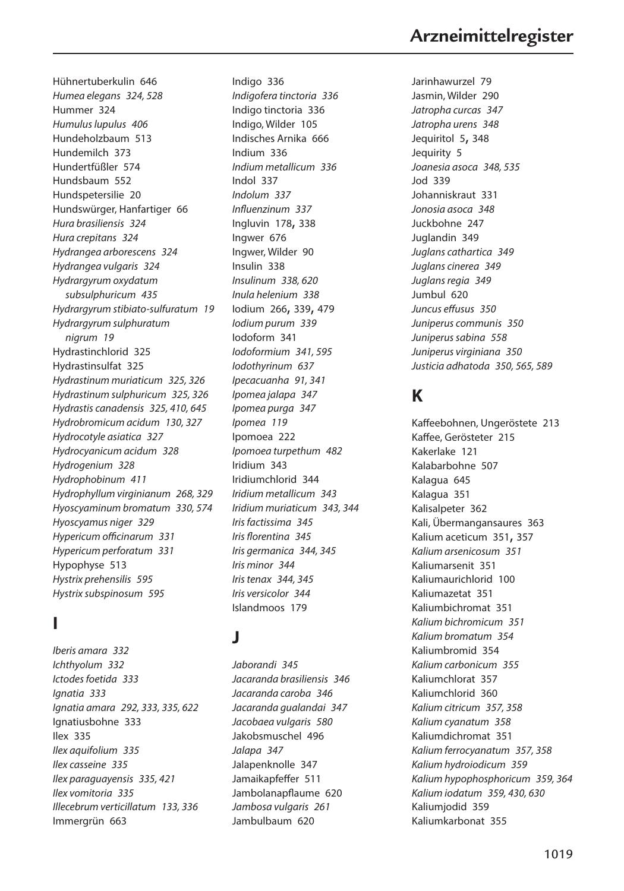Hühnertuberkulin 646
*Humea elegans 324, 528*
Hummer 324
*Humulus lupulus 406*
Hundeholzbaum 513
Hundemilch 373
Hundertfüßler 574
Hundsbaum 552
Hundspetersilie 20
Hundswürger, Hanfartiger 66
*Hura brasiliensis 324*
*Hura crepitans 324*
*Hydrangea arborescens 324*
*Hydrangea vulgaris 324*
*Hydrargyrum oxydatum subsulphuricum 435*
*Hydrargyrum stibiato-sulfuratum 19*
*Hydrargyrum sulphuratum nigrum 19*
Hydrastinchlorid 325
Hydrastinsulfat 325
*Hydrastinum muriaticum 325, 326*
*Hydrastinum sulphuricum 325, 326*
*Hydrastis canadensis 325, 410, 645*
*Hydrobromicum acidum 130, 327*
*Hydrocotyle asiatica 327*
*Hydrocyanicum acidum 328*
*Hydrogenium 328*
*Hydrophobinum 411*
*Hydrophyllum virginianum 268, 329*
*Hyoscyaminum bromatum 330, 574*
*Hyoscyamus niger 329*
*Hypericum officinarum 331*
*Hypericum perforatum 331*
Hypophyse 513
*Hystrix prehensilis 595*
*Hystrix subspinosum 595*

## I

*Iberis amara 332*
*Ichthyolum 332*
*Ictodes foetida 333*
*Ignatia 333*
*Ignatia amara 292, 333, 335, 622*
Ignatiusbohne 333
Ilex 335
*Ilex aquifolium 335*
*Ilex casseine 335*
*Ilex paraguayensis 335, 421*
*Ilex vomitoria 335*
*Illecebrum verticillatum 133, 336*
Immergrün 663
Indigo 336
*Indigofera tinctoria 336*
Indigo tinctoria 336
Indigo, Wilder 105
Indisches Arnika 666
Indium 336
*Indium metallicum 336*
Indol 337
*Indolum 337*
*Influenzinum 337*
Ingluvin 178, 338
Ingwer 676
Ingwer, Wilder 90
Insulin 338
*Insulinum 338, 620*
*Inula helenium 338*
Iodium 266, 339, 479
*Iodium purum 339*
Iodoform 341
*Iodoformium 341, 595*
*Iodothyrinum 637*
*Ipecacuanha 91, 341*
*Ipomea jalapa 347*
*Ipomea purga 347*
*Ipomea 119*
Ipomoea 222
*Ipomoea turpethum 482*
Iridium 343
Iridiumchlorid 344
*Iridium metallicum 343*
*Iridium muriaticum 343, 344*
*Iris factissima 345*
*Iris florentina 345*
*Iris germanica 344, 345*
*Iris minor 344*
*Iris tenax 344, 345*
*Iris versicolor 344*
Islandmoos 179

## J

*Jaborandi 345*
*Jacaranda brasiliensis 346*
*Jacaranda caroba 346*
*Jacaranda gualandai 347*
*Jacobaea vulgaris 580*
Jakobsmuschel 496
*Jalapa 347*
Jalapenknolle 347
Jamaikapfeffer 511
Jambolanapflaume 620
*Jambosa vulgaris 261*
Jambulbaum 620
Jarinhawurzel 79
Jasmin, Wilder 290
*Jatropha curcas 347*
*Jatropha urens 348*
Jequiritol 5, 348
Jequirity 5
*Joanesia asoca 348, 535*
Jod 339
Johanniskraut 331
*Jonosia asoca 348*
Juckbohne 247
Juglandin 349
*Juglans cathartica 349*
*Juglans cinerea 349*
*Juglans regia 349*
Jumbul 620
*Juncus effusus 350*
*Juniperus communis 350*
*Juniperus sabina 558*
*Juniperus virginiana 350*
*Justicia adhatoda 350, 565, 589*

## K

Kaffeebohnen, Ungeröstete 213
Kaffee, Gerösteter 215
Kakerlake 121
Kalabarbohne 507
Kalagua 645
Kalagua 351
Kalisalpeter 362
Kali, Übermangansaures 363
Kalium aceticum 351, 357
*Kalium arsenicosum 351*
Kaliumarsenit 351
Kaliumaurichlorid 100
Kaliumazetat 351
Kaliumbichromat 351
*Kalium bichromicum 351*
*Kalium bromatum 354*
Kaliumbromid 354
*Kalium carbonicum 355*
Kaliumchlorat 357
Kaliumchlorid 360
*Kalium citricum 357, 358*
*Kalium cyanatum 358*
Kaliumdichromat 351
*Kalium ferrocyanatum 357, 358*
*Kalium hydroiodicum 359*
*Kalium hypophosphoricum 359, 364*
*Kalium iodatum 359, 430, 630*
Kaliumjodid 359
Kaliumkarbonat 355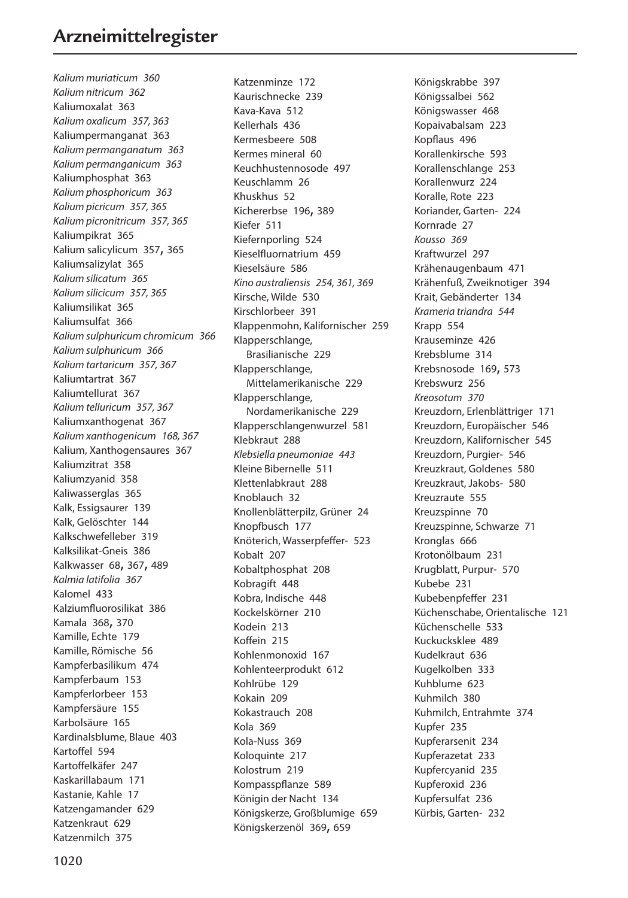# Arzneimittelregister

*Kalium muriaticum 360*
*Kalium nitricum 362*
Kaliumoxalat 363
*Kalium oxalicum 357, 363*
Kaliumpermanganat 363
*Kalium permanganatum 363*
*Kalium permanganicum 363*
Kaliumphosphat 363
*Kalium phosphoricum 363*
*Kalium picricum 357, 365*
*Kalium picronitricum 357, 365*
Kaliumpikrat 365
Kalium salicylicum 357, 365
Kaliumsalizylat 365
*Kalium silicatum 365*
*Kalium silicicum 357, 365*
Kaliumsilikat 365
Kaliumsulfat 366
*Kalium sulphuricum chromicum 366*
*Kalium sulphuricum 366*
*Kalium tartaricum 357, 367*
Kaliumtartrat 367
Kaliumtellurat 367
*Kalium telluricum 357, 367*
Kaliumxanthogenat 367
*Kalium xanthogenicum 168, 367*
Kalium, Xanthogensaures 367
Kaliumzitrat 358
Kaliumzyanid 358
Kaliwasserglas 365
Kalk, Essigsaurer 139
Kalk, Gelöschter 144
Kalkschwefelleber 319
Kalksilikat-Gneis 386
Kalkwasser 68, 367, 489
*Kalmia latifolia 367*
Kalomel 433
Kalziumfluorosilikat 386
Kamala 368, 370
Kamille, Echte 179
Kamille, Römische 56
Kampferbasilikum 474
Kampferbaum 153
Kampferlorbeer 153
Kampfersäure 155
Karbolsäure 165
Kardinalsblume, Blaue 403
Kartoffel 594
Kartoffelkäfer 247
Kaskarillabaum 171
Kastanie, Kahle 17
Katzengamander 629
Katzenkraut 629
Katzenmilch 375
Katzenminze 172
Kaurischnecke 239
Kava-Kava 512
Kellerhals 436
Kermesbeere 508
Kermes mineral 60
Keuchhustennosode 497
Keuschlamm 26
Khuskhus 52
Kichererbse 196, 389
Kiefer 511
Kiefernporling 524
Kieselfluornatrium 459
Kieselsäure 586
*Kino australiensis 254, 361, 369*
Kirsche, Wilde 530
Kirschlorbeer 391
Klappenmohn, Kalifornischer 259
Klapperschlange, Brasilianische 229
Klapperschlange, Mittelamerikanische 229
Klapperschlange, Nordamerikanische 229
Klapperschlangenwurzel 581
Klebkraut 288
*Klebsiella pneumoniae 443*
Kleine Bibernelle 511
Klettenlabkraut 288
Knoblauch 32
Knollenblätterpilz, Grüner 24
Knopfbusch 177
Knöterich, Wasserpfeffer- 523
Kobalt 207
Kobaltphosphat 208
Kobragift 448
Kobra, Indische 448
Kockelskörner 210
Kodein 213
Koffein 215
Kohlenmonoxid 167
Kohlenteerprodukt 612
Kohlrübe 129
Kokain 209
Kokastrauch 208
Kola 369
Kola-Nuss 369
Koloquinte 217
Kolostrum 219
Kompasspflanze 589
Königin der Nacht 134
Königskerze, Großblumige 659
Königskerzenöl 369, 659
Königskrabbe 397
Königssalbei 562
Königswasser 468
Kopaivabalsam 223
Kopflaus 496
Korallenkirsche 593
Korallenschlange 253
Korallenwurz 224
Koralle, Rote 223
Koriander, Garten- 224
Kornrade 27
*Kousso 369*
Kraftwurzel 297
Krähenaugenbaum 471
Krähenfuß, Zweiknotiger 394
Krait, Gebänderter 134
*Krameria triandra 544*
Krapp 554
Krauseminze 426
Krebsblume 314
Krebsnosode 169, 573
Krebswurz 256
*Kreosotum 370*
Kreuzdorn, Erlenblättriger 171
Kreuzdorn, Europäischer 546
Kreuzdorn, Kalifornischer 545
Kreuzdorn, Purgier- 546
Kreuzkraut, Goldenes 580
Kreuzkraut, Jakobs- 580
Kreuzraute 555
Kreuzspinne 70
Kreuzspinne, Schwarze 71
Kronglas 666
Krotonölbaum 231
Krugblatt, Purpur- 570
Kubebe 231
Kubebenpfeffer 231
Küchenschabe, Orientalische 121
Küchenschelle 533
Kuckucksklee 489
Kudelkraut 636
Kugelkolben 333
Kuhblume 623
Kuhmilch 380
Kuhmilch, Entrahmte 374
Kupfer 235
Kupferarsenit 234
Kupferazetat 233
Kupfercyanid 235
Kupferoxid 236
Kupfersulfat 236
Kürbis, Garten- 232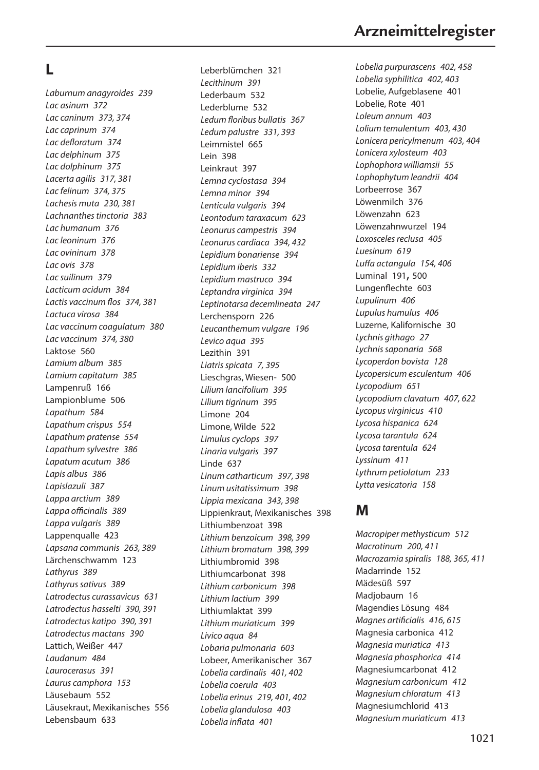## L

*Laburnum anagyroides 239*
*Lac asinum 372*
*Lac caninum 373, 374*
*Lac caprinum 374*
*Lac defloratum 374*
*Lac delphinum 375*
*Lac dolphinum 375*
*Lacerta agilis 317, 381*
*Lac felinum 374, 375*
*Lachesis muta 230, 381*
*Lachnanthes tinctoria 383*
*Lac humanum 376*
*Lac leoninum 376*
*Lac ovininum 378*
*Lac ovis 378*
*Lac suilinum 379*
*Lacticum acidum 384*
*Lactis vaccinum flos 374, 381*
*Lactuca virosa 384*
*Lac vaccinum coagulatum 380*
*Lac vaccinum 374, 380*
Laktose 560
*Lamium album 385*
*Lamium capitatum 385*
Lampenruß 166
Lampionblume 506
*Lapathum 584*
*Lapathum crispus 554*
*Lapathum pratense 554*
*Lapathum sylvestre 386*
*Lapatum acutum 386*
*Lapis albus 386*
*Lapislazuli 387*
*Lappa arctium 389*
*Lappa officinalis 389*
*Lappa vulgaris 389*
Lappenqualle 423
*Lapsana communis 263, 389*
Lärchenschwamm 123
*Lathyrus 389*
*Lathyrus sativus 389*
*Latrodectus curassavicus 631*
*Latrodectus hasselti 390, 391*
*Latrodectus katipo 390, 391*
*Latrodectus mactans 390*
Lattich, Weißer 447
*Laudanum 484*
*Laurocerasus 391*
*Laurus camphora 153*
Läusebaum 552
Läusekraut, Mexikanisches 556
Lebensbaum 633
Leberblümchen 321
*Lecithinum 391*
Lederbaum 532
Lederblume 532
*Ledum floribus bullatis 367*
*Ledum palustre 331, 393*
Leimmistel 665
Lein 398
Leinkraut 397
*Lemna cyclostasa 394*
*Lemna minor 394*
*Lenticula vulgaris 394*
*Leontodum taraxacum 623*
*Leonurus campestris 394*
*Leonurus cardiaca 394, 432*
*Lepidium bonariense 394*
*Lepidium iberis 332*
*Lepidium mastruco 394*
*Leptandra virginica 394*
*Leptinotarsa decemlineata 247*
Lerchensporn 226
*Leucanthemum vulgare 196*
*Levico aqua 395*
Lezithin 391
*Liatris spicata 7, 395*
Lieschgras, Wiesen- 500
*Lilium lancifolium 395*
*Lilium tigrinum 395*
Limone 204
Limone, Wilde 522
*Limulus cyclops 397*
*Linaria vulgaris 397*
Linde 637
*Linum catharticum 397, 398*
*Linum usitatissimum 398*
*Lippia mexicana 343, 398*
Lippienkraut, Mexikanisches 398
Lithiumbenzoat 398
*Lithium benzoicum 398, 399*
*Lithium bromatum 398, 399*
Lithiumbromid 398
Lithiumcarbonat 398
*Lithium carbonicum 398*
*Lithium lactium 399*
Lithiumlaktat 399
*Lithium muriaticum 399*
*Livico aqua 84*
*Lobaria pulmonaria 603*
Lobeer, Amerikanischer 367
*Lobelia cardinalis 401, 402*
*Lobelia coerula 403*
*Lobelia erinus 219, 401, 402*
*Lobelia glandulosa 403*
*Lobelia inflata 401*
*Lobelia purpurascens 402, 458*
*Lobelia syphilitica 402, 403*
Lobelie, Aufgeblasene 401
Lobelie, Rote 401
*Loleum annum 403*
*Lolium temulentum 403, 430*
*Lonicera pericylmenum 403, 404*
*Lonicera xylosteum 403*
*Lophophora williamsii 55*
*Lophophytum leandrii 404*
Lorbeerrose 367
Löwenmilch 376
Löwenzahn 623
Löwenzahnwurzel 194
*Loxosceles reclusa 405*
*Luesinum 619*
*Luffa actangula 154, 406*
Luminal 191, 500
Lungenflechte 603
*Lupulinum 406*
*Lupulus humulus 406*
Luzerne, Kalifornische 30
*Lychnis githago 27*
*Lychnis saponaria 568*
*Lycoperdon bovista 128*
*Lycopersicum esculentum 406*
*Lycopodium 651*
*Lycopodium clavatum 407, 622*
*Lycopus virginicus 410*
*Lycosa hispanica 624*
*Lycosa tarantula 624*
*Lycosa tarentula 624*
*Lyssinum 411*
*Lythrum petiolatum 233*
*Lytta vesicatoria 158*

## M

*Macropiper methysticum 512*
*Macrotinum 200, 411*
*Macrozamia spiralis 188, 365, 411*
Madarrinde 152
Mädesüß 597
Madjobaum 16
Magendies Lösung 484
*Magnes artificialis 416, 615*
Magnesia carbonica 412
*Magnesia muriatica 413*
*Magnesia phosphorica 414*
Magnesiumcarbonat 412
*Magnesium carbonicum 412*
*Magnesium chloratum 413*
Magnesiumchlorid 413
*Magnesium muriaticum 413*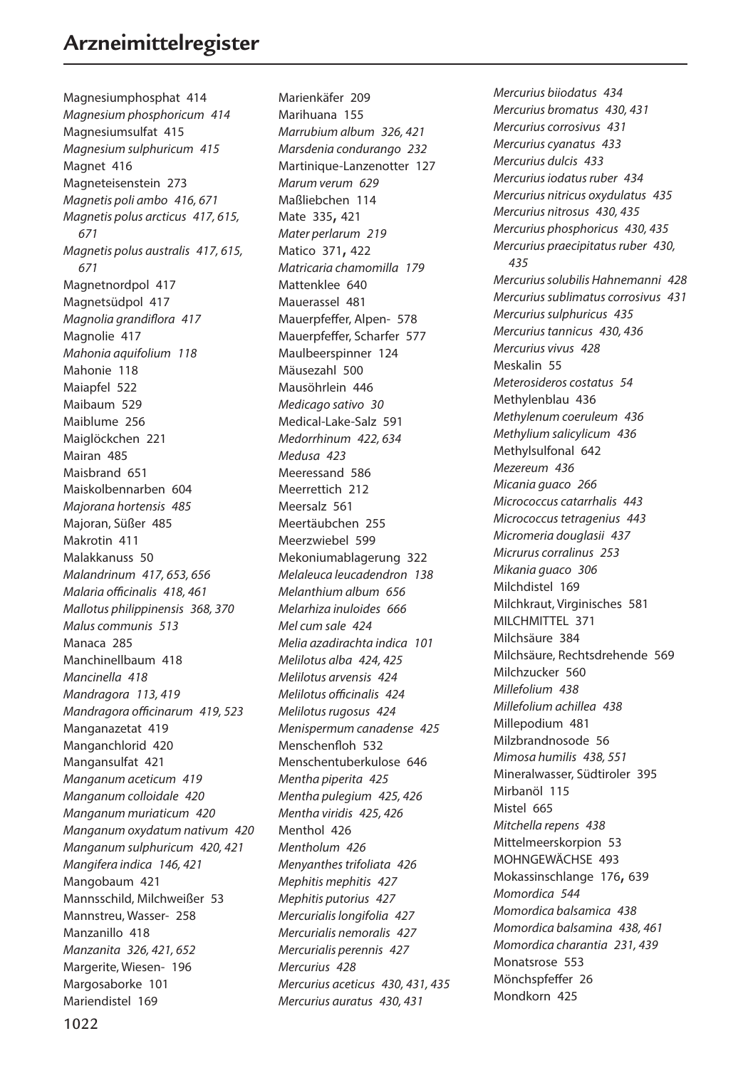# Arzneimittelregister

Magnesiumphosphat 414
*Magnesium phosphoricum 414*
Magnesiumsulfat 415
*Magnesium sulphuricum 415*
Magnet 416
Magneteisenstein 273
*Magnetis poli ambo 416, 671*
*Magnetis polus arcticus 417, 615, 671*
*Magnetis polus australis 417, 615, 671*
Magnetnordpol 417
Magnetsüdpol 417
*Magnolia grandiflora 417*
Magnolie 417
*Mahonia aquifolium 118*
Mahonie 118
Maiapfel 522
Maibaum 529
Maiblume 256
Maiglöckchen 221
Mairan 485
Maisbrand 651
Maiskolbennarben 604
*Majorana hortensis 485*
Majoran, Süßer 485
Makrotin 411
Malakkanuss 50
*Malandrinum 417, 653, 656*
*Malaria officinalis 418, 461*
*Mallotus philippinensis 368, 370*
*Malus communis 513*
Manaca 285
Manchinellbaum 418
*Mancinella 418*
*Mandragora 113, 419*
*Mandragora officinarum 419, 523*
Manganazetat 419
Manganchlorid 420
Mangansulfat 421
*Manganum aceticum 419*
*Manganum colloidale 420*
*Manganum muriaticum 420*
*Manganum oxydatum nativum 420*
*Manganum sulphuricum 420, 421*
*Mangifera indica 146, 421*
Mangobaum 421
Mannsschild, Milchweißer 53
Mannstreu, Wasser- 258
Manzanillo 418
*Manzanita 326, 421, 652*
Margerite, Wiesen- 196
Margosaborke 101
Mariendistel 169
Marienkäfer 209
Marihuana 155
*Marrubium album 326, 421*
*Marsdenia condurango 232*
Martinique-Lanzenotter 127
*Marum verum 629*
Maßliebchen 114
Mate 335, 421
*Mater perlarum 219*
Matico 371, 422
*Matricaria chamomilla 179*
Mattenklee 640
Mauerassel 481
Mauerpfeffer, Alpen- 578
Mauerpfeffer, Scharfer 577
Maulbeerspinner 124
Mäusezahl 500
Mausöhrlein 446
*Medicago sativo 30*
Medical-Lake-Salz 591
*Medorrhinum 422, 634*
*Medusa 423*
Meeressand 586
Meerrettich 212
Meersalz 561
Meertäubchen 255
Meerzwiebel 599
Mekoniumablagerung 322
*Melaleuca leucadendron 138*
*Melanthium album 656*
*Melarhiza inuloides 666*
*Mel cum sale 424*
*Melia azadirachta indica 101*
*Melilotus alba 424, 425*
*Melilotus arvensis 424*
*Melilotus officinalis 424*
*Melilotus rugosus 424*
*Menispermum canadense 425*
Menschenfloh 532
Menschentuberkulose 646
*Mentha piperita 425*
*Mentha pulegium 425, 426*
*Mentha viridis 425, 426*
Menthol 426
*Mentholum 426*
*Menyanthes trifoliata 426*
*Mephitis mephitis 427*
*Mephitis putorius 427*
*Mercurialis longifolia 427*
*Mercurialis nemoralis 427*
*Mercurialis perennis 427*
*Mercurius 428*
*Mercurius aceticus 430, 431, 435*
*Mercurius auratus 430, 431*
*Mercurius biiodatus 434*
*Mercurius bromatus 430, 431*
*Mercurius corrosivus 431*
*Mercurius cyanatus 433*
*Mercurius dulcis 433*
*Mercurius iodatus ruber 434*
*Mercurius nitricus oxydulatus 435*
*Mercurius nitrosus 430, 435*
*Mercurius phosphoricus 430, 435*
*Mercurius praecipitatus ruber 430, 435*
*Mercurius solubilis Hahnemanni 428*
*Mercurius sublimatus corrosivus 431*
*Mercurius sulphuricus 435*
*Mercurius tannicus 430, 436*
*Mercurius vivus 428*
Meskalin 55
*Meterosideros costatus 54*
Methylenblau 436
*Methylenum coeruleum 436*
*Methylium salicylicum 436*
Methylsulfonal 642
*Mezereum 436*
*Micania guaco 266*
*Micrococcus catarrhalis 443*
*Micrococcus tetragenius 443*
*Micromeria douglasii 437*
*Micrurus corralinus 253*
*Mikania guaco 306*
Milchdistel 169
Milchkraut, Virginisches 581
MILCHMITTEL 371
Milchsäure 384
Milchsäure, Rechtsdrehende 569
Milchzucker 560
*Millefolium 438*
*Millefolium achillea 438*
Millepodium 481
Milzbrandnosode 56
*Mimosa humilis 438, 551*
Mineralwasser, Südtiroler 395
Mirbanöl 115
Mistel 665
*Mitchella repens 438*
Mittelmeerskorpion 53
MOHNGEWÄCHSE 493
Mokassinschlange 176, 639
*Momordica 544*
*Momordica balsamica 438*
*Momordica balsamina 438, 461*
*Momordica charantia 231, 439*
Monatsrose 553
Mönchspfeffer 26
Mondkorn 425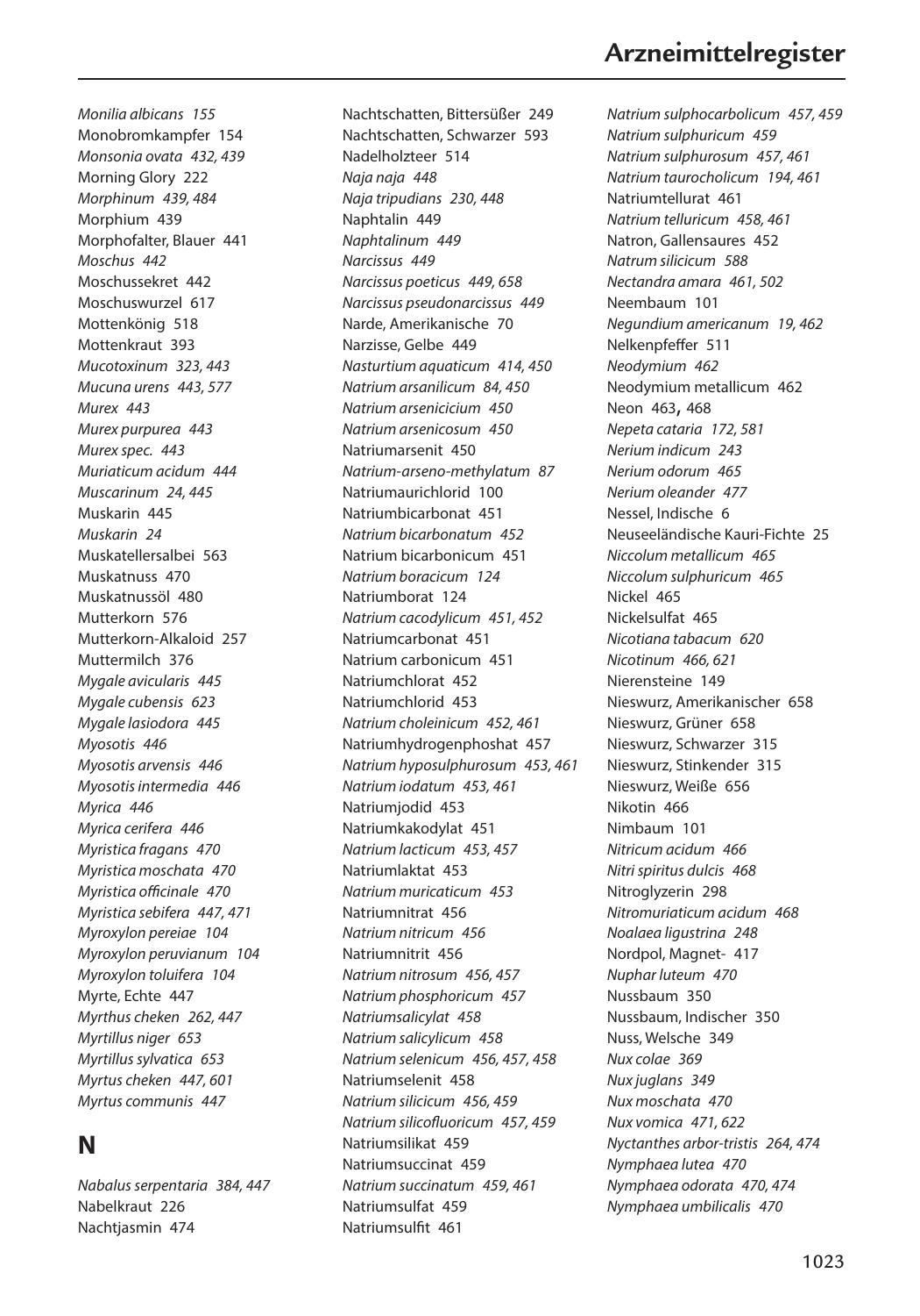*Monilia albicans 155*
Monobromkampfer 154
*Monsonia ovata 432, 439*
Morning Glory 222
*Morphinum 439, 484*
Morphium 439
Morphofalter, Blauer 441
*Moschus 442*
Moschussekret 442
Moschuswurzel 617
Mottenkönig 518
Mottenkraut 393
*Mucotoxinum 323, 443*
*Mucuna urens 443, 577*
*Murex 443*
*Murex purpurea 443*
*Murex spec. 443*
*Muriaticum acidum 444*
*Muscarinum 24, 445*
Muskarin 445
*Muskarin 24*
Muskatellersalbei 563
Muskatnuss 470
Muskatnussöl 480
Mutterkorn 576
Mutterkorn-Alkaloid 257
Muttermilch 376
*Mygale avicularis 445*
*Mygale cubensis 623*
*Mygale lasiodora 445*
*Myosotis 446*
*Myosotis arvensis 446*
*Myosotis intermedia 446*
*Myrica 446*
*Myrica cerifera 446*
*Myristica fragans 470*
*Myristica moschata 470*
*Myristica officinale 470*
*Myristica sebifera 447, 471*
*Myroxylon pereiae 104*
*Myroxylon peruvianum 104*
*Myroxylon toluifera 104*
Myrte, Echte 447
*Myrthus cheken 262, 447*
*Myrtillus niger 653*
*Myrtillus sylvatica 653*
*Myrtus cheken 447, 601*
*Myrtus communis 447*

## N

*Nabalus serpentaria 384, 447*
Nabelkraut 226
Nachtjasmin 474
Nachtschatten, Bittersüßer 249
Nachtschatten, Schwarzer 593
Nadelholzteer 514
*Naja naja 448*
*Naja tripudians 230, 448*
Naphtalin 449
*Naphtalinum 449*
*Narcissus 449*
*Narcissus poeticus 449, 658*
*Narcissus pseudonarcissus 449*
Narde, Amerikanische 70
Narzisse, Gelbe 449
*Nasturtium aquaticum 414, 450*
*Natrium arsanilicum 84, 450*
*Natrium arsenicicium 450*
*Natrium arsenicosum 450*
Natriumarsenit 450
*Natrium-arseno-methylatum 87*
Natriumaurichlorid 100
Natriumbicarbonat 451
*Natrium bicarbonatum 452*
Natrium bicarbonicum 451
*Natrium boracicum 124*
Natriumborat 124
*Natrium cacodylicum 451, 452*
Natriumcarbonat 451
Natrium carbonicum 451
Natriumchlorat 452
Natriumchlorid 453
*Natrium choleinicum 452, 461*
Natriumhydrogenphoshat 457
*Natrium hyposulphurosum 453, 461*
*Natrium iodatum 453, 461*
Natriumjodid 453
Natriumkakodylat 451
*Natrium lacticum 453, 457*
Natriumlaktat 453
*Natrium muriaticum 453*
Natriumnitrat 456
*Natrium nitricum 456*
Natriumnitrit 456
*Natrium nitrosum 456, 457*
*Natrium phosphoricum 457*
*Natriumsalicylat 458*
*Natrium salicylicum 458*
*Natrium selenicum 456, 457, 458*
Natriumselenit 458
*Natrium silicicum 456, 459*
*Natrium silicofluoricum 457, 459*
Natriumsilikat 459
Natriumsuccinat 459
*Natrium succinatum 459, 461*
Natriumsulfat 459
Natriumsulfit 461
*Natrium sulphocarbolicum 457, 459*
*Natrium sulphuricum 459*
*Natrium sulphurosum 457, 461*
*Natrium taurocholicum 194, 461*
Natriumtellurat 461
*Natrium telluricum 458, 461*
Natron, Gallensaures 452
*Natrum silicicum 588*
*Nectandra amara 461, 502*
Neembaum 101
*Negundium americanum 19, 462*
Nelkenpfeffer 511
*Neodymium 462*
Neodymium metallicum 462
Neon 463, 468
*Nepeta cataria 172, 581*
*Nerium indicum 243*
*Nerium odorum 465*
*Nerium oleander 477*
Nessel, Indische 6
Neuseeländische Kauri-Fichte 25
*Niccolum metallicum 465*
*Niccolum sulphuricum 465*
Nickel 465
Nickelsulfat 465
*Nicotiana tabacum 620*
*Nicotinum 466, 621*
Nierensteine 149
Nieswurz, Amerikanischer 658
Nieswurz, Grüner 658
Nieswurz, Schwarzer 315
Nieswurz, Stinkender 315
Nieswurz, Weiße 656
Nikotin 466
Nimbaum 101
*Nitricum acidum 466*
*Nitri spiritus dulcis 468*
Nitroglyzerin 298
*Nitromuriaticum acidum 468*
*Noalaea ligustrina 248*
Nordpol, Magnet- 417
*Nuphar luteum 470*
Nussbaum 350
Nussbaum, Indischer 350
Nuss, Welsche 349
*Nux colae 369*
*Nux juglans 349*
*Nux moschata 470*
*Nux vomica 471, 622*
*Nyctanthes arbor-tristis 264, 474*
*Nymphaea lutea 470*
*Nymphaea odorata 470, 474*
*Nymphaea umbilicalis 470*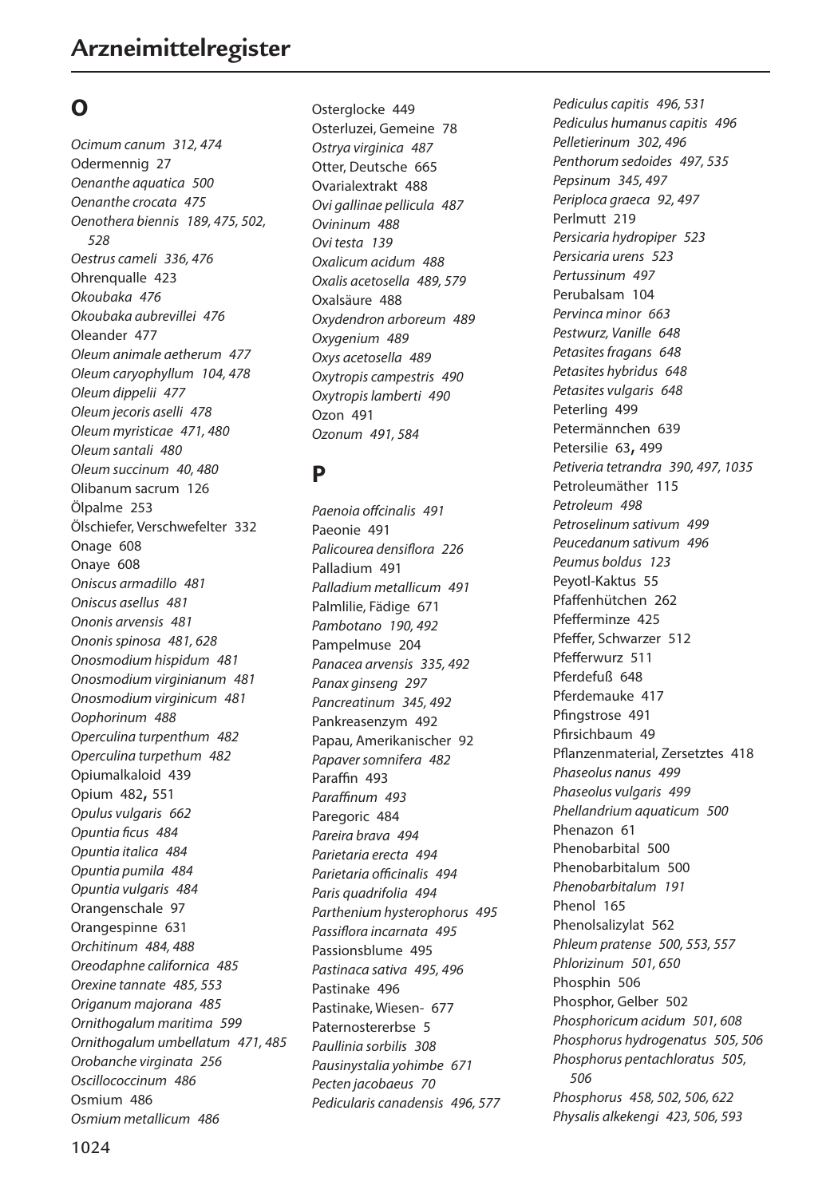# Arzneimittelregister

## O

*Ocimum canum 312, 474*
Odermennig 27
*Oenanthe aquatica 500*
*Oenanthe crocata 475*
*Oenothera biennis 189, 475, 502, 528*
*Oestrus cameli 336, 476*
Ohrenqualle 423
*Okoubaka 476*
*Okoubaka aubrevillei 476*
Oleander 477
*Oleum animale aetherum 477*
*Oleum caryophyllum 104, 478*
*Oleum dippelii 477*
*Oleum jecoris aselli 478*
*Oleum myristicae 471, 480*
*Oleum santali 480*
*Oleum succinum 40, 480*
Olibanum sacrum 126
Ölpalme 253
Ölschiefer, Verschwefelter 332
Onage 608
Onaye 608
*Oniscus armadillo 481*
*Oniscus asellus 481*
*Ononis arvensis 481*
*Ononis spinosa 481, 628*
*Onosmodium hispidum 481*
*Onosmodium virginianum 481*
*Onosmodium virginicum 481*
*Oophorinum 488*
*Operculina turpenthum 482*
*Operculina turpethum 482*
Opiumalkaloid 439
Opium 482, 551
*Opulus vulgaris 662*
*Opuntia ficus 484*
*Opuntia italica 484*
*Opuntia pumila 484*
*Opuntia vulgaris 484*
Orangenschale 97
Orangespinne 631
*Orchitinum 484, 488*
*Oreodaphne californica 485*
*Orexine tannate 485, 553*
*Origanum majorana 485*
*Ornithogalum maritima 599*
*Ornithogalum umbellatum 471, 485*
*Orobanche virginata 256*
*Oscillococcinum 486*
Osmium 486
*Osmium metallicum 486*
Osterglocke 449
Osterluzei, Gemeine 78
*Ostrya virginica 487*
Otter, Deutsche 665
Ovarialextrakt 488
*Ovi gallinae pellicula 487*
*Ovininum 488*
*Ovi testa 139*
*Oxalicum acidum 488*
*Oxalis acetosella 489, 579*
Oxalsäure 488
*Oxydendron arboreum 489*
*Oxygenium 489*
*Oxys acetosella 489*
*Oxytropis campestris 490*
*Oxytropis lamberti 490*
Ozon 491
*Ozonum 491, 584*

## P

*Paenoia offcinalis 491*
Paeonie 491
*Palicourea densiflora 226*
Palladium 491
*Palladium metallicum 491*
Palmlilie, Fädige 671
*Pambotano 190, 492*
Pampelmuse 204
*Panacea arvensis 335, 492*
*Panax ginseng 297*
*Pancreatinum 345, 492*
Pankreasenzym 492
Papau, Amerikanischer 92
*Papaver somnifera 482*
Paraffin 493
*Paraffinum 493*
Paregoric 484
*Pareira brava 494*
*Parietaria erecta 494*
*Parietaria officinalis 494*
*Paris quadrifolia 494*
*Parthenium hysterophorus 495*
*Passiflora incarnata 495*
Passionsblume 495
*Pastinaca sativa 495, 496*
Pastinake 496
Pastinake, Wiesen- 677
Paternostererbse 5
*Paullinia sorbilis 308*
*Pausinystalia yohimbe 671*
*Pecten jacobaeus 70*
*Pedicularis canadensis 496, 577*
*Pediculus capitis 496, 531*
*Pediculus humanus capitis 496*
*Pelletierinum 302, 496*
*Penthorum sedoides 497, 535*
*Pepsinum 345, 497*
*Periploca graeca 92, 497*
Perlmutt 219
*Persicaria hydropiper 523*
*Persicaria urens 523*
*Pertussinum 497*
Perubalsam 104
*Pervinca minor 663*
*Pestwurz, Vanille 648*
*Petasites fragans 648*
*Petasites hybridus 648*
*Petasites vulgaris 648*
Peterling 499
Petermännchen 639
Petersilie 63, 499
*Petiveria tetrandra 390, 497, 1035*
Petroleumäther 115
*Petroleum 498*
*Petroselinum sativum 499*
*Peucedanum sativum 496*
*Peumus boldus 123*
Peyotl-Kaktus 55
Pfaffenhütchen 262
Pfefferminze 425
Pfeffer, Schwarzer 512
Pfefferwurz 511
Pferdefuß 648
Pferdemauke 417
Pfingstrose 491
Pfirsichbaum 49
Pflanzenmaterial, Zersetztes 418
*Phaseolus nanus 499*
*Phaseolus vulgaris 499*
*Phellandrium aquaticum 500*
Phenazon 61
Phenobarbital 500
Phenobarbitalum 500
*Phenobarbitalum 191*
Phenol 165
Phenolsalizylat 562
*Phleum pratense 500, 553, 557*
*Phlorizinum 501, 650*
Phosphin 506
Phosphor, Gelber 502
*Phosphoricum acidum 501, 608*
*Phosphorus hydrogenatus 505, 506*
*Phosphorus pentachloratus 505, 506*
*Phosphorus 458, 502, 506, 622*
*Physalis alkekengi 423, 506, 593*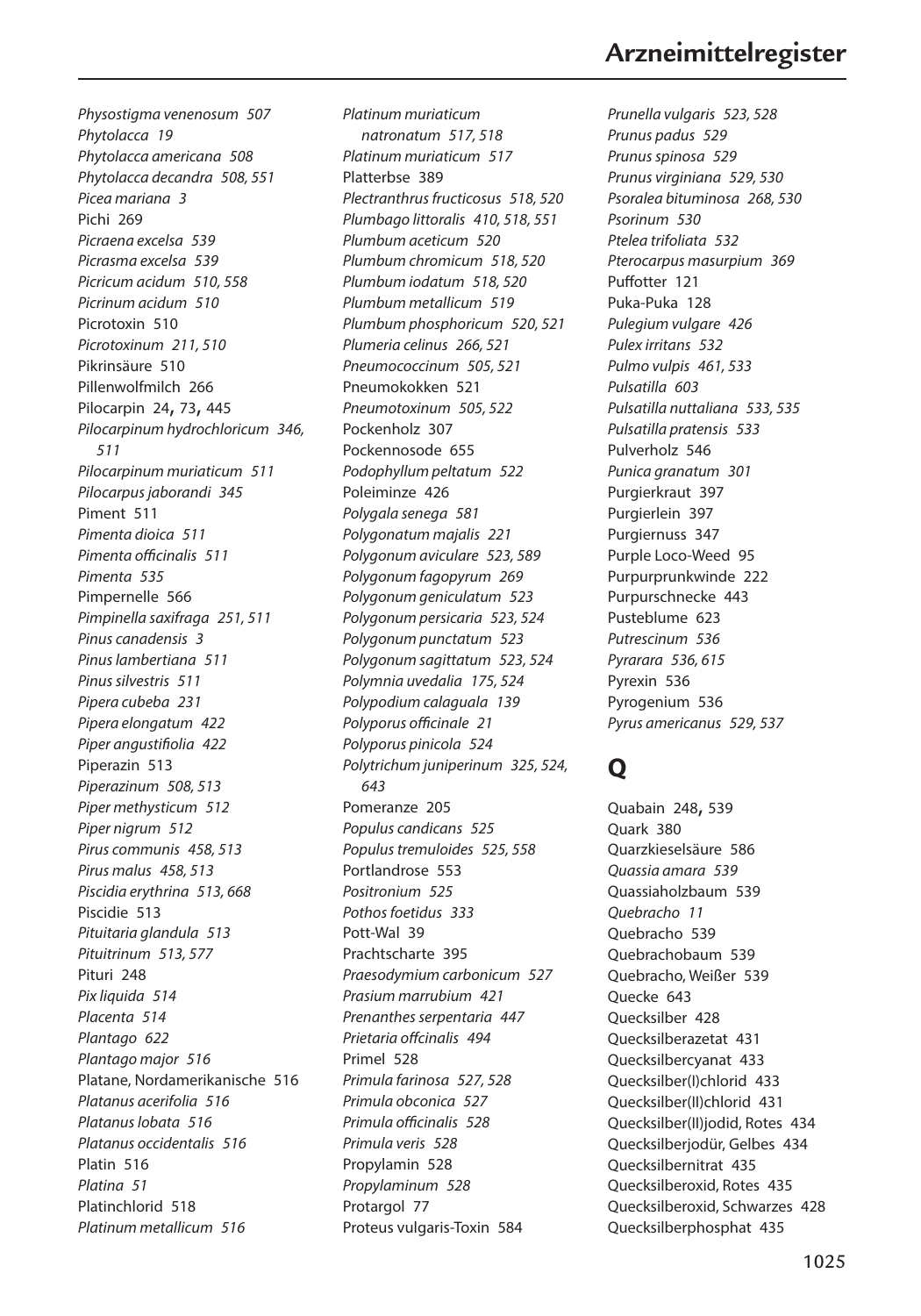*Physostigma venenosum 507*
*Phytolacca 19*
*Phytolacca americana 508*
*Phytolacca decandra 508, 551*
*Picea mariana 3*
Pichi 269
*Picraena excelsa 539*
*Picrasma excelsa 539*
*Picricum acidum 510, 558*
*Picrinum acidum 510*
Picrotoxin 510
*Picrotoxinum 211, 510*
Pikrinsäure 510
Pillenwolfmilch 266
Pilocarpin 24, 73, 445
*Pilocarpinum hydrochloricum 346, 511*
*Pilocarpinum muriaticum 511*
*Pilocarpus jaborandi 345*
Piment 511
*Pimenta dioica 511*
*Pimenta officinalis 511*
*Pimenta 535*
Pimpernelle 566
*Pimpinella saxifraga 251, 511*
*Pinus canadensis 3*
*Pinus lambertiana 511*
*Pinus silvestris 511*
*Pipera cubeba 231*
*Pipera elongatum 422*
*Piper angustifiolia 422*
Piperazin 513
*Piperazinum 508, 513*
*Piper methysticum 512*
*Piper nigrum 512*
*Pirus communis 458, 513*
*Pirus malus 458, 513*
*Piscidia erythrina 513, 668*
Piscidie 513
*Pituitaria glandula 513*
*Pituitrinum 513, 577*
Pituri 248
*Pix liquida 514*
*Placenta 514*
*Plantago 622*
*Plantago major 516*
Platane, Nordamerikanische 516
*Platanus acerifolia 516*
*Platanus lobata 516*
*Platanus occidentalis 516*
Platin 516
*Platina 51*
Platinchlorid 518
*Platinum metallicum 516*
*Platinum muriaticum natronatum 517, 518*
*Platinum muriaticum 517*
Platterbse 389
*Plectranthrus fructicosus 518, 520*
*Plumbago littoralis 410, 518, 551*
*Plumbum aceticum 520*
*Plumbum chromicum 518, 520*
*Plumbum iodatum 518, 520*
*Plumbum metallicum 519*
*Plumbum phosphoricum 520, 521*
*Plumeria celinus 266, 521*
*Pneumococcinum 505, 521*
Pneumokokken 521
*Pneumotoxinum 505, 522*
Pockenholz 307
Pockennosode 655
*Podophyllum peltatum 522*
Poleiminze 426
*Polygala senega 581*
*Polygonatum majalis 221*
*Polygonum aviculare 523, 589*
*Polygonum fagopyrum 269*
*Polygonum geniculatum 523*
*Polygonum persicaria 523, 524*
*Polygonum punctatum 523*
*Polygonum sagittatum 523, 524*
*Polymnia uvedalia 175, 524*
*Polypodium calaguala 139*
*Polyporus officinale 21*
*Polyporus pinicola 524*
*Polytrichum juniperinum 325, 524, 643*
Pomeranze 205
*Populus candicans 525*
*Populus tremuloides 525, 558*
Portlandrose 553
*Positronium 525*
*Pothos foetidus 333*
Pott-Wal 39
Prachtscharte 395
*Praesodymium carbonicum 527*
*Prasium marrubium 421*
*Prenanthes serpentaria 447*
*Prietaria offcinalis 494*
Primel 528
*Primula farinosa 527, 528*
*Primula obconica 527*
*Primula officinalis 528*
*Primula veris 528*
Propylamin 528
*Propylaminum 528*
Protargol 77
Proteus vulgaris-Toxin 584
*Prunella vulgaris 523, 528*
*Prunus padus 529*
*Prunus spinosa 529*
*Prunus virginiana 529, 530*
*Psoralea bituminosa 268, 530*
*Psorinum 530*
*Ptelea trifoliata 532*
*Pterocarpus masurpium 369*
Puffotter 121
Puka-Puka 128
*Pulegium vulgare 426*
*Pulex irritans 532*
*Pulmo vulpis 461, 533*
*Pulsatilla 603*
*Pulsatilla nuttaliana 533, 535*
*Pulsatilla pratensis 533*
Pulverholz 546
*Punica granatum 301*
Purgierkraut 397
Purgierlein 397
Purgiernuss 347
Purple Loco-Weed 95
Purpurprunkwinde 222
Purpurschnecke 443
Pusteblume 623
*Putrescinum 536*
*Pyrarara 536, 615*
Pyrexin 536
Pyrogenium 536
*Pyrus americanus 529, 537*

## Q

Quabain 248, 539
Quark 380
Quarzkieselsäure 586
*Quassia amara 539*
Quassiaholzbaum 539
*Quebracho 11*
Quebracho 539
Quebrachobaum 539
Quebracho, Weißer 539
Quecke 643
Quecksilber 428
Quecksilberazetat 431
Quecksilbercyanat 433
Quecksilber(I)chlorid 433
Quecksilber(II)chlorid 431
Quecksilber(II)jodid, Rotes 434
Quecksilberjodür, Gelbes 434
Quecksilbernitrat 435
Quecksilberoxid, Rotes 435
Quecksilberoxid, Schwarzes 428
Quecksilberphosphat 435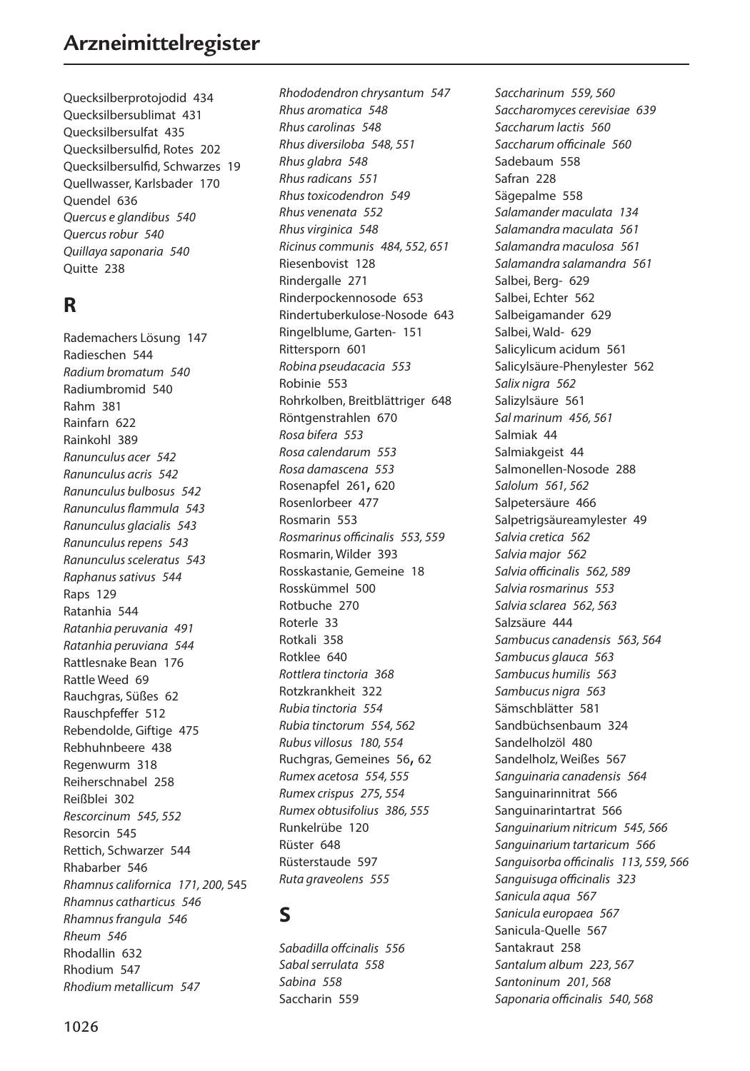# Arzneimittelregister

Quecksilberprotojodid 434
Quecksilbersublimat 431
Quecksilbersulfat 435
Quecksilbersulfid, Rotes 202
Quecksilbersulfid, Schwarzes 19
Quellwasser, Karlsbader 170
Quendel 636
*Quercus e glandibus 540*
*Quercus robur 540*
*Quillaya saponaria 540*
Quitte 238

## R

Rademachers Lösung 147
Radieschen 544
*Radium bromatum 540*
Radiumbromid 540
Rahm 381
Rainfarn 622
Rainkohl 389
*Ranunculus acer 542*
*Ranunculus acris 542*
*Ranunculus bulbosus 542*
*Ranunculus flammula 543*
*Ranunculus glacialis 543*
*Ranunculus repens 543*
*Ranunculus sceleratus 543*
*Raphanus sativus 544*
Raps 129
Ratanhia 544
*Ratanhia peruvania 491*
*Ratanhia peruviana 544*
Rattlesnake Bean 176
Rattle Weed 69
Rauchgras, Süßes 62
Rauschpfeffer 512
Rebendolde, Giftige 475
Rebhuhnbeere 438
Regenwurm 318
Reiherschnabel 258
Reißblei 302
*Rescorcinum 545, 552*
Resorcin 545
Rettich, Schwarzer 544
Rhabarber 546
*Rhamnus californica 171, 200,* 545
*Rhamnus catharticus 546*
*Rhamnus frangula 546*
*Rheum 546*
Rhodallin 632
Rhodium 547
*Rhodium metallicum 547*
*Rhododendron chrysantum 547*
*Rhus aromatica 548*
*Rhus carolinas 548*
*Rhus diversiloba 548, 551*
*Rhus glabra 548*
*Rhus radicans 551*
*Rhus toxicodendron 549*
*Rhus venenata 552*
*Rhus virginica 548*
*Ricinus communis 484, 552, 651*
Riesenbovist 128
Rindergalle 271
Rinderpockennosode 653
Rindertuberkulose-Nosode 643
Ringelblume, Garten- 151
Rittersporn 601
*Robina pseudacacia 553*
Robinie 553
Rohrkolben, Breitblättriger 648
Röntgenstrahlen 670
*Rosa bifera 553*
*Rosa calendarum 553*
*Rosa damascena 553*
Rosenapfel 261, 620
Rosenlorbeer 477
Rosmarin 553
*Rosmarinus officinalis 553, 559*
Rosmarin, Wilder 393
Rosskastanie, Gemeine 18
Rosskümmel 500
Rotbuche 270
Roterle 33
Rotkali 358
Rotklee 640
*Rottlera tinctoria 368*
Rotzkrankheit 322
*Rubia tinctoria 554*
*Rubia tinctorum 554, 562*
*Rubus villosus 180, 554*
Ruchgras, Gemeines 56, 62
*Rumex acetosa 554, 555*
*Rumex crispus 275, 554*
*Rumex obtusifolius 386, 555*
Runkelrübe 120
Rüster 648
Rüsterstaude 597
*Ruta graveolens 555*

## S

*Sabadilla offcinalis 556*
*Sabal serrulata 558*
*Sabina 558*
Saccharin 559
*Saccharinum 559, 560*
*Saccharomyces cerevisiae 639*
*Saccharum lactis 560*
*Saccharum officinale 560*
Sadebaum 558
Safran 228
Sägepalme 558
*Salamander maculata 134*
*Salamandra maculata 561*
*Salamandra maculosa 561*
*Salamandra salamandra 561*
Salbei, Berg- 629
Salbei, Echter 562
Salbeigamander 629
Salbei, Wald- 629
Salicylicum acidum 561
Salicylsäure-Phenylester 562
*Salix nigra 562*
Salizylsäure 561
*Sal marinum 456, 561*
Salmiak 44
Salmiakgeist 44
Salmonellen-Nosode 288
*Salolum 561, 562*
Salpetersäure 466
Salpetrigsäureamylester 49
*Salvia cretica 562*
*Salvia major 562*
*Salvia officinalis 562, 589*
*Salvia rosmarinus 553*
*Salvia sclarea 562, 563*
Salzsäure 444
*Sambucus canadensis 563, 564*
*Sambucus glauca 563*
*Sambucus humilis 563*
*Sambucus nigra 563*
Sämschblätter 581
Sandbüchsenbaum 324
Sandelholzöl 480
Sandelholz, Weißes 567
*Sanguinaria canadensis 564*
Sanguinarinnitrat 566
Sanguinarintartrat 566
*Sanguinarium nitricum 545, 566*
*Sanguinarium tartaricum 566*
*Sanguisorba officinalis 113, 559, 566*
*Sanguisuga officinalis 323*
*Sanicula aqua 567*
*Sanicula europaea 567*
Sanicula-Quelle 567
Santakraut 258
*Santalum album 223, 567*
*Santoninum 201, 568*
*Saponaria officinalis 540, 568*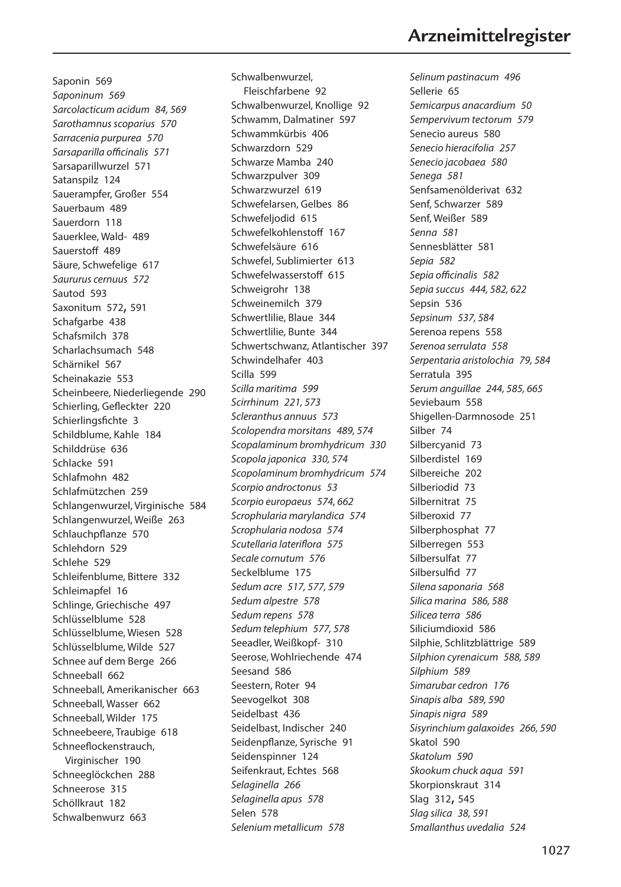# Arzneimittelregister

Saponin 569
*Saponinum 569*
*Sarcolacticum acidum 84, 569*
*Sarothamnus scoparius 570*
*Sarracenia purpurea 570*
*Sarsaparilla officinalis 571*
Sarsaparillwurzel 571
Satanspilz 124
Sauerampfer, Großer 554
Sauerbaum 489
Sauerdorn 118
Sauerklee, Wald- 489
Sauerstoff 489
Säure, Schwefelige 617
*Saururus cernuus 572*
Sautod 593
Saxonitum 572, 591
Schafgarbe 438
Schafsmilch 378
Scharlachsumach 548
Schärnikel 567
Scheinakazie 553
Scheinbeere, Niederliegende 290
Schierling, Gefleckter 220
Schierlingsfichte 3
Schildblume, Kahle 184
Schilddrüse 636
Schlacke 591
Schlafmohn 482
Schlafmützchen 259
Schlangenwurzel, Virginische 584
Schlangenwurzel, Weiße 263
Schlauchpflanze 570
Schlehdorn 529
Schlehe 529
Schleifenblume, Bittere 332
Schleimapfel 16
Schlinge, Griechische 497
Schlüsselblume 528
Schlüsselblume, Wiesen 528
Schlüsselblume, Wilde 527
Schnee auf dem Berge 266
Schneeball 662
Schneeball, Amerikanischer 663
Schneeball, Wasser 662
Schneeball, Wilder 175
Schneebeere, Traubige 618
Schneeflockenstrauch, Virginischer 190
Schneeglöckchen 288
Schneerose 315
Schöllkraut 182
Schwalbenwurz 663
Schwalbenwurzel, Fleischfarbene 92
Schwalbenwurzel, Knollige 92
Schwamm, Dalmatiner 597
Schwammkürbis 406
Schwarzdorn 529
Schwarze Mamba 240
Schwarzpulver 309
Schwarzwurzel 619
Schwefelarsen, Gelbes 86
Schwefeljodid 615
Schwefelkohlenstoff 167
Schwefelsäure 616
Schwefel, Sublimierter 613
Schwefelwasserstoff 615
Schweigrohr 138
Schweinemilch 379
Schwertlilie, Blaue 344
Schwertlilie, Bunte 344
Schwertschwanz, Atlantischer 397
Schwindelhafer 403
Scilla 599
*Scilla maritima 599*
*Scirrhinum 221, 573*
*Scleranthus annuus 573*
*Scolopendra morsitans 489, 574*
*Scopalaminum bromhydricum 330*
*Scopola japonica 330, 574*
*Scopolaminum bromhydricum 574*
*Scorpio androctonus 53*
*Scorpio europaeus 574, 662*
*Scrophularia marylandica 574*
*Scrophularia nodosa 574*
*Scutellaria lateriflora 575*
*Secale cornutum 576*
Seckelblume 175
*Sedum acre 517, 577, 579*
*Sedum alpestre 578*
*Sedum repens 578*
*Sedum telephium 577, 578*
Seeadler, Weißkopf- 310
Seerose, Wohlriechende 474
Seesand 586
Seestern, Roter 94
Seevogelkot 308
Seidelbast 436
Seidelbast, Indischer 240
Seidenpflanze, Syrische 91
Seidenspinner 124
Seifenkraut, Echtes 568
*Selaginella 266*
*Selaginella apus 578*
Selen 578
*Selenium metallicum 578*
*Selinum pastinacum 496*
Sellerie 65
*Semicarpus anacardium 50*
*Sempervivum tectorum 579*
Senecio aureus 580
*Senecio hieracifolia 257*
*Senecio jacobaea 580*
*Senega 581*
Senfsamenölderivat 632
Senf, Schwarzer 589
Senf, Weißer 589
*Senna 581*
Sennesblätter 581
*Sepia 582*
*Sepia officinalis 582*
*Sepia succus 444, 582, 622*
Sepsin 536
*Sepsinum 537, 584*
Serenoa repens 558
*Serenoa serrulata 558*
*Serpentaria aristolochia 79, 584*
Serratula 395
*Serum anguillae 244, 585, 665*
Seviebaum 558
Shigellen-Darmnosode 251
Silber 74
Silbercyanid 73
Silberdistel 169
Silbereiche 202
Silberiodid 73
Silbernitrat 75
Silberoxid 77
Silberphosphat 77
Silberregen 553
Silbersulfat 77
Silbersulfid 77
*Silena saponaria 568*
*Silica marina 586, 588*
*Silicea terra 586*
Siliciumdioxid 586
Silphie, Schlitzblättrige 589
*Silphion cyrenaicum 588, 589*
*Silphium 589*
*Simarubar cedron 176*
*Sinapis alba 589, 590*
*Sinapis nigra 589*
*Sisyrinchium galaxoides 266, 590*
Skatol 590
*Skatolum 590*
*Skookum chuck aqua 591*
Skorpionskraut 314
Slag 312, 545
*Slag silica 38, 591*
*Smallanthus uvedalia 524*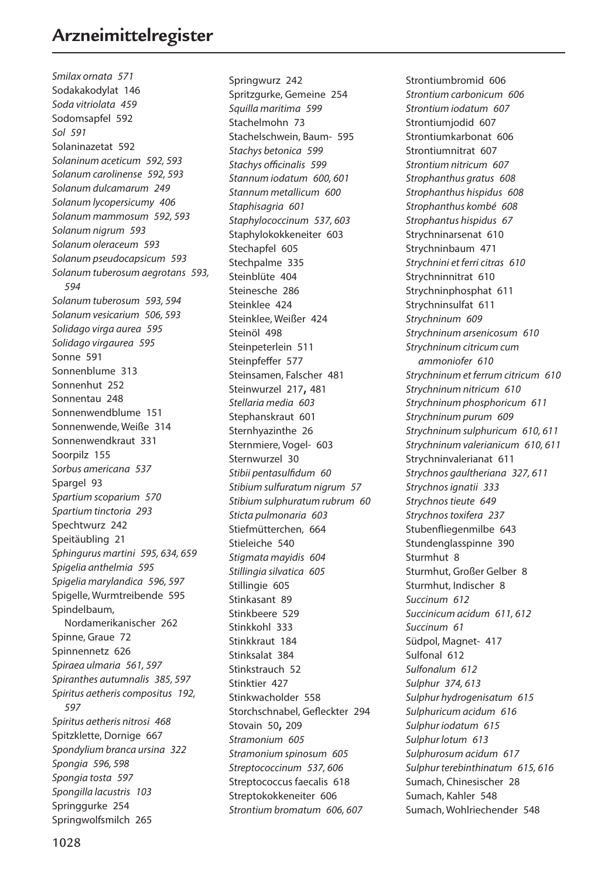# Arzneimittelregister

*Smilax ornata 571*
Sodakakodylat 146
*Soda vitriolata 459*
Sodomsapfel 592
*Sol 591*
Solaninazetat 592
*Solaninum aceticum 592, 593*
*Solanum carolinense 592, 593*
*Solanum dulcamarum 249*
*Solanum lycopersicumy 406*
*Solanum mammosum 592, 593*
*Solanum nigrum 593*
*Solanum oleraceum 593*
*Solanum pseudocapsicum 593*
*Solanum tuberosum aegrotans 593, 594*
*Solanum tuberosum 593, 594*
*Solanum vesicarium 506, 593*
*Solidago virga aurea 595*
*Solidago virgaurea 595*
Sonne 591
Sonnenblume 313
Sonnenhut 252
Sonnentau 248
Sonnenwendblume 151
Sonnenwende, Weiße 314
Sonnenwendkraut 331
Soorpilz 155
*Sorbus americana 537*
Spargel 93
*Spartium scoparium 570*
*Spartium tinctoria 293*
Spechtwurz 242
Speitäubling 21
*Sphingurus martini 595, 634, 659*
*Spigelia anthelmia 595*
*Spigelia marylandica 596, 597*
Spigelle, Wurmtreibende 595
Spindelbaum, Nordamerikanischer 262
Spinne, Graue 72
Spinnennetz 626
*Spiraea ulmaria 561, 597*
*Spiranthes autumnalis 385, 597*
*Spiritus aetheris compositus 192, 597*
*Spiritus aetheris nitrosi 468*
Spitzklette, Dornige 667
*Spondylium branca ursina 322*
*Spongia 596, 598*
*Spongia tosta 597*
*Spongilla lacustris 103*
Springgurke 254
Springwolfsmilch 265
Springwurz 242
Spritzgurke, Gemeine 254
*Squilla maritima 599*
Stachelmohn 73
Stachelschwein, Baum- 595
*Stachys betonica 599*
*Stachys officinalis 599*
*Stannum iodatum 600, 601*
*Stannum metallicum 600*
*Staphisagria 601*
*Staphylococcinum 537, 603*
Staphylokokkeneiter 603
Stechapfel 605
Stechpalme 335
Steinblüte 404
Steinesche 286
Steinklee 424
Steinklee, Weißer 424
Steinöl 498
Steinpeterlein 511
Steinpfeffer 577
Steinsamen, Falscher 481
Steinwurzel 217, 481
*Stellaria media 603*
Stephanskraut 601
Sternhyazinthe 26
Sternmiere, Vogel- 603
Sternwurzel 30
*Stibii pentasulfidum 60*
*Stibium sulfuratum nigrum 57*
*Stibium sulphuratum rubrum 60*
*Sticta pulmonaria 603*
Stiefmütterchen, 664
Stieleiche 540
*Stigmata mayidis 604*
*Stillingia silvatica 605*
Stillingie 605
Stinkasant 89
Stinkbeere 529
Stinkkohl 333
Stinkkraut 184
Stinksalat 384
Stinkstrauch 52
Stinktier 427
Stinkwacholder 558
Storchschnabel, Gefleckter 294
Stovain 50, 209
*Stramonium 605*
*Stramonium spinosum 605*
*Streptococcinum 537, 606*
Streptococcus faecalis 618
Streptokokkeneiter 606
*Strontium bromatum 606, 607*
Strontiumbromid 606
*Strontium carbonicum 606*
*Strontium iodatum 607*
Strontiumjodid 607
Strontiumkarbonat 606
Strontiumnitrat 607
*Strontium nitricum 607*
*Strophanthus gratus 608*
*Strophanthus hispidus 608*
*Strophanthus kombé 608*
*Strophantus hispidus 67*
Strychninarsenat 610
Strychninbaum 471
*Strychnini et ferri citras 610*
Strychninnitrat 610
Strychninphosphat 611
Strychninsulfat 611
*Strychninum 609*
*Strychninum arsenicosum 610*
*Strychninum citricum cum ammoniofer 610*
*Strychninum et ferrum citricum 610*
*Strychninum nitricum 610*
*Strychninum phosphoricum 611*
*Strychninum purum 609*
*Strychninum sulphuricum 610, 611*
*Strychninum valerianicum 610, 611*
Strychninvalerianat 611
*Strychnos gaultheriana 327, 611*
*Strychnos ignatii 333*
*Strychnos tieute 649*
*Strychnos toxifera 237*
Stubenfliegenmilbe 643
Stundenglasspinne 390
Sturmhut 8
Sturmhut, Großer Gelber 8
Sturmhut, Indischer 8
*Succinum 612*
*Succinicum acidum 611, 612*
*Succinum 61*
Südpol, Magnet- 417
Sulfonal 612
*Sulfonalum 612*
*Sulphur 374, 613*
*Sulphur hydrogenisatum 615*
*Sulphuricum acidum 616*
*Sulphur iodatum 615*
*Sulphur lotum 613*
*Sulphurosum acidum 617*
*Sulphur terebinthinatum 615, 616*
Sumach, Chinesischer 28
Sumach, Kahler 548
Sumach, Wohlriechender 548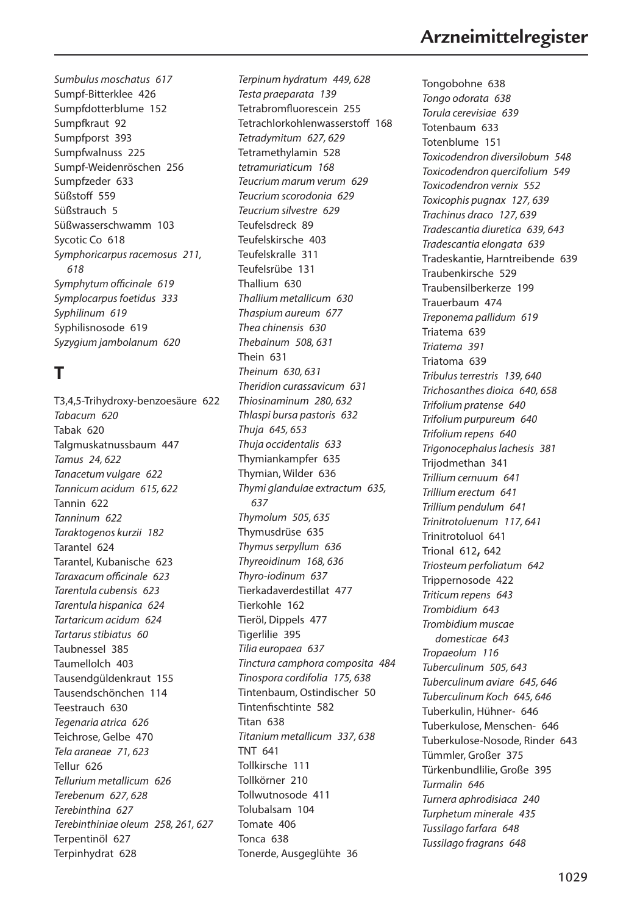*Sumbulus moschatus 617*
Sumpf-Bitterklee 426
Sumpfdotterblume 152
Sumpfkraut 92
Sumpfporst 393
Sumpfwalnuss 225
Sumpf-Weidenröschen 256
Sumpfzeder 633
Süßstoff 559
Süßstrauch 5
Süßwasserschwamm 103
Sycotic Co 618
*Symphoricarpus racemosus 211, 618*
*Symphytum officinale 619*
*Symplocarpus foetidus 333*
*Syphilinum 619*
Syphilisnosode 619
*Syzygium jambolanum 620*

## T

T3,4,5-Trihydroxy-benzoesäure 622
*Tabacum 620*
Tabak 620
Talgmuskatnussbaum 447
*Tamus 24, 622*
*Tanacetum vulgare 622*
*Tannicum acidum 615, 622*
Tannin 622
*Tanninum 622*
*Taraktogenos kurzii 182*
Tarantel 624
Tarantel, Kubanische 623
*Taraxacum officinale 623*
*Tarentula cubensis 623*
*Tarentula hispanica 624*
*Tartaricum acidum 624*
*Tartarus stibiatus 60*
Taubnessel 385
Taumellolch 403
Tausendgüldenkraut 155
Tausendschönchen 114
Teestrauch 630
*Tegenaria atrica 626*
Teichrose, Gelbe 470
*Tela araneae 71, 623*
Tellur 626
*Tellurium metallicum 626*
*Terebenum 627, 628*
*Terebinthina 627*
*Terebinthiniae oleum 258, 261, 627*
Terpentinöl 627
Terpinhydrat 628
*Terpinum hydratum 449, 628*
*Testa praeparata 139*
Tetrabromfluorescein 255
Tetrachlorkohlenwasserstoff 168
*Tetradymitum 627, 629*
Tetramethylamin 528
*tetramuriaticum 168*
*Teucrium marum verum 629*
*Teucrium scorodonia 629*
*Teucrium silvestre 629*
Teufelsdreck 89
Teufelskirsche 403
Teufelskralle 311
Teufelsrübe 131
Thallium 630
*Thallium metallicum 630*
*Thaspium aureum 677*
*Thea chinensis 630*
*Thebainum 508, 631*
Thein 631
*Theinum 630, 631*
*Theridion curassavicum 631*
*Thiosinaminum 280, 632*
*Thlaspi bursa pastoris 632*
*Thuja 645, 653*
*Thuja occidentalis 633*
Thymiankampfer 635
Thymian, Wilder 636
*Thymi glandulae extractum 635, 637*
*Thymolum 505, 635*
Thymusdrüse 635
*Thymus serpyllum 636*
*Thyreoidinum 168, 636*
*Thyro-iodinum 637*
Tierkadaverdestillat 477
Tierkohle 162
Tieröl, Dippels 477
Tigerlilie 395
*Tilia europaea 637*
*Tinctura camphora composita 484*
*Tinospora cordifolia 175, 638*
Tintenbaum, Ostindischer 50
Tintenfischtinte 582
Titan 638
*Titanium metallicum 337, 638*
TNT 641
Tollkirsche 111
Tollkörner 210
Tollwutnosode 411
Tolubalsam 104
Tomate 406
Tonca 638
Tonerde, Ausgeglühte 36
Tongobohne 638
*Tongo odorata 638*
*Torula cerevisiae 639*
Totenbaum 633
Totenblume 151
*Toxicodendron diversilobum 548*
*Toxicodendron quercifolium 549*
*Toxicodendron vernix 552*
*Toxicophis pugnax 127, 639*
*Trachinus draco 127, 639*
*Tradescantia diuretica 639, 643*
*Tradescantia elongata 639*
Tradeskantie, Harntreibende 639
Traubenkirsche 529
Traubensilberkerze 199
Trauerbaum 474
*Treponema pallidum 619*
Triatema 639
*Triatema 391*
Triatoma 639
*Tribulus terrestris 139, 640*
*Trichosanthes dioica 640, 658*
*Trifolium pratense 640*
*Trifolium purpureum 640*
*Trifolium repens 640*
*Trigonocephalus lachesis 381*
Trijodmethan 341
*Trillium cernuum 641*
*Trillium erectum 641*
*Trillium pendulum 641*
*Trinitrotoluenum 117, 641*
Trinitrotoluol 641
Trional 612, 642
*Triosteum perfoliatum 642*
Trippernosode 422
*Triticum repens 643*
*Trombidium 643*
*Trombidium muscae domesticae 643*
*Tropaeolum 116*
*Tuberculinum 505, 643*
*Tuberculinum aviare 645, 646*
*Tuberculinum Koch 645, 646*
Tuberkulin, Hühner- 646
Tuberkulose, Menschen- 646
Tuberkulose-Nosode, Rinder 643
Tümmler, Großer 375
Türkenbundlilie, Große 395
*Turmalin 646*
*Turnera aphrodisiaca 240*
*Turphetum minerale 435*
*Tussilago farfara 648*
*Tussilago fragrans 648*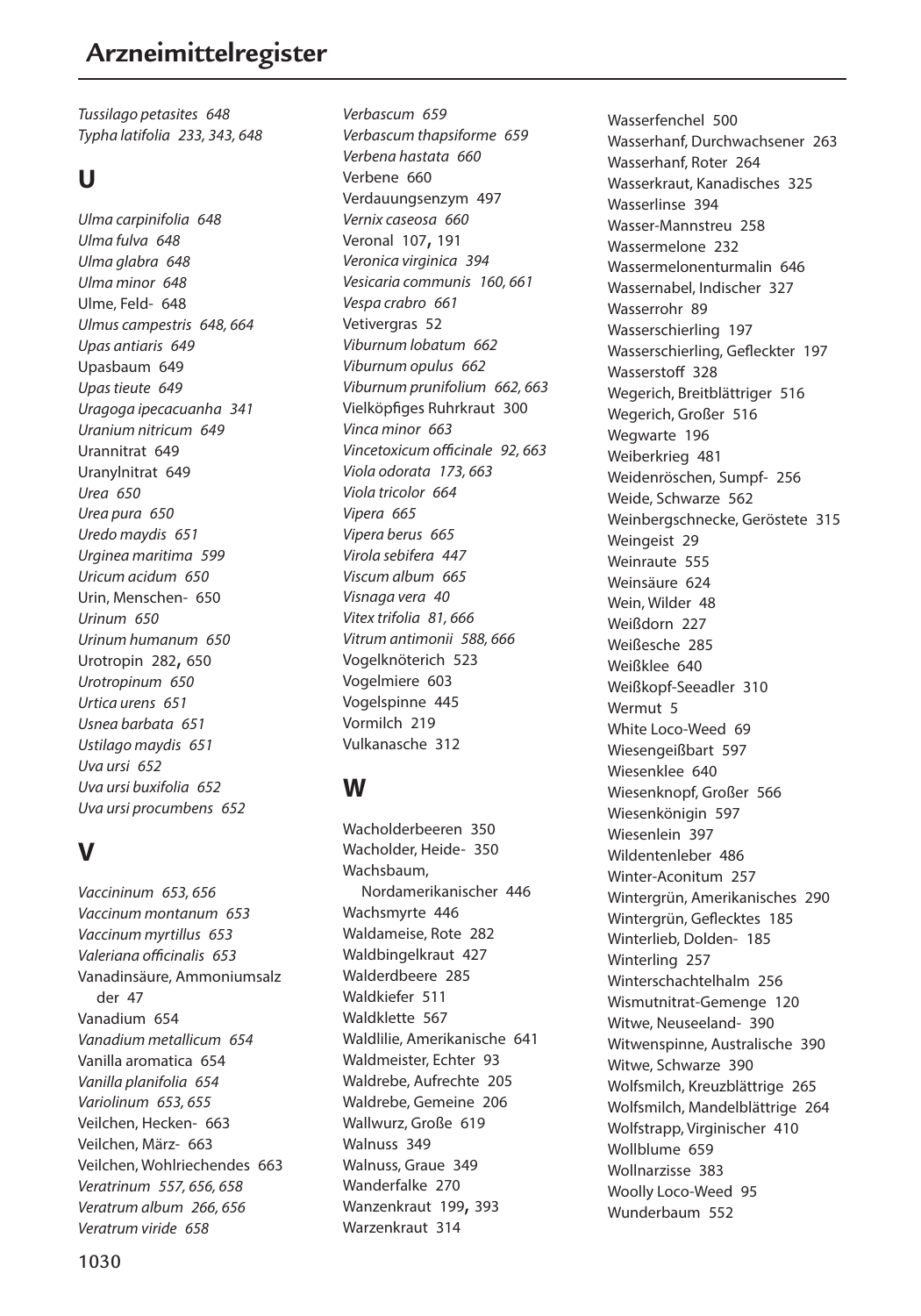*Tussilago petasites 648*
*Typha latifolia 233, 343, 648*

## U

*Ulma carpinifolia 648*
*Ulma fulva 648*
*Ulma glabra 648*
*Ulma minor 648*
Ulme, Feld- 648
*Ulmus campestris 648, 664*
*Upas antiaris 649*
Upasbaum 649
*Upas tieute 649*
*Uragoga ipecacuanha 341*
*Uranium nitricum 649*
Urannitrat 649
Uranylnitrat 649
*Urea 650*
*Urea pura 650*
*Uredo maydis 651*
*Urginea maritima 599*
*Uricum acidum 650*
Urin, Menschen- 650
*Urinum 650*
*Urinum humanum 650*
Urotropin 282, 650
*Urotropinum 650*
*Urtica urens 651*
*Usnea barbata 651*
*Ustilago maydis 651*
*Uva ursi 652*
*Uva ursi buxifolia 652*
*Uva ursi procumbens 652*

## V

*Vaccininum 653, 656*
*Vaccinum montanum 653*
*Vaccinum myrtillus 653*
*Valeriana officinalis 653*
Vanadinsäure, Ammoniumsalz der 47
Vanadium 654
*Vanadium metallicum 654*
Vanilla aromatica 654
*Vanilla planifolia 654*
*Variolinum 653, 655*
Veilchen, Hecken- 663
Veilchen, März- 663
Veilchen, Wohlriechendes 663
*Veratrinum 557, 656, 658*
*Veratrum album 266, 656*
*Veratrum viride 658*
*Verbascum 659*
*Verbascum thapsiforme 659*
*Verbena hastata 660*
Verbene 660
Verdauungsenzym 497
*Vernix caseosa 660*
Veronal 107, 191
*Veronica virginica 394*
*Vesicaria communis 160, 661*
*Vespa crabro 661*
Vetivergras 52
*Viburnum lobatum 662*
*Viburnum opulus 662*
*Viburnum prunifolium 662, 663*
Vielköpfiges Ruhrkraut 300
*Vinca minor 663*
*Vincetoxicum officinale 92, 663*
*Viola odorata 173, 663*
*Viola tricolor 664*
*Vipera 665*
*Vipera berus 665*
*Virola sebifera 447*
*Viscum album 665*
*Visnaga vera 40*
*Vitex trifolia 81, 666*
*Vitrum antimonii 588, 666*
Vogelknöterich 523
Vogelmiere 603
Vogelspinne 445
Vormilch 219
Vulkanasche 312

## W

Wacholderbeeren 350
Wacholder, Heide- 350
Wachsbaum, Nordamerikanischer 446
Wachsmyrte 446
Waldameise, Rote 282
Waldbingelkraut 427
Walderdbeere 285
Waldkiefer 511
Waldklette 567
Waldlilie, Amerikanische 641
Waldmeister, Echter 93
Waldrebe, Aufrechte 205
Waldrebe, Gemeine 206
Wallwurz, Große 619
Walnuss 349
Walnuss, Graue 349
Wanderfalke 270
Wanzenkraut 199, 393
Warzenkraut 314
Wasserfenchel 500
Wasserhanf, Durchwachsener 263
Wasserhanf, Roter 264
Wasserkraut, Kanadisches 325
Wasserlinse 394
Wasser-Mannstreu 258
Wassermelone 232
Wassermelonenturmalin 646
Wassernabel, Indischer 327
Wasserrohr 89
Wasserschierling 197
Wasserschierling, Gefleckter 197
Wasserstoff 328
Wegerich, Breitblättriger 516
Wegerich, Großer 516
Wegwarte 196
Weiberkrieg 481
Weidenröschen, Sumpf- 256
Weide, Schwarze 562
Weinbergschnecke, Geröstete 315
Weingeist 29
Weinraute 555
Weinsäure 624
Wein, Wilder 48
Weißdorn 227
Weißesche 285
Weißklee 640
Weißkopf-Seeadler 310
Wermut 5
White Loco-Weed 69
Wiesengeißbart 597
Wiesenklee 640
Wiesenknopf, Großer 566
Wiesenkönigin 597
Wiesenlein 397
Wildentenleber 486
Winter-Aconitum 257
Wintergrün, Amerikanisches 290
Wintergrün, Geflecktes 185
Winterlieb, Dolden- 185
Winterling 257
Winterschachtelhalm 256
Wismutnitrat-Gemenge 120
Witwe, Neuseeland- 390
Witwenspinne, Australische 390
Witwe, Schwarze 390
Wolfsmilch, Kreuzblättrige 265
Wolfsmilch, Mandelblättrige 264
Wolfstrapp, Virginischer 410
Wollblume 659
Wollnarzisse 383
Woolly Loco-Weed 95
Wunderbaum 552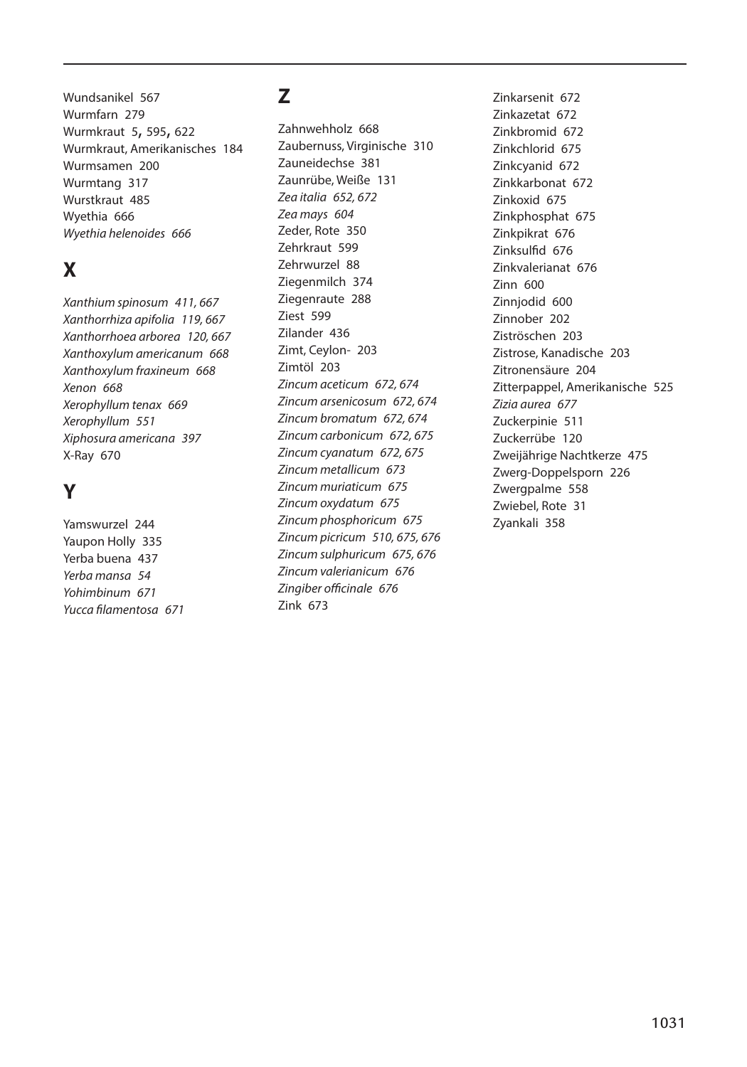Wundsanikel 567
Wurmfarn 279
Wurmkraut 5, 595, 622
Wurmkraut, Amerikanisches 184
Wurmsamen 200
Wurmtang 317
Wurstkraut 485
Wyethia 666
*Wyethia helenoides 666*

## X

*Xanthium spinosum 411, 667*
*Xanthorrhiza apifolia 119, 667*
*Xanthorrhoea arborea 120, 667*
*Xanthoxylum americanum 668*
*Xanthoxylum fraxineum 668*
*Xenon 668*
*Xerophyllum tenax 669*
*Xerophyllum 551*
*Xiphosura americana 397*
X-Ray 670

## Y

Yamswurzel 244
Yaupon Holly 335
Yerba buena 437
*Yerba mansa 54*
*Yohimbinum 671*
*Yucca filamentosa 671*

## Z

Zahnwehholz 668
Zaubernuss, Virginische 310
Zauneidechse 381
Zaunrübe, Weiße 131
*Zea italia 652, 672*
*Zea mays 604*
Zeder, Rote 350
Zehrkraut 599
Zehrwurzel 88
Ziegenmilch 374
Ziegenraute 288
Ziest 599
Zilander 436
Zimt, Ceylon- 203
Zimtöl 203
*Zincum aceticum 672, 674*
*Zincum arsenicosum 672, 674*
*Zincum bromatum 672, 674*
*Zincum carbonicum 672, 675*
*Zincum cyanatum 672, 675*
*Zincum metallicum 673*
*Zincum muriaticum 675*
*Zincum oxydatum 675*
*Zincum phosphoricum 675*
*Zincum picricum 510, 675, 676*
*Zincum sulphuricum 675, 676*
*Zincum valerianicum 676*
*Zingiber officinale 676*
Zink 673
Zinkarsenit 672
Zinkazetat 672
Zinkbromid 672
Zinkchlorid 675
Zinkcyanid 672
Zinkkarbonat 672
Zinkoxid 675
Zinkphosphat 675
Zinkpikrat 676
Zinksulfid 676
Zinkvalerianat 676
Zinn 600
Zinnjodid 600
Zinnober 202
Ziströschen 203
Zistrose, Kanadische 203
Zitronensäure 204
Zitterpappel, Amerikanische 525
*Zizia aurea 677*
Zuckerpinie 511
Zuckerrübe 120
Zweijährige Nachtkerze 475
Zwerg-Doppelsporn 226
Zwergpalme 558
Zwiebel, Rote 31
Zyankali 358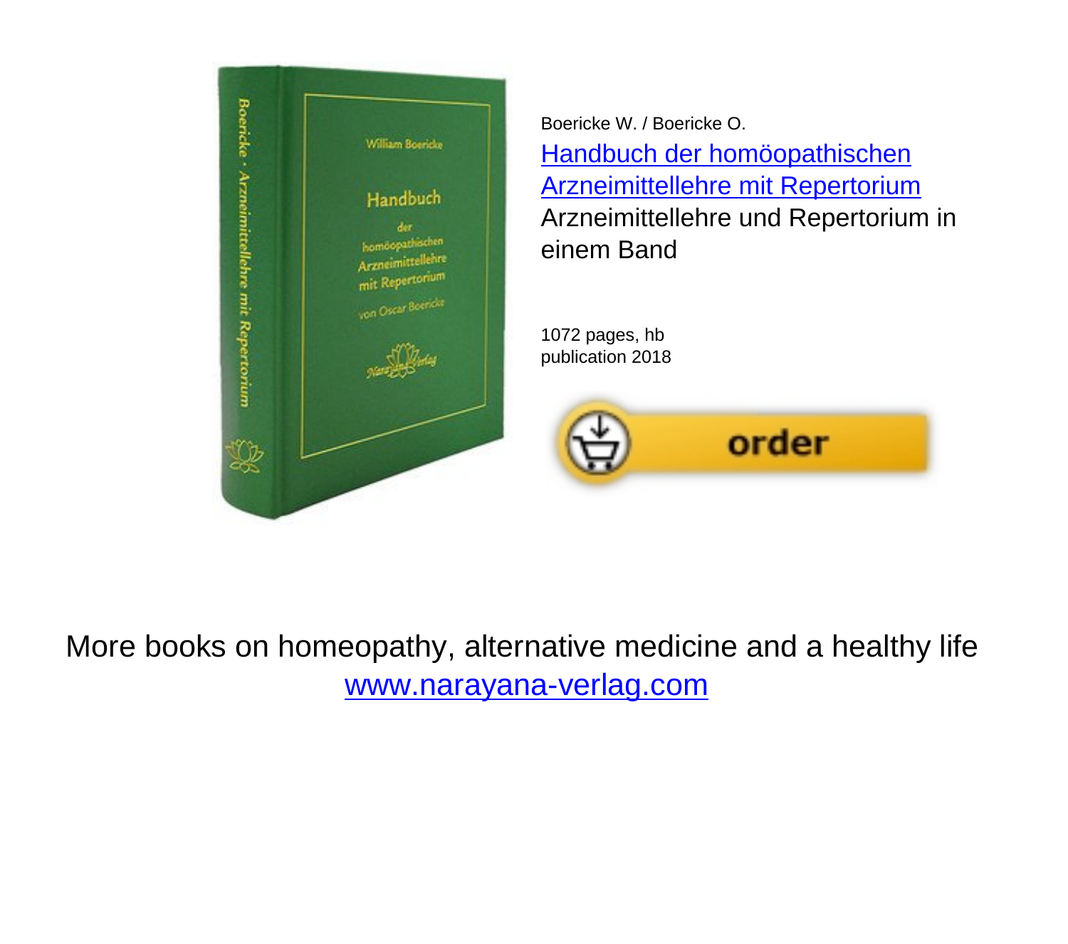Boericke W. / Boericke O.

[Handbuch der homöopathischen Arzneimittellehre mit Repertorium](#)

Arzneimittellehre und Repertorium in einem Band

1072 pages, hb
publication 2018

order

More books on homeopathy, alternative medicine and a healthy life
[www.narayana-verlag.com](http://www.narayana-verlag.com)